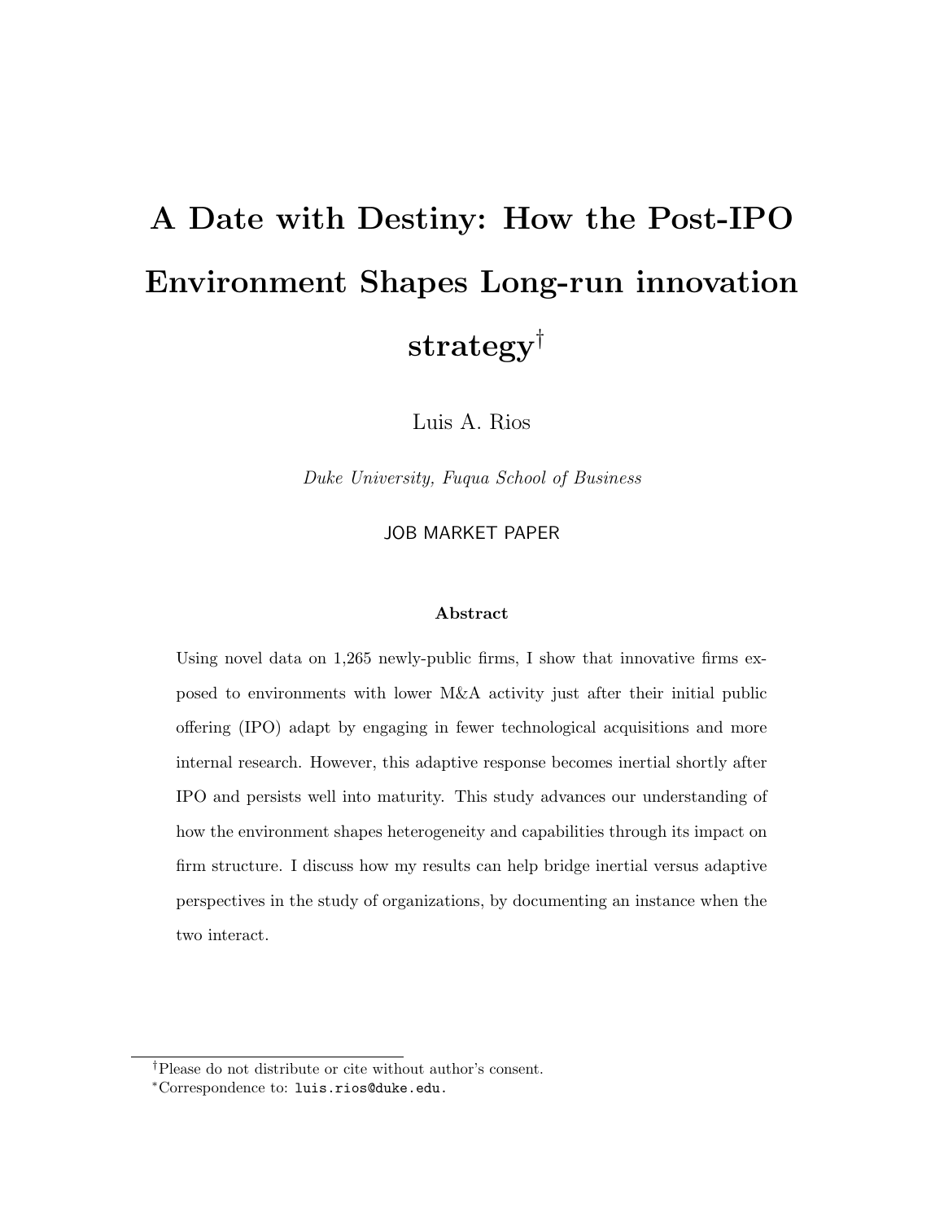# A Date with Destiny: How the Post-IPO Environment Shapes Long-run innovation strategy[†]

Luis A. Rios

*Duke University, Fuqua School of Business*

JOB MARKET PAPER

**Abstract**

Using novel data on 1,265 newly-public firms, I show that innovative firms exposed to environments with lower M&A activity just after their initial public offering (IPO) adapt by engaging in fewer technological acquisitions and more internal research. However, this adaptive response becomes inertial shortly after IPO and persists well into maturity. This study advances our understanding of how the environment shapes heterogeneity and capabilities through its impact on firm structure. I discuss how my results can help bridge inertial versus adaptive perspectives in the study of organizations, by documenting an instance when the two interact.

---

[†]Please do not distribute or cite without author's consent.

[*]Correspondence to: luis.rios@duke.edu.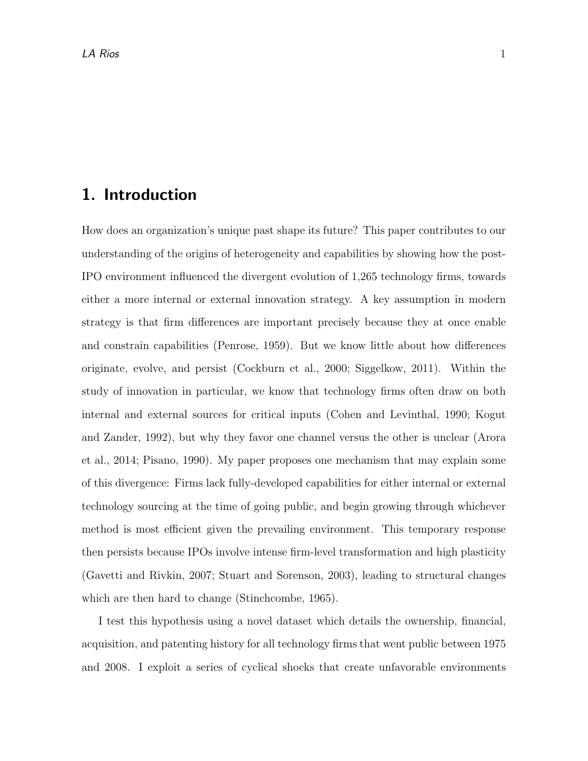# 1. Introduction

How does an organization's unique past shape its future? This paper contributes to our understanding of the origins of heterogeneity and capabilities by showing how the post-IPO environment influenced the divergent evolution of 1,265 technology firms, towards either a more internal or external innovation strategy. A key assumption in modern strategy is that firm differences are important precisely because they at once enable and constrain capabilities (Penrose, 1959). But we know little about how differences originate, evolve, and persist (Cockburn et al., 2000; Siggelkow, 2011). Within the study of innovation in particular, we know that technology firms often draw on both internal and external sources for critical inputs (Cohen and Levinthal, 1990; Kogut and Zander, 1992), but why they favor one channel versus the other is unclear (Arora et al., 2014; Pisano, 1990). My paper proposes one mechanism that may explain some of this divergence: Firms lack fully-developed capabilities for either internal or external technology sourcing at the time of going public, and begin growing through whichever method is most efficient given the prevailing environment. This temporary response then persists because IPOs involve intense firm-level transformation and high plasticity (Gavetti and Rivkin, 2007; Stuart and Sorenson, 2003), leading to structural changes which are then hard to change (Stinchcombe, 1965).

I test this hypothesis using a novel dataset which details the ownership, financial, acquisition, and patenting history for all technology firms that went public between 1975 and 2008. I exploit a series of cyclical shocks that create unfavorable environments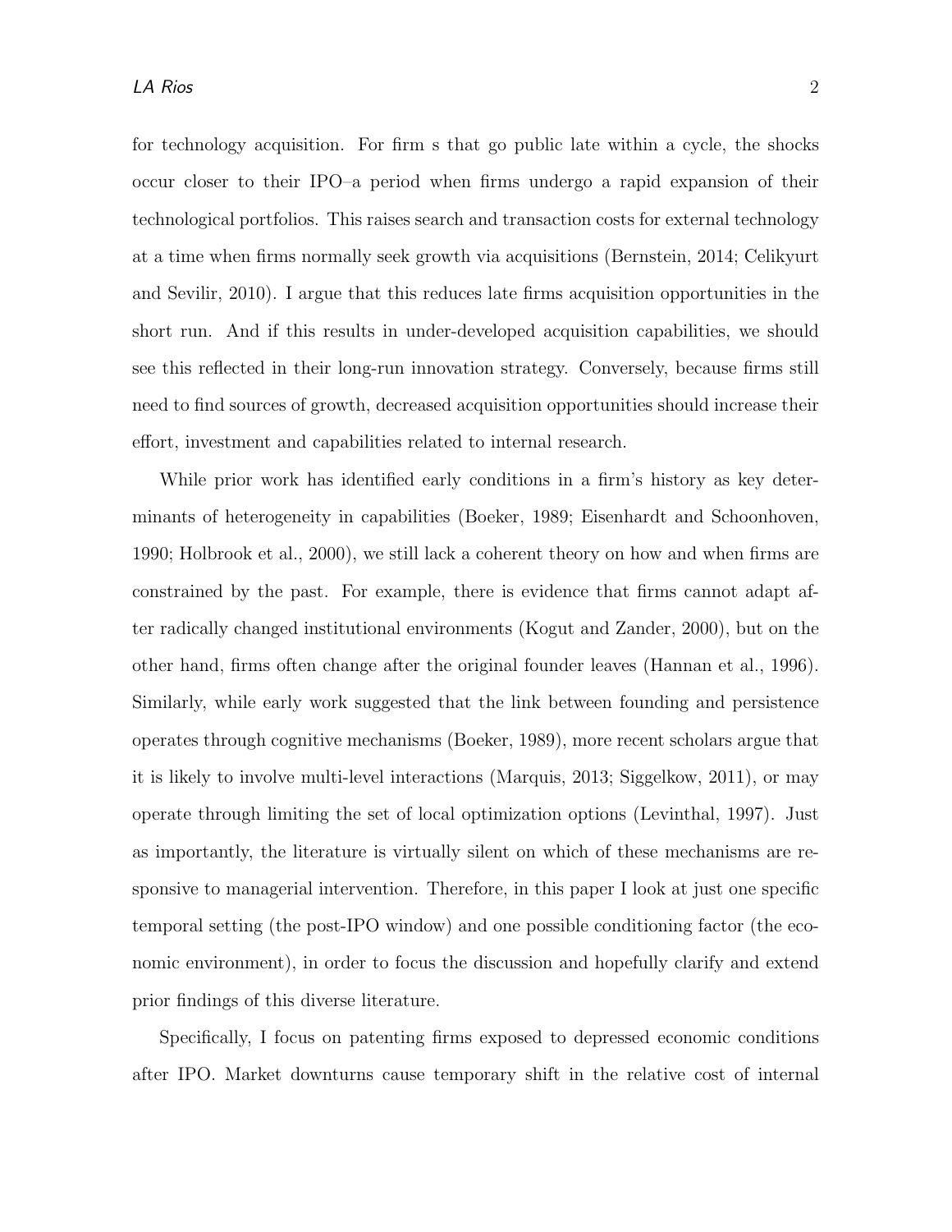for technology acquisition. For firm s that go public late within a cycle, the shocks occur closer to their IPO–a period when firms undergo a rapid expansion of their technological portfolios. This raises search and transaction costs for external technology at a time when firms normally seek growth via acquisitions (Bernstein, 2014; Celikyurt and Sevilir, 2010). I argue that this reduces late firms acquisition opportunities in the short run. And if this results in under-developed acquisition capabilities, we should see this reflected in their long-run innovation strategy. Conversely, because firms still need to find sources of growth, decreased acquisition opportunities should increase their effort, investment and capabilities related to internal research.

While prior work has identified early conditions in a firm's history as key determinants of heterogeneity in capabilities (Boeker, 1989; Eisenhardt and Schoonhoven, 1990; Holbrook et al., 2000), we still lack a coherent theory on how and when firms are constrained by the past. For example, there is evidence that firms cannot adapt after radically changed institutional environments (Kogut and Zander, 2000), but on the other hand, firms often change after the original founder leaves (Hannan et al., 1996). Similarly, while early work suggested that the link between founding and persistence operates through cognitive mechanisms (Boeker, 1989), more recent scholars argue that it is likely to involve multi-level interactions (Marquis, 2013; Siggelkow, 2011), or may operate through limiting the set of local optimization options (Levinthal, 1997). Just as importantly, the literature is virtually silent on which of these mechanisms are responsive to managerial intervention. Therefore, in this paper I look at just one specific temporal setting (the post-IPO window) and one possible conditioning factor (the economic environment), in order to focus the discussion and hopefully clarify and extend prior findings of this diverse literature.

Specifically, I focus on patenting firms exposed to depressed economic conditions after IPO. Market downturns cause temporary shift in the relative cost of internal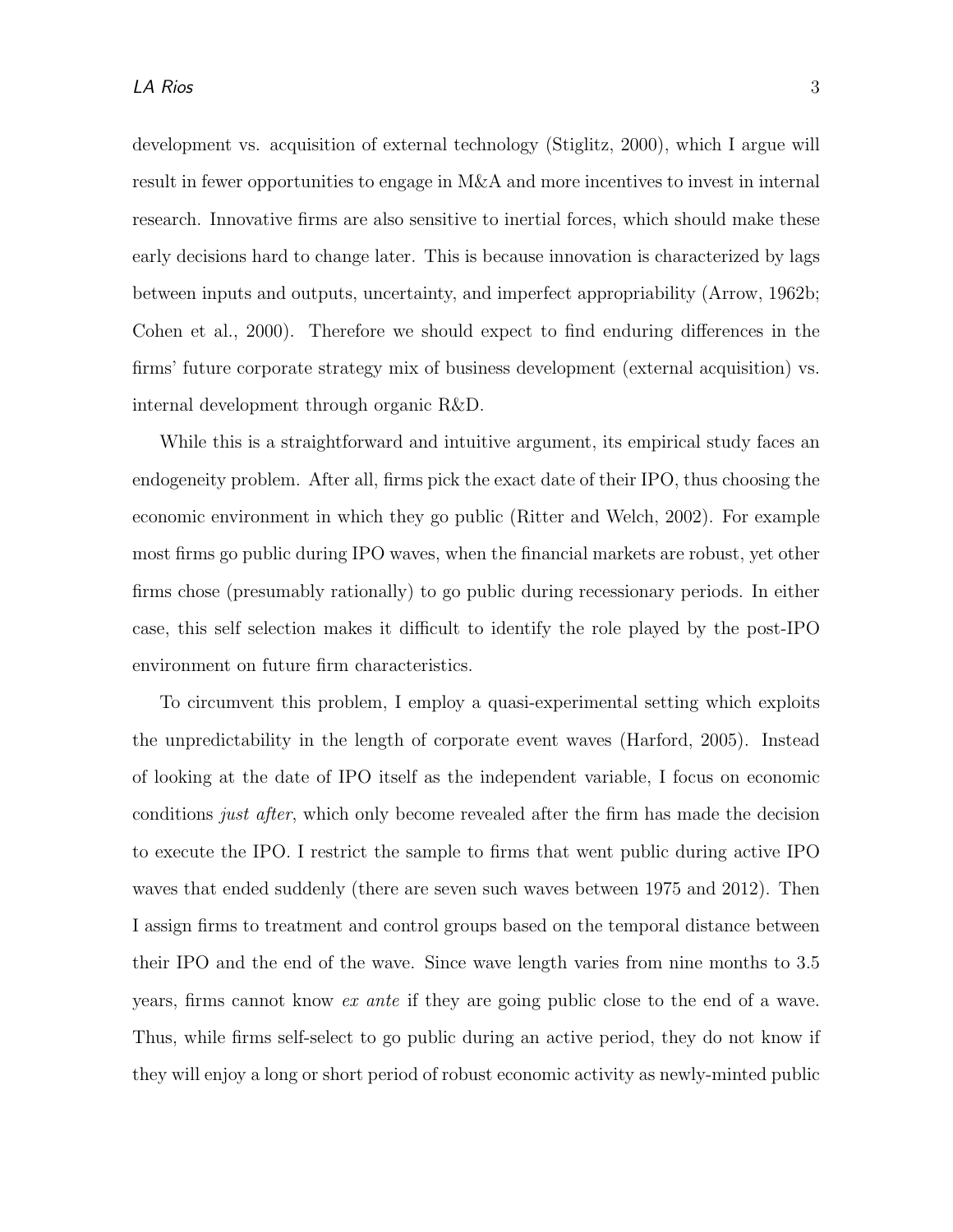development vs. acquisition of external technology (Stiglitz, 2000), which I argue will result in fewer opportunities to engage in M&A and more incentives to invest in internal research. Innovative firms are also sensitive to inertial forces, which should make these early decisions hard to change later. This is because innovation is characterized by lags between inputs and outputs, uncertainty, and imperfect appropriability (Arrow, 1962b; Cohen et al., 2000). Therefore we should expect to find enduring differences in the firms' future corporate strategy mix of business development (external acquisition) vs. internal development through organic R&D.

While this is a straightforward and intuitive argument, its empirical study faces an endogeneity problem. After all, firms pick the exact date of their IPO, thus choosing the economic environment in which they go public (Ritter and Welch, 2002). For example most firms go public during IPO waves, when the financial markets are robust, yet other firms chose (presumably rationally) to go public during recessionary periods. In either case, this self selection makes it difficult to identify the role played by the post-IPO environment on future firm characteristics.

To circumvent this problem, I employ a quasi-experimental setting which exploits the unpredictability in the length of corporate event waves (Harford, 2005). Instead of looking at the date of IPO itself as the independent variable, I focus on economic conditions *just after*, which only become revealed after the firm has made the decision to execute the IPO. I restrict the sample to firms that went public during active IPO waves that ended suddenly (there are seven such waves between 1975 and 2012). Then I assign firms to treatment and control groups based on the temporal distance between their IPO and the end of the wave. Since wave length varies from nine months to 3.5 years, firms cannot know *ex ante* if they are going public close to the end of a wave. Thus, while firms self-select to go public during an active period, they do not know if they will enjoy a long or short period of robust economic activity as newly-minted public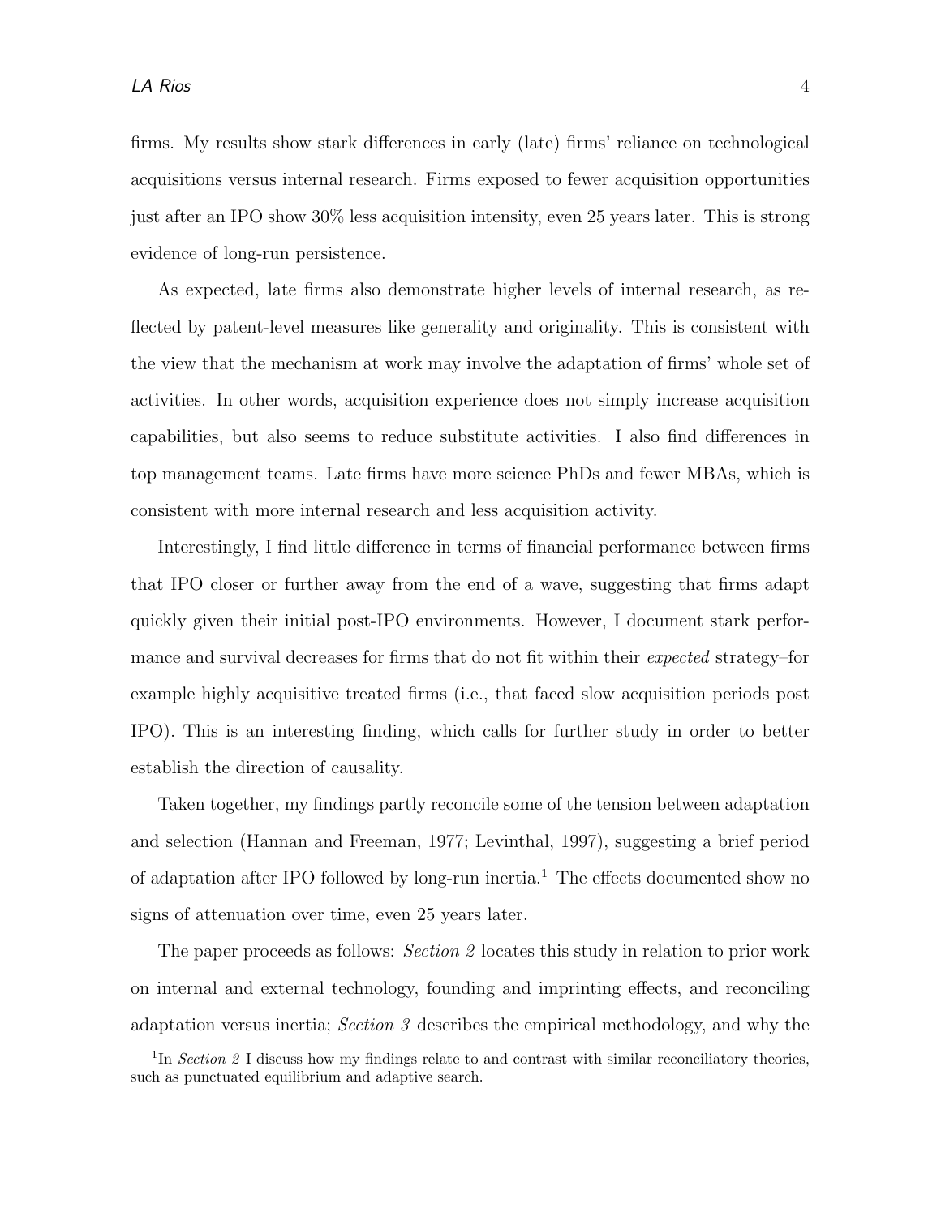firms. My results show stark differences in early (late) firms' reliance on technological acquisitions versus internal research. Firms exposed to fewer acquisition opportunities just after an IPO show 30% less acquisition intensity, even 25 years later. This is strong evidence of long-run persistence.

As expected, late firms also demonstrate higher levels of internal research, as reflected by patent-level measures like generality and originality. This is consistent with the view that the mechanism at work may involve the adaptation of firms' whole set of activities. In other words, acquisition experience does not simply increase acquisition capabilities, but also seems to reduce substitute activities. I also find differences in top management teams. Late firms have more science PhDs and fewer MBAs, which is consistent with more internal research and less acquisition activity.

Interestingly, I find little difference in terms of financial performance between firms that IPO closer or further away from the end of a wave, suggesting that firms adapt quickly given their initial post-IPO environments. However, I document stark performance and survival decreases for firms that do not fit within their *expected* strategy–for example highly acquisitive treated firms (i.e., that faced slow acquisition periods post IPO). This is an interesting finding, which calls for further study in order to better establish the direction of causality.

Taken together, my findings partly reconcile some of the tension between adaptation and selection (Hannan and Freeman, 1977; Levinthal, 1997), suggesting a brief period of adaptation after IPO followed by long-run inertia.[1] The effects documented show no signs of attenuation over time, even 25 years later.

The paper proceeds as follows: *Section 2* locates this study in relation to prior work on internal and external technology, founding and imprinting effects, and reconciling adaptation versus inertia; *Section 3* describes the empirical methodology, and why the

[1] In *Section 2* I discuss how my findings relate to and contrast with similar reconciliatory theories, such as punctuated equilibrium and adaptive search.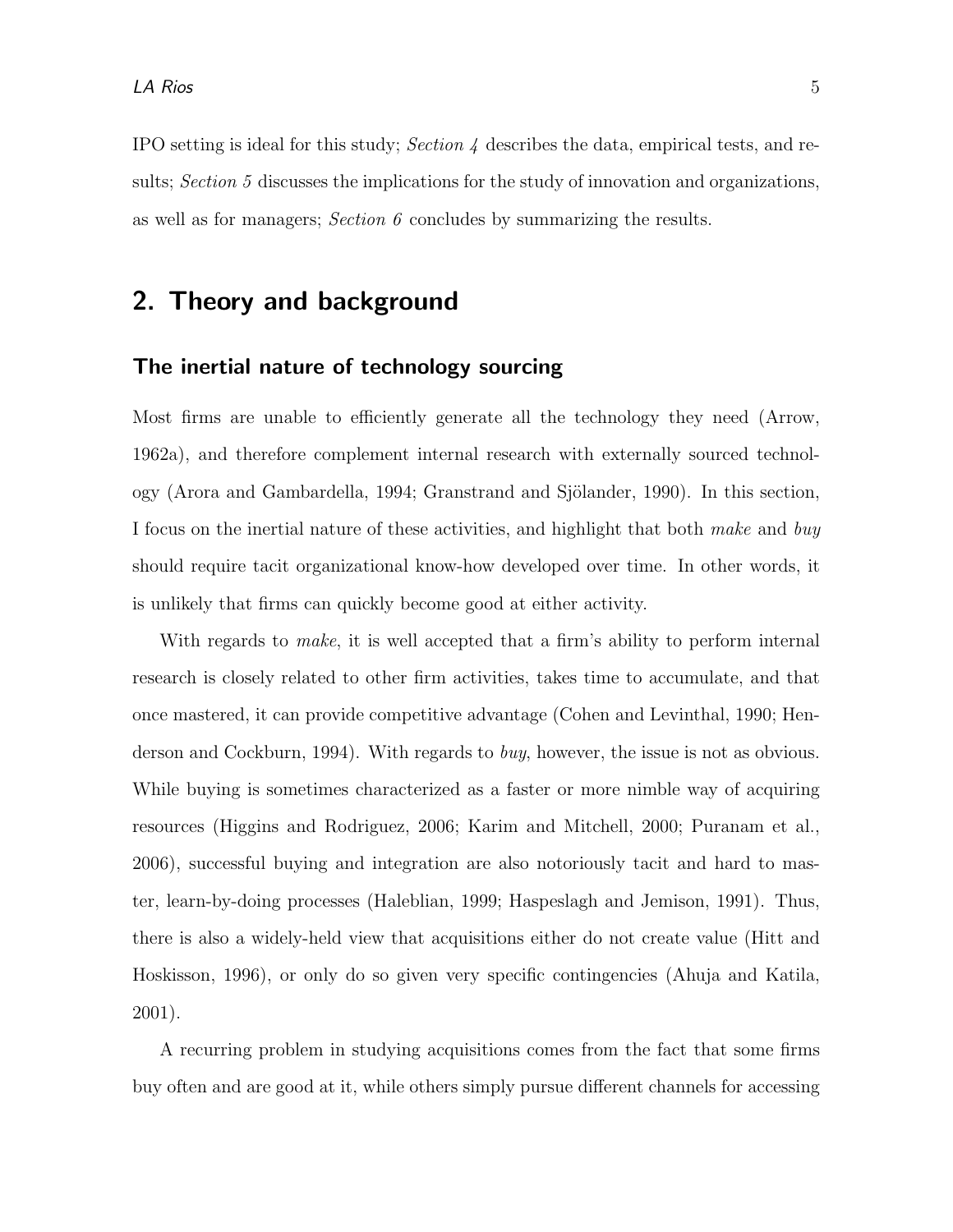IPO setting is ideal for this study; *Section 4* describes the data, empirical tests, and results; *Section 5* discusses the implications for the study of innovation and organizations, as well as for managers; *Section 6* concludes by summarizing the results.

## 2. Theory and background

### The inertial nature of technology sourcing

Most firms are unable to efficiently generate all the technology they need (Arrow, 1962a), and therefore complement internal research with externally sourced technology (Arora and Gambardella, 1994; Granstrand and Sjölander, 1990). In this section, I focus on the inertial nature of these activities, and highlight that both *make* and *buy* should require tacit organizational know-how developed over time. In other words, it is unlikely that firms can quickly become good at either activity.

With regards to *make*, it is well accepted that a firm's ability to perform internal research is closely related to other firm activities, takes time to accumulate, and that once mastered, it can provide competitive advantage (Cohen and Levinthal, 1990; Henderson and Cockburn, 1994). With regards to *buy*, however, the issue is not as obvious. While buying is sometimes characterized as a faster or more nimble way of acquiring resources (Higgins and Rodriguez, 2006; Karim and Mitchell, 2000; Puranam et al., 2006), successful buying and integration are also notoriously tacit and hard to master, learn-by-doing processes (Haleblian, 1999; Haspeslagh and Jemison, 1991). Thus, there is also a widely-held view that acquisitions either do not create value (Hitt and Hoskisson, 1996), or only do so given very specific contingencies (Ahuja and Katila, 2001).

A recurring problem in studying acquisitions comes from the fact that some firms buy often and are good at it, while others simply pursue different channels for accessing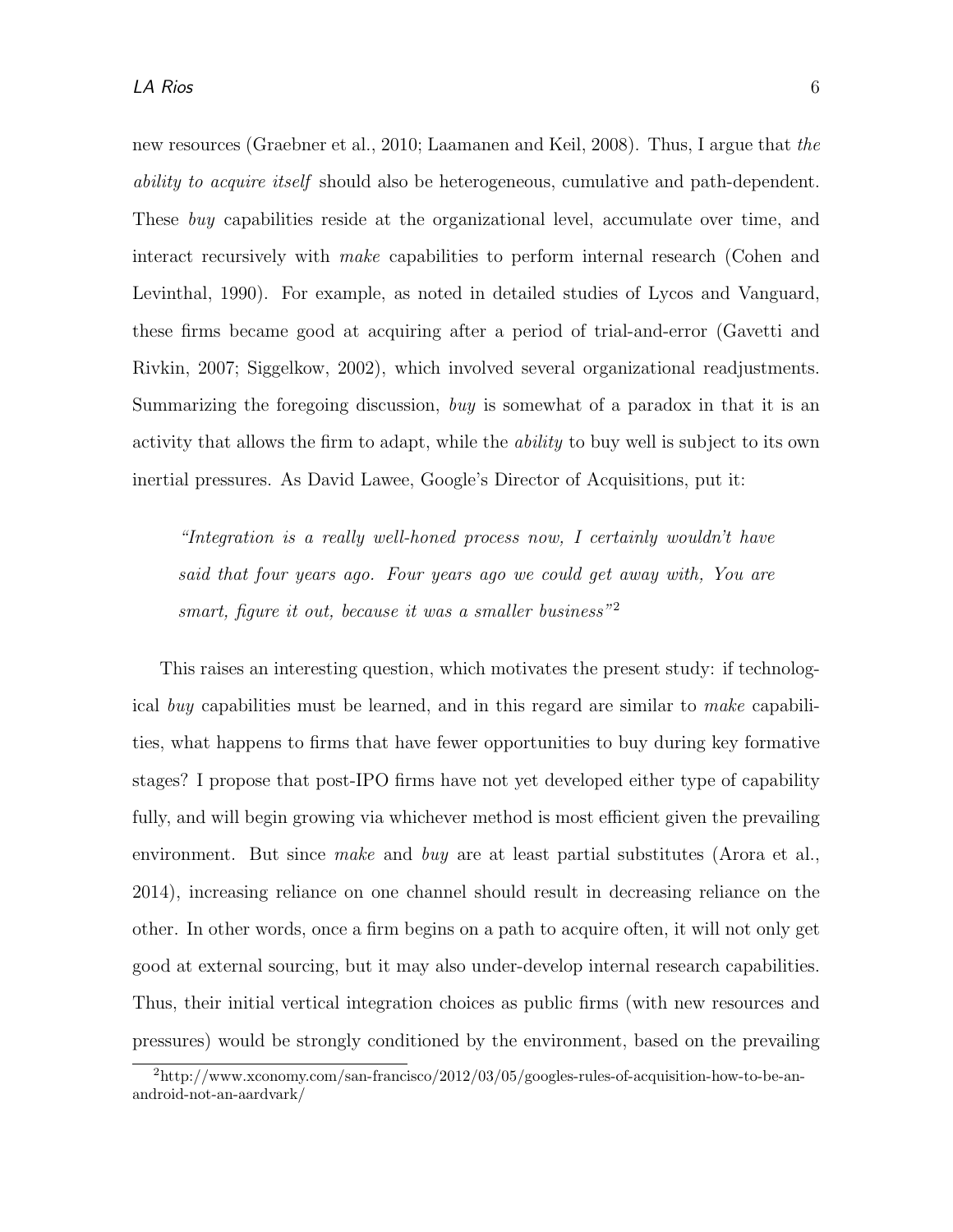new resources (Graebner et al., 2010; Laamanen and Keil, 2008). Thus, I argue that *the ability to acquire itself* should also be heterogeneous, cumulative and path-dependent. These *buy* capabilities reside at the organizational level, accumulate over time, and interact recursively with *make* capabilities to perform internal research (Cohen and Levinthal, 1990). For example, as noted in detailed studies of Lycos and Vanguard, these firms became good at acquiring after a period of trial-and-error (Gavetti and Rivkin, 2007; Siggelkow, 2002), which involved several organizational readjustments. Summarizing the foregoing discussion, *buy* is somewhat of a paradox in that it is an activity that allows the firm to adapt, while the *ability* to buy well is subject to its own inertial pressures. As David Lawee, Google's Director of Acquisitions, put it:

> *"Integration is a really well-honed process now, I certainly wouldn't have said that four years ago. Four years ago we could get away with, You are smart, figure it out, because it was a smaller business"*[2]

This raises an interesting question, which motivates the present study: if technological *buy* capabilities must be learned, and in this regard are similar to *make* capabilities, what happens to firms that have fewer opportunities to buy during key formative stages? I propose that post-IPO firms have not yet developed either type of capability fully, and will begin growing via whichever method is most efficient given the prevailing environment. But since *make* and *buy* are at least partial substitutes (Arora et al., 2014), increasing reliance on one channel should result in decreasing reliance on the other. In other words, once a firm begins on a path to acquire often, it will not only get good at external sourcing, but it may also under-develop internal research capabilities. Thus, their initial vertical integration choices as public firms (with new resources and pressures) would be strongly conditioned by the environment, based on the prevailing

[2] http://www.xconomy.com/san-francisco/2012/03/05/googles-rules-of-acquisition-how-to-be-an-android-not-an-aardvark/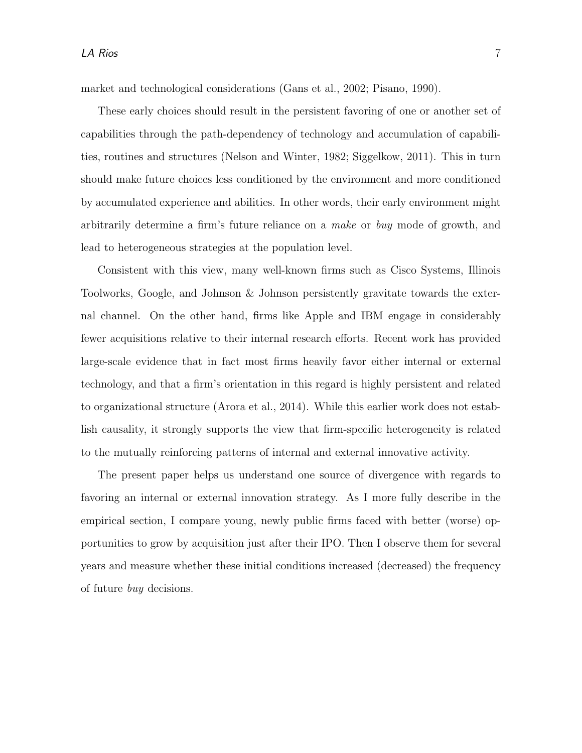market and technological considerations (Gans et al., 2002; Pisano, 1990).

These early choices should result in the persistent favoring of one or another set of capabilities through the path-dependency of technology and accumulation of capabilities, routines and structures (Nelson and Winter, 1982; Siggelkow, 2011). This in turn should make future choices less conditioned by the environment and more conditioned by accumulated experience and abilities. In other words, their early environment might arbitrarily determine a firm's future reliance on a *make* or *buy* mode of growth, and lead to heterogeneous strategies at the population level.

Consistent with this view, many well-known firms such as Cisco Systems, Illinois Toolworks, Google, and Johnson & Johnson persistently gravitate towards the external channel. On the other hand, firms like Apple and IBM engage in considerably fewer acquisitions relative to their internal research efforts. Recent work has provided large-scale evidence that in fact most firms heavily favor either internal or external technology, and that a firm's orientation in this regard is highly persistent and related to organizational structure (Arora et al., 2014). While this earlier work does not establish causality, it strongly supports the view that firm-specific heterogeneity is related to the mutually reinforcing patterns of internal and external innovative activity.

The present paper helps us understand one source of divergence with regards to favoring an internal or external innovation strategy. As I more fully describe in the empirical section, I compare young, newly public firms faced with better (worse) opportunities to grow by acquisition just after their IPO. Then I observe them for several years and measure whether these initial conditions increased (decreased) the frequency of future *buy* decisions.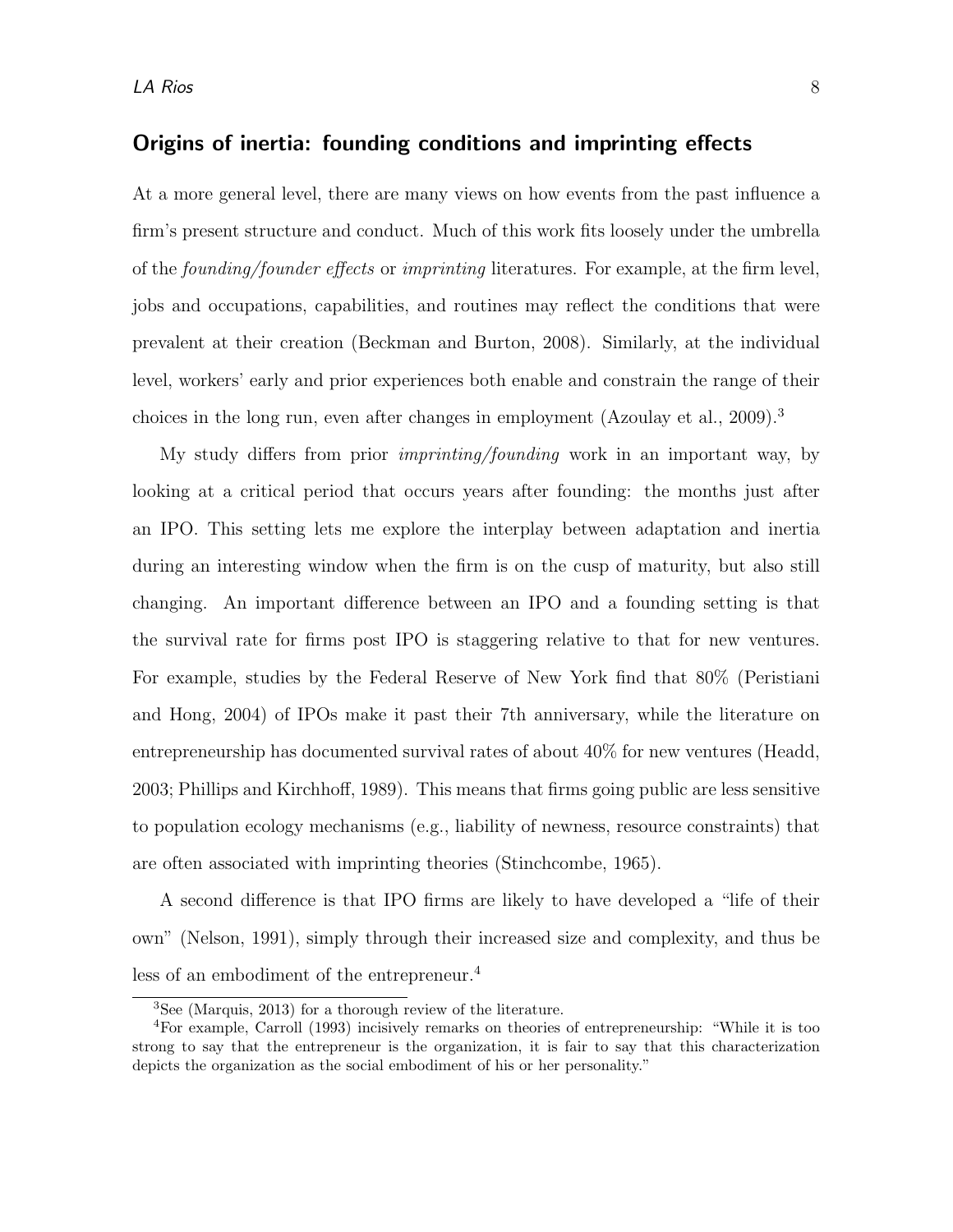## Origins of inertia: founding conditions and imprinting effects

At a more general level, there are many views on how events from the past influence a firm's present structure and conduct. Much of this work fits loosely under the umbrella of the *founding/founder effects* or *imprinting* literatures. For example, at the firm level, jobs and occupations, capabilities, and routines may reflect the conditions that were prevalent at their creation (Beckman and Burton, 2008). Similarly, at the individual level, workers' early and prior experiences both enable and constrain the range of their choices in the long run, even after changes in employment (Azoulay et al., 2009).[3]

My study differs from prior *imprinting/founding* work in an important way, by looking at a critical period that occurs years after founding: the months just after an IPO. This setting lets me explore the interplay between adaptation and inertia during an interesting window when the firm is on the cusp of maturity, but also still changing. An important difference between an IPO and a founding setting is that the survival rate for firms post IPO is staggering relative to that for new ventures. For example, studies by the Federal Reserve of New York find that 80% (Peristiani and Hong, 2004) of IPOs make it past their 7th anniversary, while the literature on entrepreneurship has documented survival rates of about 40% for new ventures (Headd, 2003; Phillips and Kirchhoff, 1989). This means that firms going public are less sensitive to population ecology mechanisms (e.g., liability of newness, resource constraints) that are often associated with imprinting theories (Stinchcombe, 1965).

A second difference is that IPO firms are likely to have developed a "life of their own" (Nelson, 1991), simply through their increased size and complexity, and thus be less of an embodiment of the entrepreneur.[4]

[3] See (Marquis, 2013) for a thorough review of the literature.

[4] For example, Carroll (1993) incisively remarks on theories of entrepreneurship: "While it is too strong to say that the entrepreneur is the organization, it is fair to say that this characterization depicts the organization as the social embodiment of his or her personality."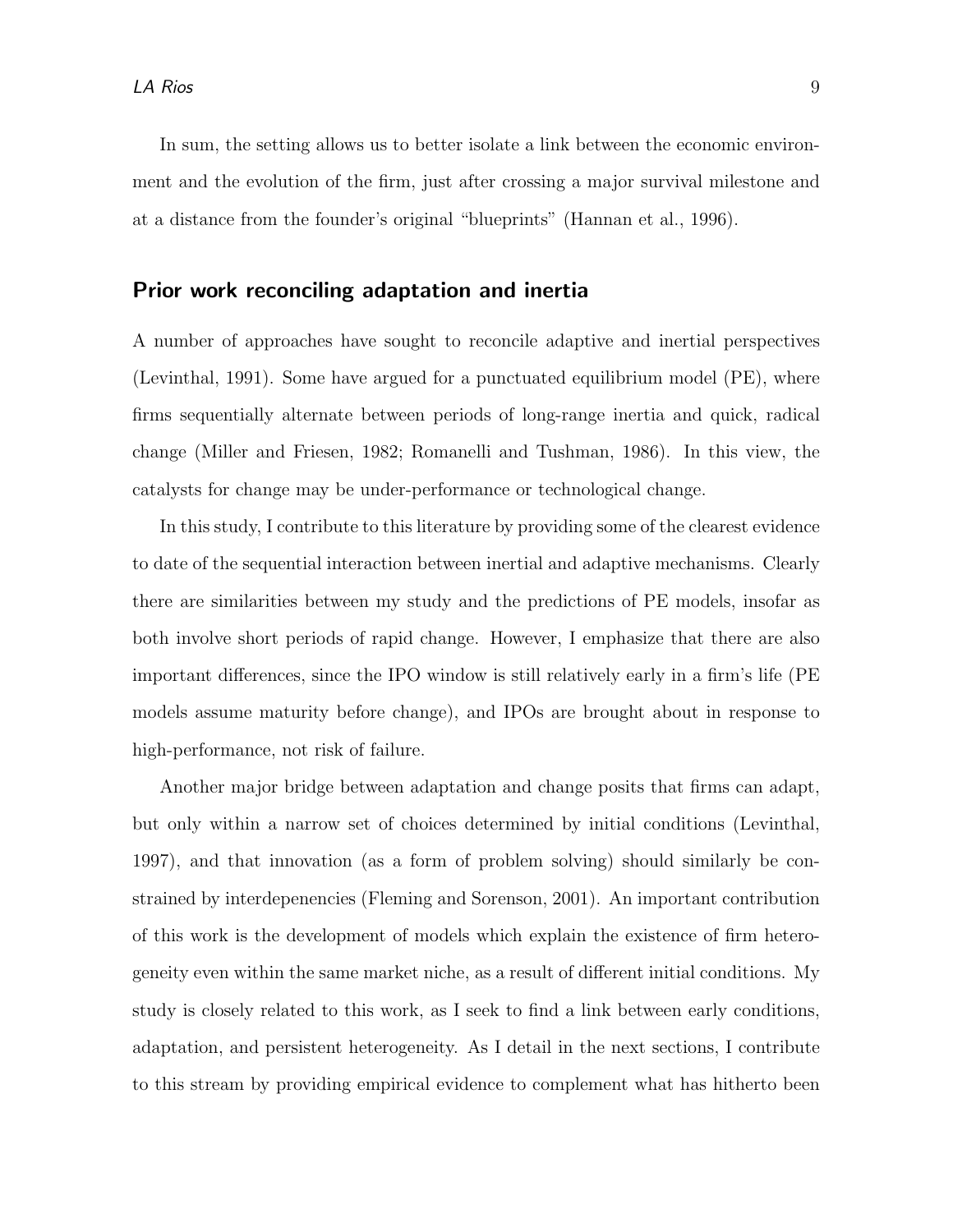In sum, the setting allows us to better isolate a link between the economic environment and the evolution of the firm, just after crossing a major survival milestone and at a distance from the founder's original "blueprints" (Hannan et al., 1996).

## Prior work reconciling adaptation and inertia

A number of approaches have sought to reconcile adaptive and inertial perspectives (Levinthal, 1991). Some have argued for a punctuated equilibrium model (PE), where firms sequentially alternate between periods of long-range inertia and quick, radical change (Miller and Friesen, 1982; Romanelli and Tushman, 1986). In this view, the catalysts for change may be under-performance or technological change.

In this study, I contribute to this literature by providing some of the clearest evidence to date of the sequential interaction between inertial and adaptive mechanisms. Clearly there are similarities between my study and the predictions of PE models, insofar as both involve short periods of rapid change. However, I emphasize that there are also important differences, since the IPO window is still relatively early in a firm's life (PE models assume maturity before change), and IPOs are brought about in response to high-performance, not risk of failure.

Another major bridge between adaptation and change posits that firms can adapt, but only within a narrow set of choices determined by initial conditions (Levinthal, 1997), and that innovation (as a form of problem solving) should similarly be constrained by interdepenencies (Fleming and Sorenson, 2001). An important contribution of this work is the development of models which explain the existence of firm heterogeneity even within the same market niche, as a result of different initial conditions. My study is closely related to this work, as I seek to find a link between early conditions, adaptation, and persistent heterogeneity. As I detail in the next sections, I contribute to this stream by providing empirical evidence to complement what has hitherto been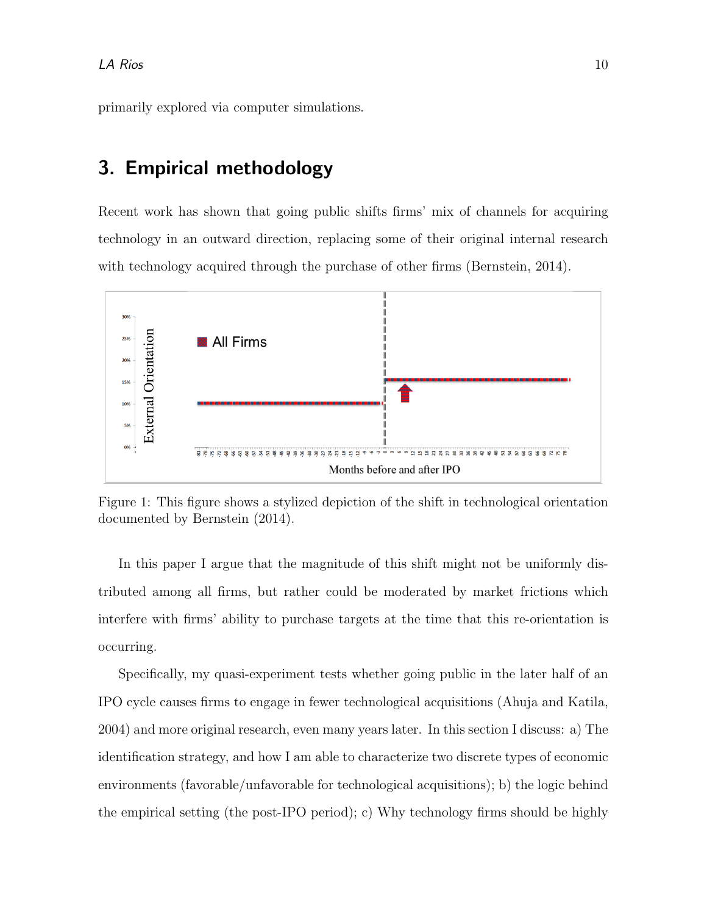primarily explored via computer simulations.

## 3. Empirical methodology

Recent work has shown that going public shifts firms' mix of channels for acquiring technology in an outward direction, replacing some of their original internal research with technology acquired through the purchase of other firms (Bernstein, 2014).

Figure 1: This figure shows a stylized depiction of the shift in technological orientation documented by Bernstein (2014).

In this paper I argue that the magnitude of this shift might not be uniformly distributed among all firms, but rather could be moderated by market frictions which interfere with firms' ability to purchase targets at the time that this re-orientation is occurring.

Specifically, my quasi-experiment tests whether going public in the later half of an IPO cycle causes firms to engage in fewer technological acquisitions (Ahuja and Katila, 2004) and more original research, even many years later. In this section I discuss: a) The identification strategy, and how I am able to characterize two discrete types of economic environments (favorable/unfavorable for technological acquisitions); b) the logic behind the empirical setting (the post-IPO period); c) Why technology firms should be highly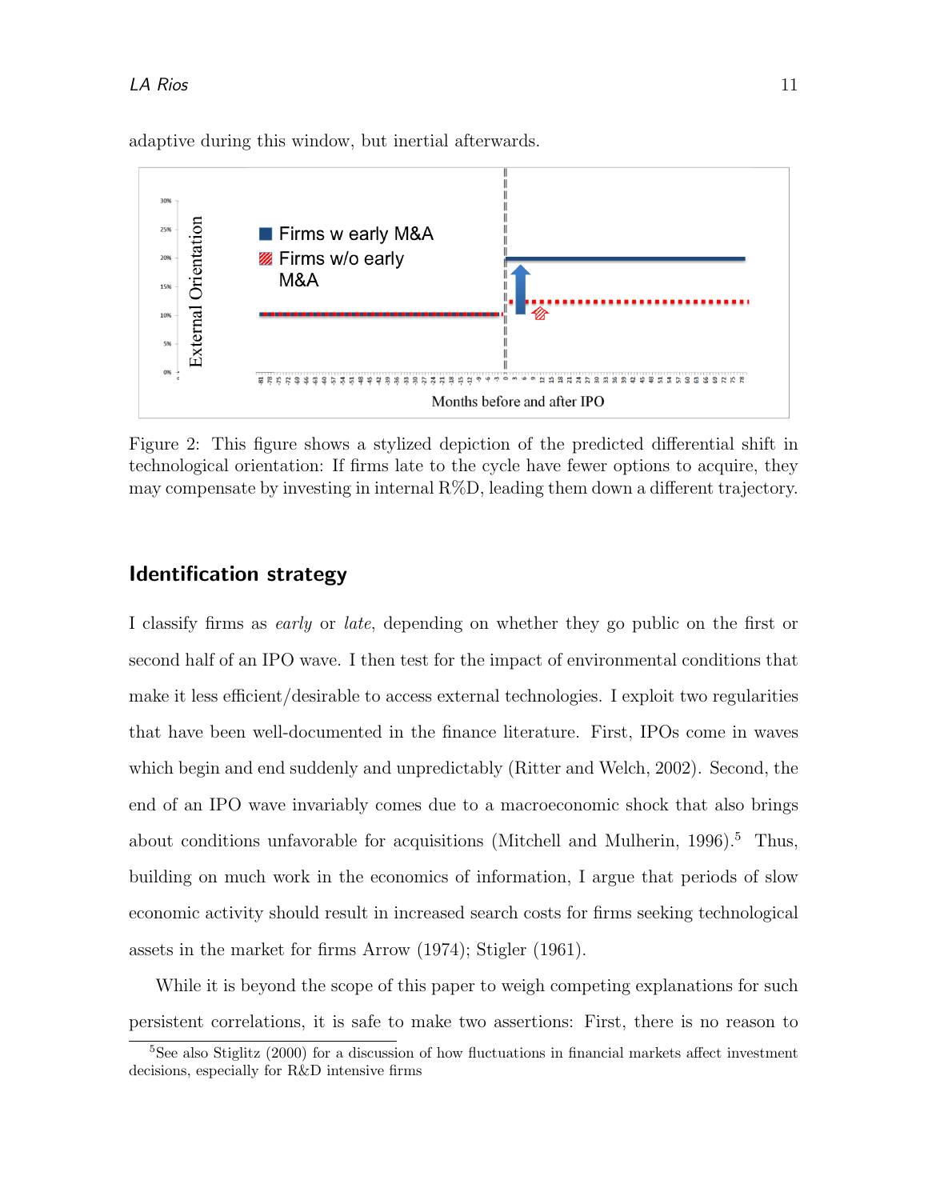adaptive during this window, but inertial afterwards.

Figure 2: This figure shows a stylized depiction of the predicted differential shift in technological orientation: If firms late to the cycle have fewer options to acquire, they may compensate by investing in internal R%D, leading them down a different trajectory.

## Identification strategy

I classify firms as *early* or *late*, depending on whether they go public on the first or second half of an IPO wave. I then test for the impact of environmental conditions that make it less efficient/desirable to access external technologies. I exploit two regularities that have been well-documented in the finance literature. First, IPOs come in waves which begin and end suddenly and unpredictably (Ritter and Welch, 2002). Second, the end of an IPO wave invariably comes due to a macroeconomic shock that also brings about conditions unfavorable for acquisitions (Mitchell and Mulherin, 1996).[5] Thus, building on much work in the economics of information, I argue that periods of slow economic activity should result in increased search costs for firms seeking technological assets in the market for firms Arrow (1974); Stigler (1961).

While it is beyond the scope of this paper to weigh competing explanations for such persistent correlations, it is safe to make two assertions: First, there is no reason to

[5] See also Stiglitz (2000) for a discussion of how fluctuations in financial markets affect investment decisions, especially for R&D intensive firms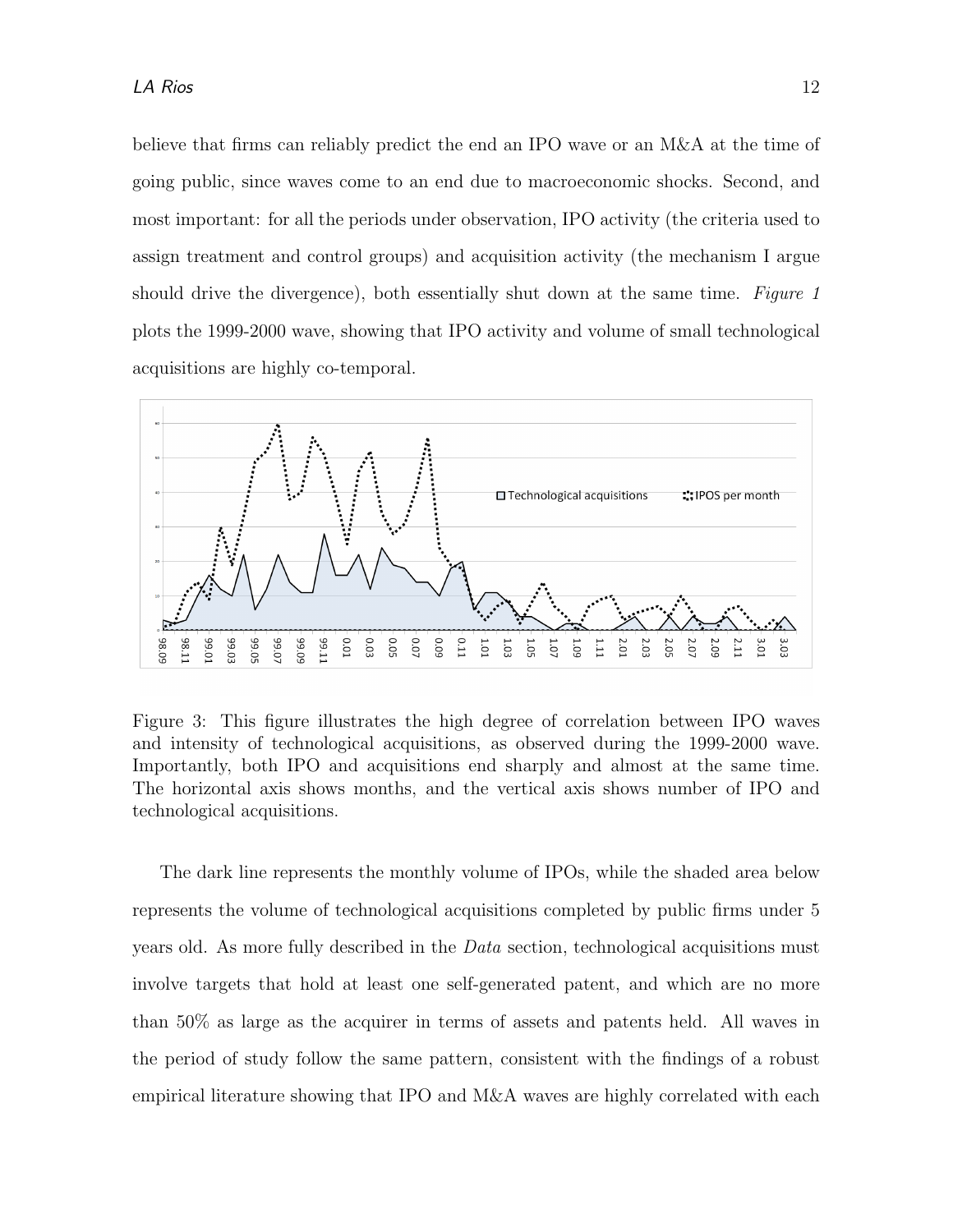believe that firms can reliably predict the end an IPO wave or an M&A at the time of going public, since waves come to an end due to macroeconomic shocks. Second, and most important: for all the periods under observation, IPO activity (the criteria used to assign treatment and control groups) and acquisition activity (the mechanism I argue should drive the divergence), both essentially shut down at the same time. *Figure 1* plots the 1999-2000 wave, showing that IPO activity and volume of small technological acquisitions are highly co-temporal.

Figure 3: This figure illustrates the high degree of correlation between IPO waves and intensity of technological acquisitions, as observed during the 1999-2000 wave. Importantly, both IPO and acquisitions end sharply and almost at the same time. The horizontal axis shows months, and the vertical axis shows number of IPO and technological acquisitions.

The dark line represents the monthly volume of IPOs, while the shaded area below represents the volume of technological acquisitions completed by public firms under 5 years old. As more fully described in the *Data* section, technological acquisitions must involve targets that hold at least one self-generated patent, and which are no more than 50% as large as the acquirer in terms of assets and patents held. All waves in the period of study follow the same pattern, consistent with the findings of a robust empirical literature showing that IPO and M&A waves are highly correlated with each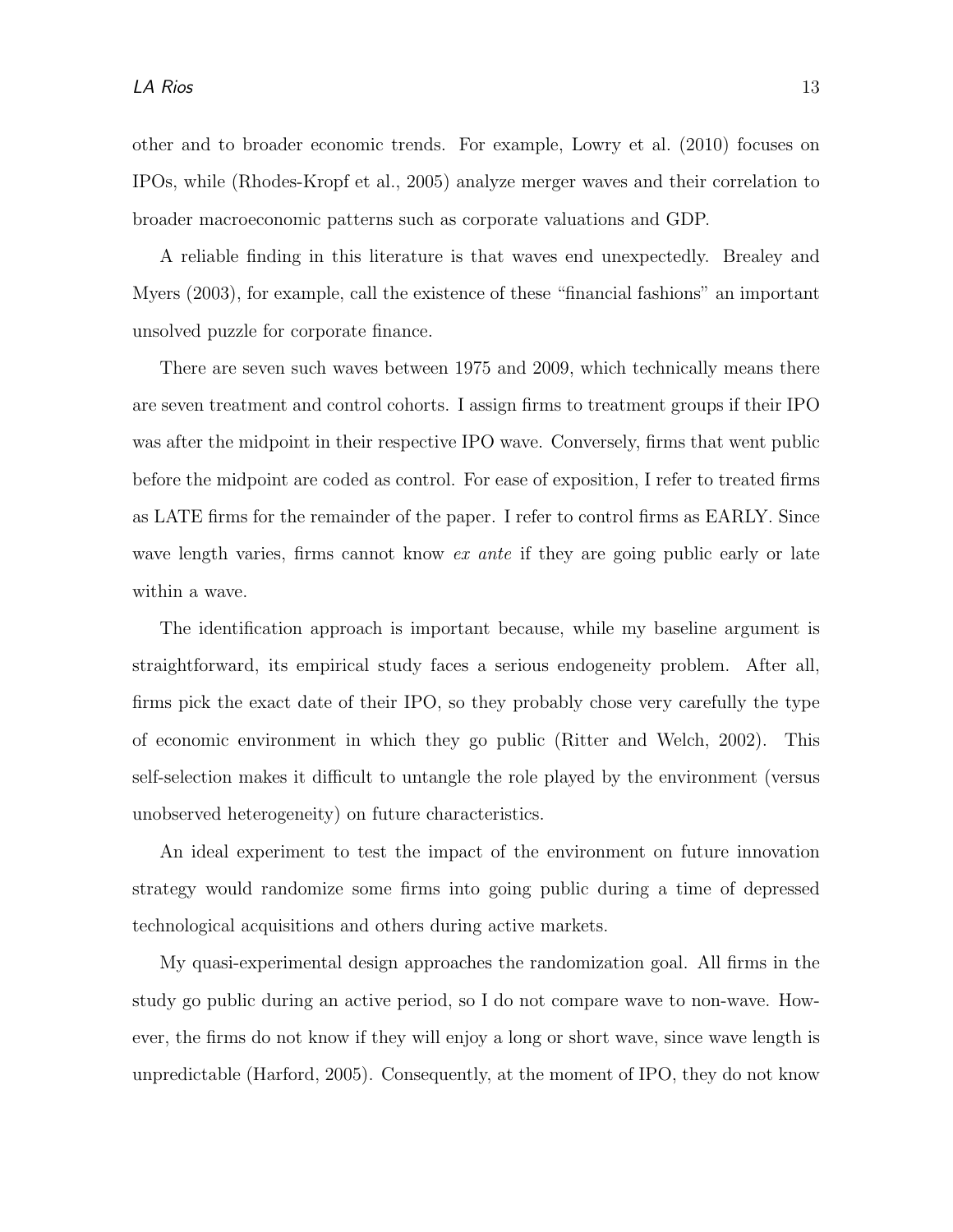other and to broader economic trends. For example, Lowry et al. (2010) focuses on IPOs, while (Rhodes-Kropf et al., 2005) analyze merger waves and their correlation to broader macroeconomic patterns such as corporate valuations and GDP.

A reliable finding in this literature is that waves end unexpectedly. Brealey and Myers (2003), for example, call the existence of these "financial fashions" an important unsolved puzzle for corporate finance.

There are seven such waves between 1975 and 2009, which technically means there are seven treatment and control cohorts. I assign firms to treatment groups if their IPO was after the midpoint in their respective IPO wave. Conversely, firms that went public before the midpoint are coded as control. For ease of exposition, I refer to treated firms as LATE firms for the remainder of the paper. I refer to control firms as EARLY. Since wave length varies, firms cannot know *ex ante* if they are going public early or late within a wave.

The identification approach is important because, while my baseline argument is straightforward, its empirical study faces a serious endogeneity problem. After all, firms pick the exact date of their IPO, so they probably chose very carefully the type of economic environment in which they go public (Ritter and Welch, 2002). This self-selection makes it difficult to untangle the role played by the environment (versus unobserved heterogeneity) on future characteristics.

An ideal experiment to test the impact of the environment on future innovation strategy would randomize some firms into going public during a time of depressed technological acquisitions and others during active markets.

My quasi-experimental design approaches the randomization goal. All firms in the study go public during an active period, so I do not compare wave to non-wave. However, the firms do not know if they will enjoy a long or short wave, since wave length is unpredictable (Harford, 2005). Consequently, at the moment of IPO, they do not know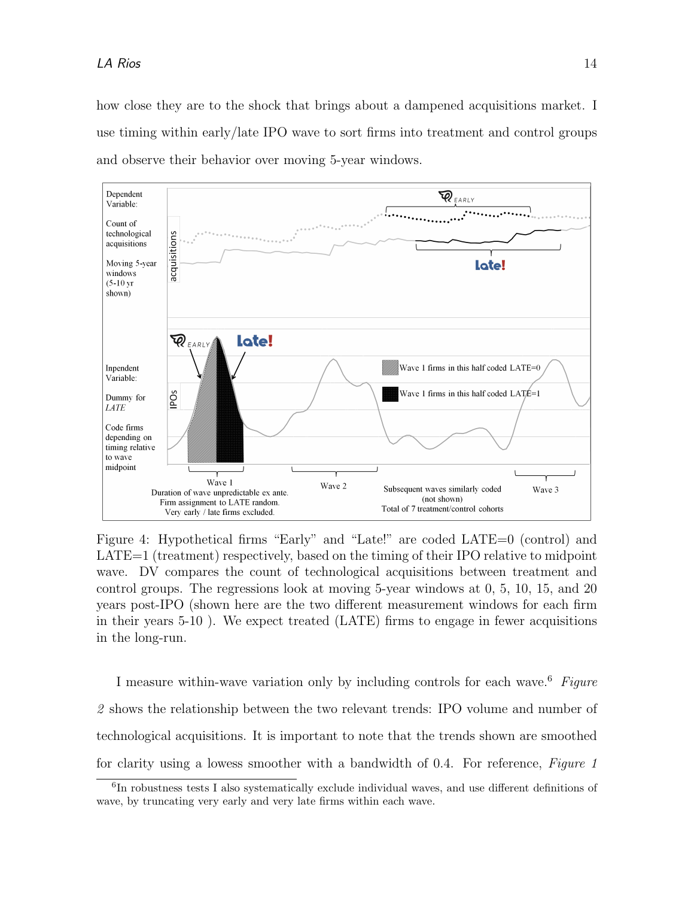how close they are to the shock that brings about a dampened acquisitions market. I use timing within early/late IPO wave to sort firms into treatment and control groups and observe their behavior over moving 5-year windows.

Figure 4: Hypothetical firms "Early" and "Late!" are coded LATE=0 (control) and LATE=1 (treatment) respectively, based on the timing of their IPO relative to midpoint wave. DV compares the count of technological acquisitions between treatment and control groups. The regressions look at moving 5-year windows at 0, 5, 10, 15, and 20 years post-IPO (shown here are the two different measurement windows for each firm in their years 5-10 ). We expect treated (LATE) firms to engage in fewer acquisitions in the long-run.

I measure within-wave variation only by including controls for each wave.[6] *Figure 2* shows the relationship between the two relevant trends: IPO volume and number of technological acquisitions. It is important to note that the trends shown are smoothed for clarity using a lowess smoother with a bandwidth of 0.4. For reference, *Figure 1*

[6] In robustness tests I also systematically exclude individual waves, and use different definitions of wave, by truncating very early and very late firms within each wave.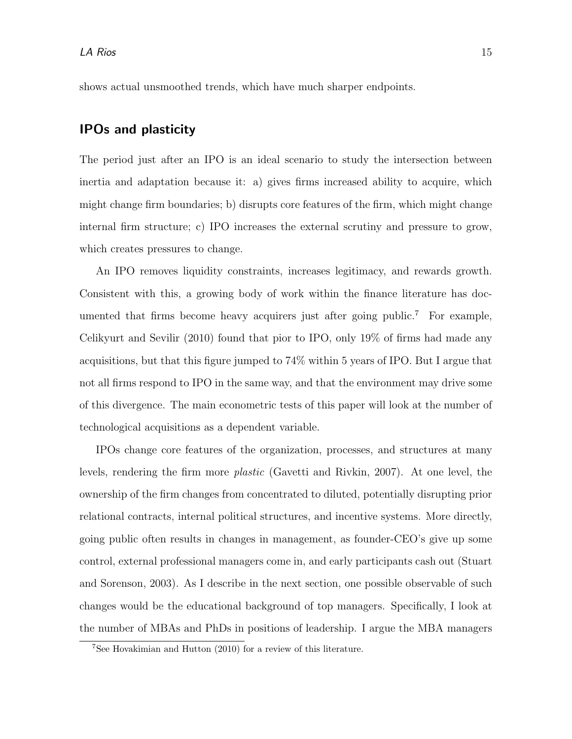shows actual unsmoothed trends, which have much sharper endpoints.

## IPOs and plasticity

The period just after an IPO is an ideal scenario to study the intersection between inertia and adaptation because it: a) gives firms increased ability to acquire, which might change firm boundaries; b) disrupts core features of the firm, which might change internal firm structure; c) IPO increases the external scrutiny and pressure to grow, which creates pressures to change.

An IPO removes liquidity constraints, increases legitimacy, and rewards growth. Consistent with this, a growing body of work within the finance literature has documented that firms become heavy acquirers just after going public.[7] For example, Celikyurt and Sevilir (2010) found that pior to IPO, only 19% of firms had made any acquisitions, but that this figure jumped to 74% within 5 years of IPO. But I argue that not all firms respond to IPO in the same way, and that the environment may drive some of this divergence. The main econometric tests of this paper will look at the number of technological acquisitions as a dependent variable.

IPOs change core features of the organization, processes, and structures at many levels, rendering the firm more *plastic* (Gavetti and Rivkin, 2007). At one level, the ownership of the firm changes from concentrated to diluted, potentially disrupting prior relational contracts, internal political structures, and incentive systems. More directly, going public often results in changes in management, as founder-CEO's give up some control, external professional managers come in, and early participants cash out (Stuart and Sorenson, 2003). As I describe in the next section, one possible observable of such changes would be the educational background of top managers. Specifically, I look at the number of MBAs and PhDs in positions of leadership. I argue the MBA managers

[7] See Hovakimian and Hutton (2010) for a review of this literature.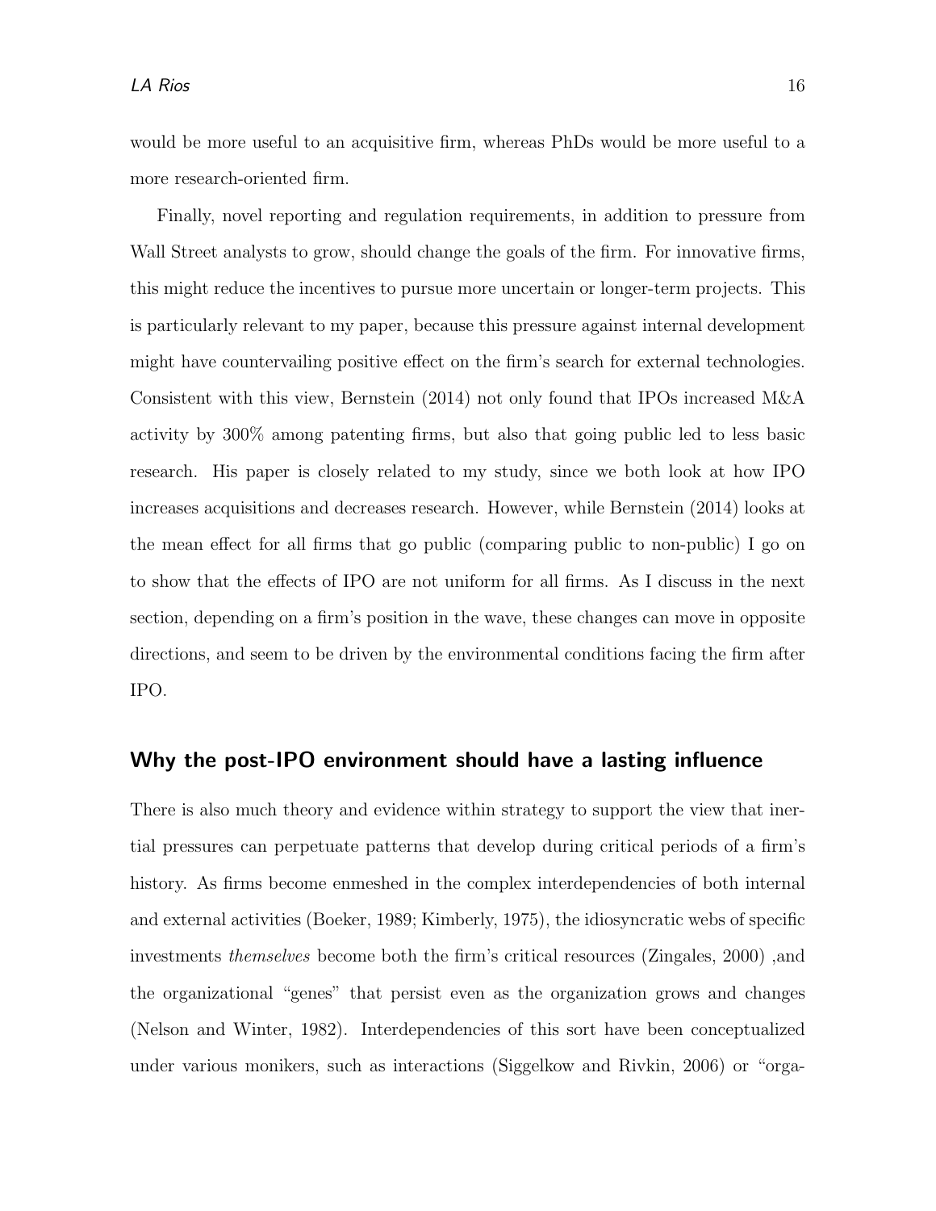would be more useful to an acquisitive firm, whereas PhDs would be more useful to a more research-oriented firm.

Finally, novel reporting and regulation requirements, in addition to pressure from Wall Street analysts to grow, should change the goals of the firm. For innovative firms, this might reduce the incentives to pursue more uncertain or longer-term projects. This is particularly relevant to my paper, because this pressure against internal development might have countervailing positive effect on the firm's search for external technologies. Consistent with this view, Bernstein (2014) not only found that IPOs increased M&A activity by 300% among patenting firms, but also that going public led to less basic research. His paper is closely related to my study, since we both look at how IPO increases acquisitions and decreases research. However, while Bernstein (2014) looks at the mean effect for all firms that go public (comparing public to non-public) I go on to show that the effects of IPO are not uniform for all firms. As I discuss in the next section, depending on a firm's position in the wave, these changes can move in opposite directions, and seem to be driven by the environmental conditions facing the firm after IPO.

## Why the post-IPO environment should have a lasting influence

There is also much theory and evidence within strategy to support the view that inertial pressures can perpetuate patterns that develop during critical periods of a firm's history. As firms become enmeshed in the complex interdependencies of both internal and external activities (Boeker, 1989; Kimberly, 1975), the idiosyncratic webs of specific investments *themselves* become both the firm's critical resources (Zingales, 2000) ,and the organizational "genes" that persist even as the organization grows and changes (Nelson and Winter, 1982). Interdependencies of this sort have been conceptualized under various monikers, such as interactions (Siggelkow and Rivkin, 2006) or "orga-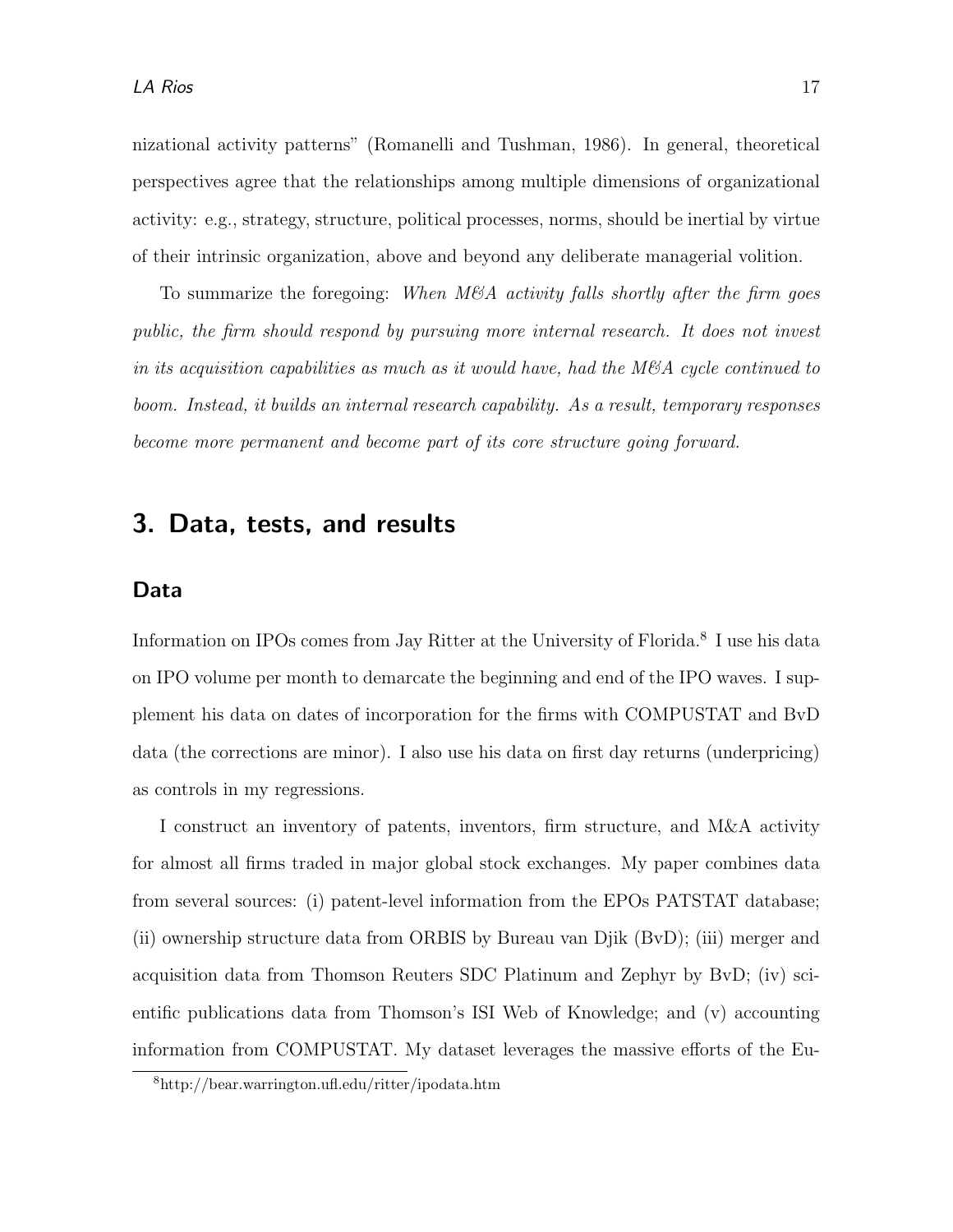nizational activity patterns" (Romanelli and Tushman, 1986). In general, theoretical perspectives agree that the relationships among multiple dimensions of organizational activity: e.g., strategy, structure, political processes, norms, should be inertial by virtue of their intrinsic organization, above and beyond any deliberate managerial volition.

To summarize the foregoing: *When M&A activity falls shortly after the firm goes public, the firm should respond by pursuing more internal research. It does not invest in its acquisition capabilities as much as it would have, had the M&A cycle continued to boom. Instead, it builds an internal research capability. As a result, temporary responses become more permanent and become part of its core structure going forward.*

## 3. Data, tests, and results

### Data

Information on IPOs comes from Jay Ritter at the University of Florida.[8] I use his data on IPO volume per month to demarcate the beginning and end of the IPO waves. I supplement his data on dates of incorporation for the firms with COMPUSTAT and BvD data (the corrections are minor). I also use his data on first day returns (underpricing) as controls in my regressions.

I construct an inventory of patents, inventors, firm structure, and M&A activity for almost all firms traded in major global stock exchanges. My paper combines data from several sources: (i) patent-level information from the EPOs PATSTAT database; (ii) ownership structure data from ORBIS by Bureau van Djik (BvD); (iii) merger and acquisition data from Thomson Reuters SDC Platinum and Zephyr by BvD; (iv) scientific publications data from Thomson's ISI Web of Knowledge; and (v) accounting information from COMPUSTAT. My dataset leverages the massive efforts of the Eu-

[8] http://bear.warrington.ufl.edu/ritter/ipodata.htm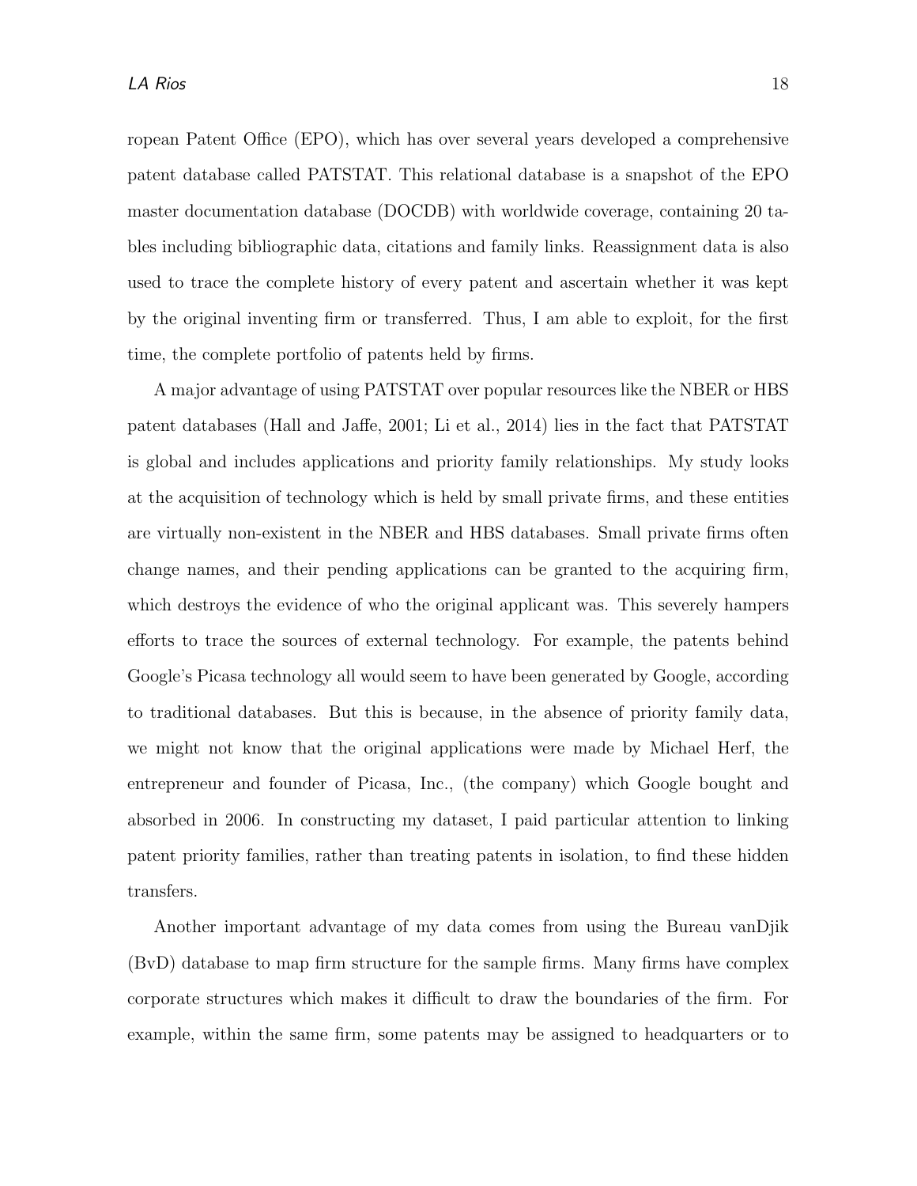ropean Patent Office (EPO), which has over several years developed a comprehensive patent database called PATSTAT. This relational database is a snapshot of the EPO master documentation database (DOCDB) with worldwide coverage, containing 20 tables including bibliographic data, citations and family links. Reassignment data is also used to trace the complete history of every patent and ascertain whether it was kept by the original inventing firm or transferred. Thus, I am able to exploit, for the first time, the complete portfolio of patents held by firms.

A major advantage of using PATSTAT over popular resources like the NBER or HBS patent databases (Hall and Jaffe, 2001; Li et al., 2014) lies in the fact that PATSTAT is global and includes applications and priority family relationships. My study looks at the acquisition of technology which is held by small private firms, and these entities are virtually non-existent in the NBER and HBS databases. Small private firms often change names, and their pending applications can be granted to the acquiring firm, which destroys the evidence of who the original applicant was. This severely hampers efforts to trace the sources of external technology. For example, the patents behind Google's Picasa technology all would seem to have been generated by Google, according to traditional databases. But this is because, in the absence of priority family data, we might not know that the original applications were made by Michael Herf, the entrepreneur and founder of Picasa, Inc., (the company) which Google bought and absorbed in 2006. In constructing my dataset, I paid particular attention to linking patent priority families, rather than treating patents in isolation, to find these hidden transfers.

Another important advantage of my data comes from using the Bureau vanDjik (BvD) database to map firm structure for the sample firms. Many firms have complex corporate structures which makes it difficult to draw the boundaries of the firm. For example, within the same firm, some patents may be assigned to headquarters or to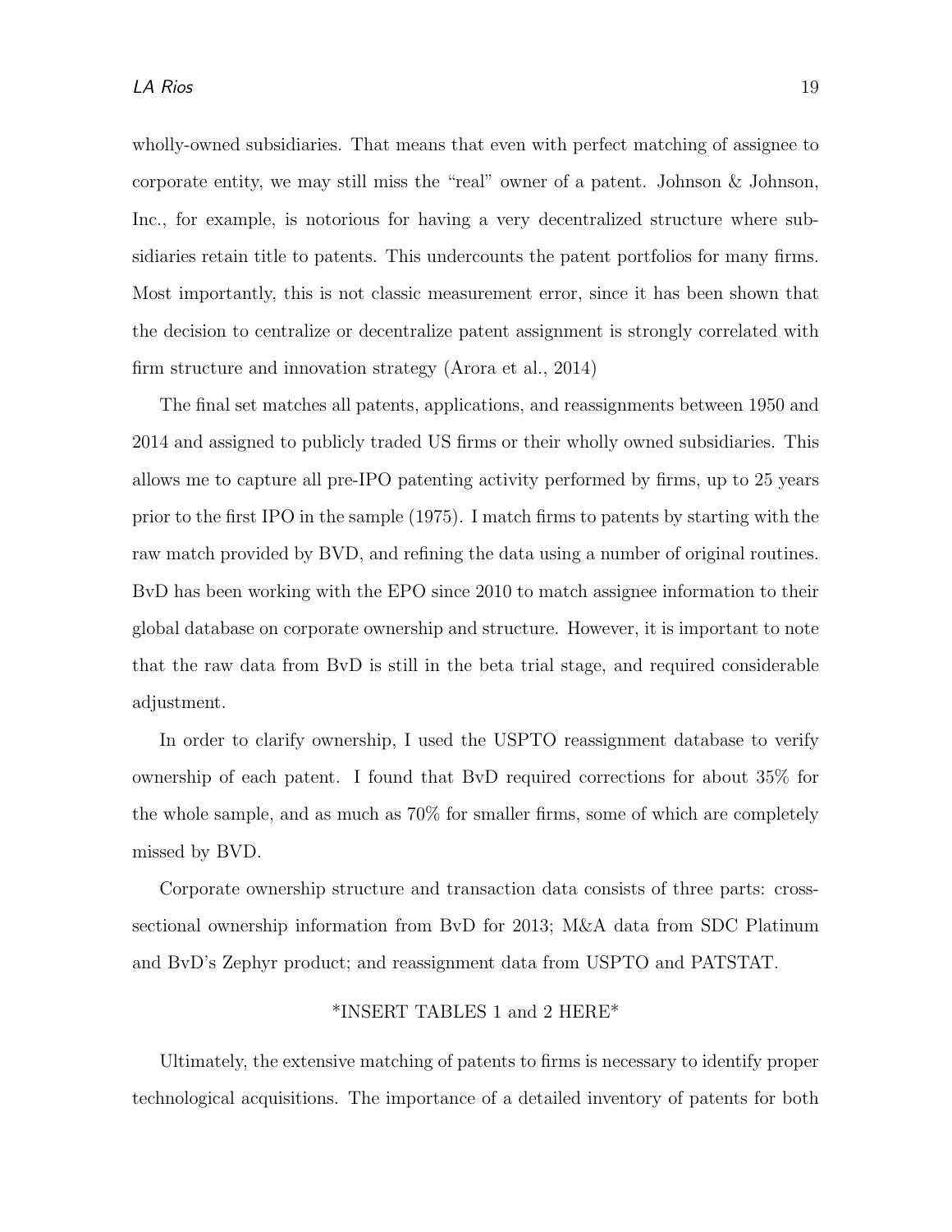wholly-owned subsidiaries. That means that even with perfect matching of assignee to corporate entity, we may still miss the "real" owner of a patent. Johnson & Johnson, Inc., for example, is notorious for having a very decentralized structure where subsidiaries retain title to patents. This undercounts the patent portfolios for many firms. Most importantly, this is not classic measurement error, since it has been shown that the decision to centralize or decentralize patent assignment is strongly correlated with firm structure and innovation strategy (Arora et al., 2014)

The final set matches all patents, applications, and reassignments between 1950 and 2014 and assigned to publicly traded US firms or their wholly owned subsidiaries. This allows me to capture all pre-IPO patenting activity performed by firms, up to 25 years prior to the first IPO in the sample (1975). I match firms to patents by starting with the raw match provided by BVD, and refining the data using a number of original routines. BvD has been working with the EPO since 2010 to match assignee information to their global database on corporate ownership and structure. However, it is important to note that the raw data from BvD is still in the beta trial stage, and required considerable adjustment.

In order to clarify ownership, I used the USPTO reassignment database to verify ownership of each patent. I found that BvD required corrections for about 35% for the whole sample, and as much as 70% for smaller firms, some of which are completely missed by BVD.

Corporate ownership structure and transaction data consists of three parts: cross-sectional ownership information from BvD for 2013; M&A data from SDC Platinum and BvD's Zephyr product; and reassignment data from USPTO and PATSTAT.

*INSERT TABLES 1 and 2 HERE*

Ultimately, the extensive matching of patents to firms is necessary to identify proper technological acquisitions. The importance of a detailed inventory of patents for both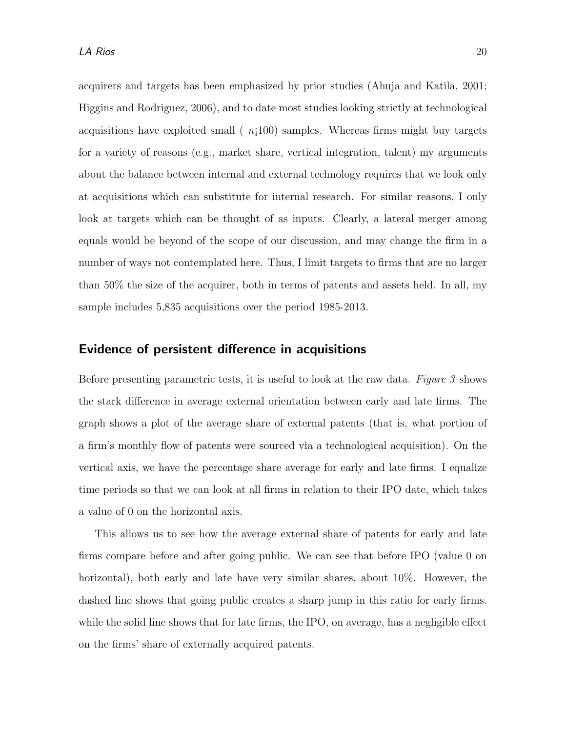acquirers and targets has been emphasized by prior studies (Ahuja and Katila, 2001; Higgins and Rodriguez, 2006), and to date most studies looking strictly at technological acquisitions have exploited small ( $n$¡100) samples. Whereas firms might buy targets for a variety of reasons (e.g., market share, vertical integration, talent) my arguments about the balance between internal and external technology requires that we look only at acquisitions which can substitute for internal research. For similar reasons, I only look at targets which can be thought of as inputs. Clearly, a lateral merger among equals would be beyond of the scope of our discussion, and may change the firm in a number of ways not contemplated here. Thus, I limit targets to firms that are no larger than 50% the size of the acquirer, both in terms of patents and assets held. In all, my sample includes 5,835 acquisitions over the period 1985-2013.

## Evidence of persistent difference in acquisitions

Before presenting parametric tests, it is useful to look at the raw data. *Figure 3* shows the stark difference in average external orientation between early and late firms. The graph shows a plot of the average share of external patents (that is, what portion of a firm's monthly flow of patents were sourced via a technological acquisition). On the vertical axis, we have the percentage share average for early and late firms. I equalize time periods so that we can look at all firms in relation to their IPO date, which takes a value of 0 on the horizontal axis.

This allows us to see how the average external share of patents for early and late firms compare before and after going public. We can see that before IPO (value 0 on horizontal), both early and late have very similar shares, about 10%. However, the dashed line shows that going public creates a sharp jump in this ratio for early firms. while the solid line shows that for late firms, the IPO, on average, has a negligible effect on the firms' share of externally acquired patents.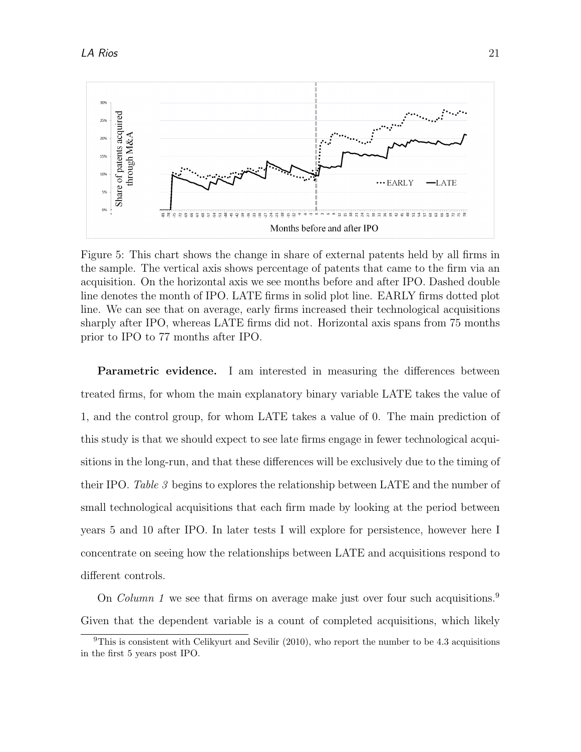Figure 5: This chart shows the change in share of external patents held by all firms in the sample. The vertical axis shows percentage of patents that came to the firm via an acquisition. On the horizontal axis we see months before and after IPO. Dashed double line denotes the month of IPO. LATE firms in solid plot line. EARLY firms dotted plot line. We can see that on average, early firms increased their technological acquisitions sharply after IPO, whereas LATE firms did not. Horizontal axis spans from 75 months prior to IPO to 77 months after IPO.

**Parametric evidence.** I am interested in measuring the differences between treated firms, for whom the main explanatory binary variable LATE takes the value of 1, and the control group, for whom LATE takes a value of 0. The main prediction of this study is that we should expect to see late firms engage in fewer technological acquisitions in the long-run, and that these differences will be exclusively due to the timing of their IPO. *Table 3* begins to explores the relationship between LATE and the number of small technological acquisitions that each firm made by looking at the period between years 5 and 10 after IPO. In later tests I will explore for persistence, however here I concentrate on seeing how the relationships between LATE and acquisitions respond to different controls.

On *Column 1* we see that firms on average make just over four such acquisitions.[9] Given that the dependent variable is a count of completed acquisitions, which likely

[9] This is consistent with Celikyurt and Sevilir (2010), who report the number to be 4.3 acquisitions in the first 5 years post IPO.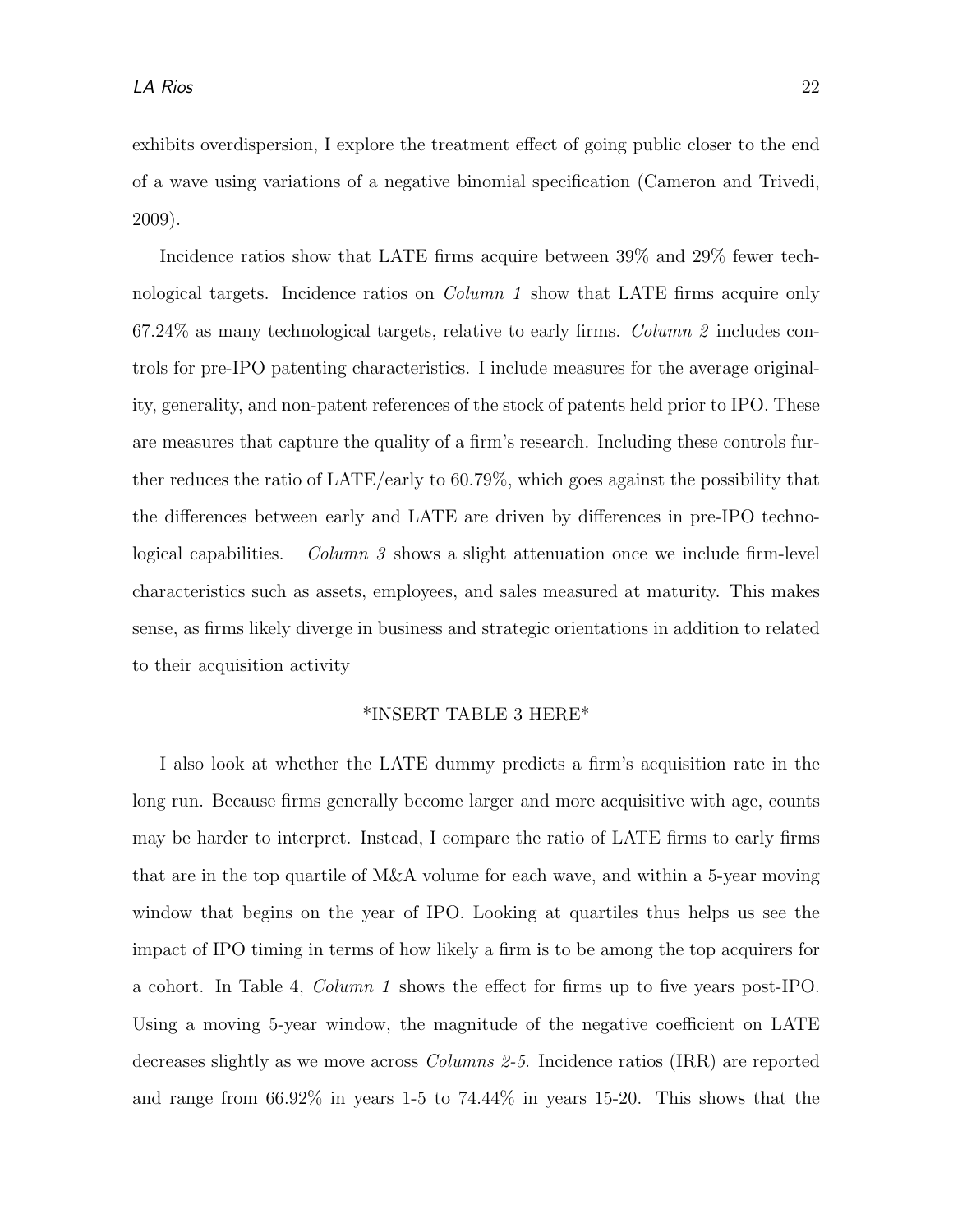exhibits overdispersion, I explore the treatment effect of going public closer to the end of a wave using variations of a negative binomial specification (Cameron and Trivedi, 2009).

Incidence ratios show that LATE firms acquire between 39% and 29% fewer technological targets. Incidence ratios on *Column 1* show that LATE firms acquire only 67.24% as many technological targets, relative to early firms. *Column 2* includes controls for pre-IPO patenting characteristics. I include measures for the average originality, generality, and non-patent references of the stock of patents held prior to IPO. These are measures that capture the quality of a firm's research. Including these controls further reduces the ratio of LATE/early to 60.79%, which goes against the possibility that the differences between early and LATE are driven by differences in pre-IPO technological capabilities. *Column 3* shows a slight attenuation once we include firm-level characteristics such as assets, employees, and sales measured at maturity. This makes sense, as firms likely diverge in business and strategic orientations in addition to related to their acquisition activity

*INSERT TABLE 3 HERE*

I also look at whether the LATE dummy predicts a firm's acquisition rate in the long run. Because firms generally become larger and more acquisitive with age, counts may be harder to interpret. Instead, I compare the ratio of LATE firms to early firms that are in the top quartile of M&A volume for each wave, and within a 5-year moving window that begins on the year of IPO. Looking at quartiles thus helps us see the impact of IPO timing in terms of how likely a firm is to be among the top acquirers for a cohort. In Table 4, *Column 1* shows the effect for firms up to five years post-IPO. Using a moving 5-year window, the magnitude of the negative coefficient on LATE decreases slightly as we move across *Columns 2-5*. Incidence ratios (IRR) are reported and range from 66.92% in years 1-5 to 74.44% in years 15-20. This shows that the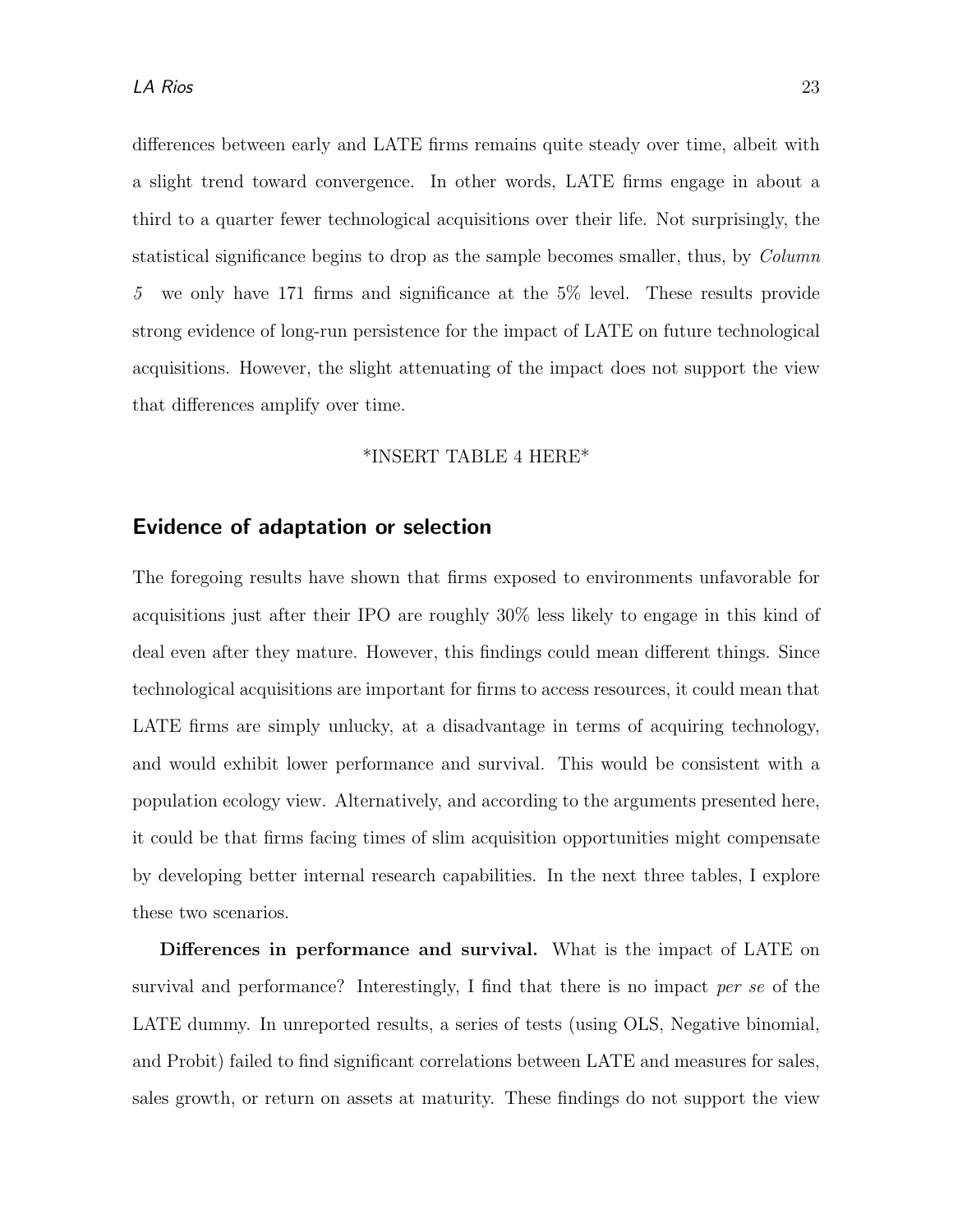differences between early and LATE firms remains quite steady over time, albeit with a slight trend toward convergence. In other words, LATE firms engage in about a third to a quarter fewer technological acquisitions over their life. Not surprisingly, the statistical significance begins to drop as the sample becomes smaller, thus, by *Column 5* we only have 171 firms and significance at the 5% level. These results provide strong evidence of long-run persistence for the impact of LATE on future technological acquisitions. However, the slight attenuating of the impact does not support the view that differences amplify over time.

*INSERT TABLE 4 HERE*

## Evidence of adaptation or selection

The foregoing results have shown that firms exposed to environments unfavorable for acquisitions just after their IPO are roughly 30% less likely to engage in this kind of deal even after they mature. However, this findings could mean different things. Since technological acquisitions are important for firms to access resources, it could mean that LATE firms are simply unlucky, at a disadvantage in terms of acquiring technology, and would exhibit lower performance and survival. This would be consistent with a population ecology view. Alternatively, and according to the arguments presented here, it could be that firms facing times of slim acquisition opportunities might compensate by developing better internal research capabilities. In the next three tables, I explore these two scenarios.

**Differences in performance and survival.** What is the impact of LATE on survival and performance? Interestingly, I find that there is no impact *per se* of the LATE dummy. In unreported results, a series of tests (using OLS, Negative binomial, and Probit) failed to find significant correlations between LATE and measures for sales, sales growth, or return on assets at maturity. These findings do not support the view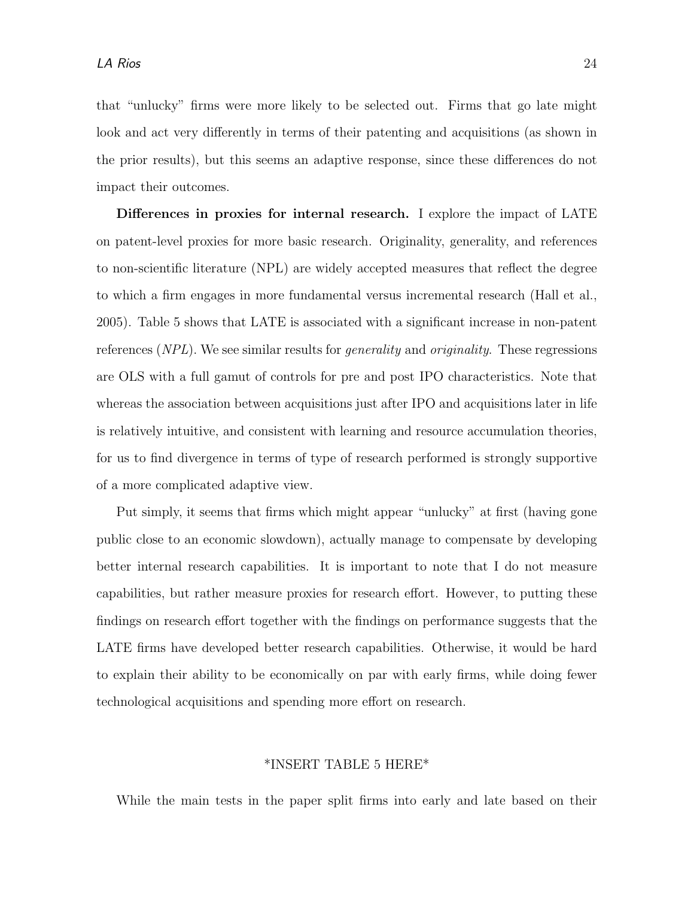that "unlucky" firms were more likely to be selected out. Firms that go late might look and act very differently in terms of their patenting and acquisitions (as shown in the prior results), but this seems an adaptive response, since these differences do not impact their outcomes.

**Differences in proxies for internal research.** I explore the impact of LATE on patent-level proxies for more basic research. Originality, generality, and references to non-scientific literature (NPL) are widely accepted measures that reflect the degree to which a firm engages in more fundamental versus incremental research (Hall et al., 2005). Table 5 shows that LATE is associated with a significant increase in non-patent references (*NPL*). We see similar results for *generality* and *originality*. These regressions are OLS with a full gamut of controls for pre and post IPO characteristics. Note that whereas the association between acquisitions just after IPO and acquisitions later in life is relatively intuitive, and consistent with learning and resource accumulation theories, for us to find divergence in terms of type of research performed is strongly supportive of a more complicated adaptive view.

Put simply, it seems that firms which might appear "unlucky" at first (having gone public close to an economic slowdown), actually manage to compensate by developing better internal research capabilities. It is important to note that I do not measure capabilities, but rather measure proxies for research effort. However, to putting these findings on research effort together with the findings on performance suggests that the LATE firms have developed better research capabilities. Otherwise, it would be hard to explain their ability to be economically on par with early firms, while doing fewer technological acquisitions and spending more effort on research.

*INSERT TABLE 5 HERE*

While the main tests in the paper split firms into early and late based on their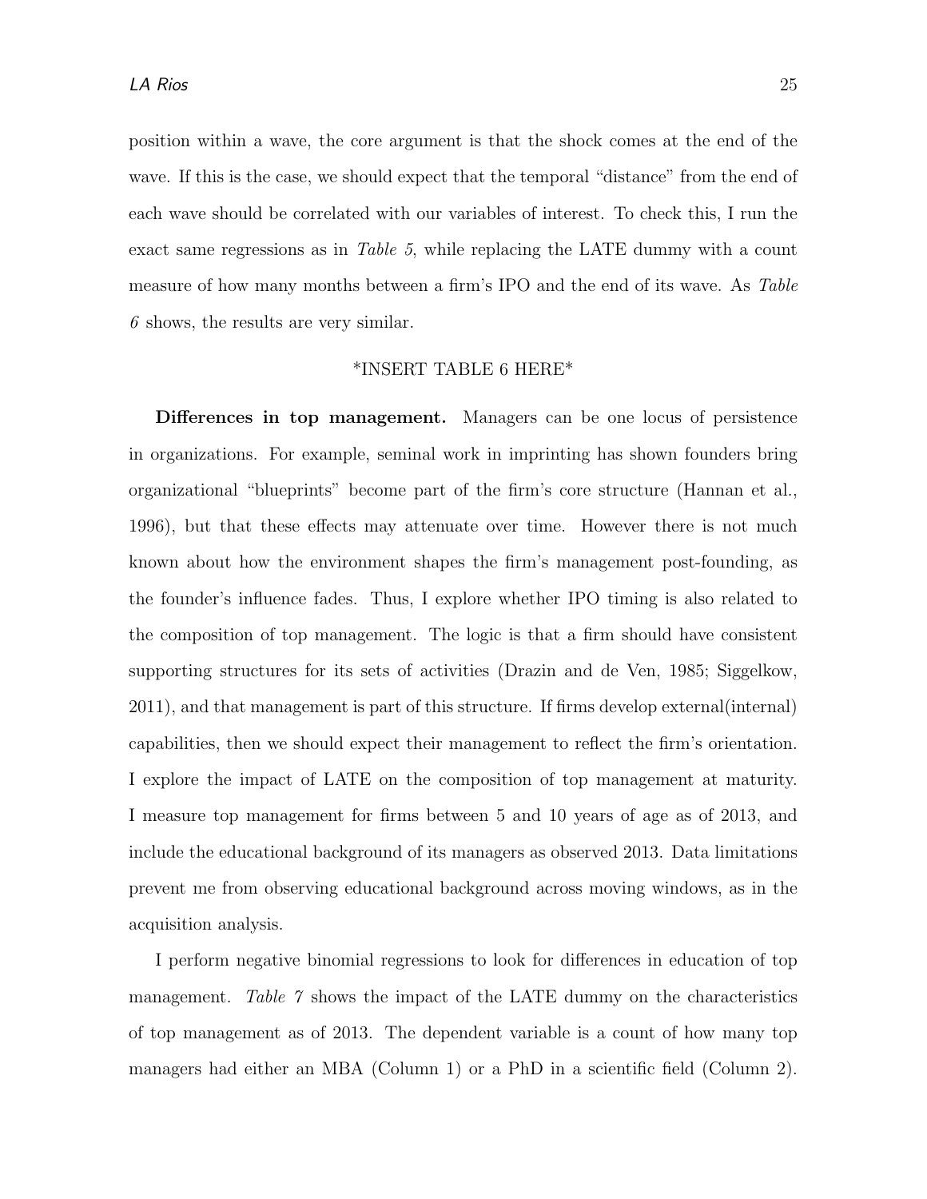position within a wave, the core argument is that the shock comes at the end of the wave. If this is the case, we should expect that the temporal "distance" from the end of each wave should be correlated with our variables of interest. To check this, I run the exact same regressions as in *Table 5*, while replacing the LATE dummy with a count measure of how many months between a firm's IPO and the end of its wave. As *Table 6* shows, the results are very similar.

*INSERT TABLE 6 HERE*

**Differences in top management.** Managers can be one locus of persistence in organizations. For example, seminal work in imprinting has shown founders bring organizational "blueprints" become part of the firm's core structure (Hannan et al., 1996), but that these effects may attenuate over time. However there is not much known about how the environment shapes the firm's management post-founding, as the founder's influence fades. Thus, I explore whether IPO timing is also related to the composition of top management. The logic is that a firm should have consistent supporting structures for its sets of activities (Drazin and de Ven, 1985; Siggelkow, 2011), and that management is part of this structure. If firms develop external(internal) capabilities, then we should expect their management to reflect the firm's orientation. I explore the impact of LATE on the composition of top management at maturity. I measure top management for firms between 5 and 10 years of age as of 2013, and include the educational background of its managers as observed 2013. Data limitations prevent me from observing educational background across moving windows, as in the acquisition analysis.

I perform negative binomial regressions to look for differences in education of top management. *Table 7* shows the impact of the LATE dummy on the characteristics of top management as of 2013. The dependent variable is a count of how many top managers had either an MBA (Column 1) or a PhD in a scientific field (Column 2).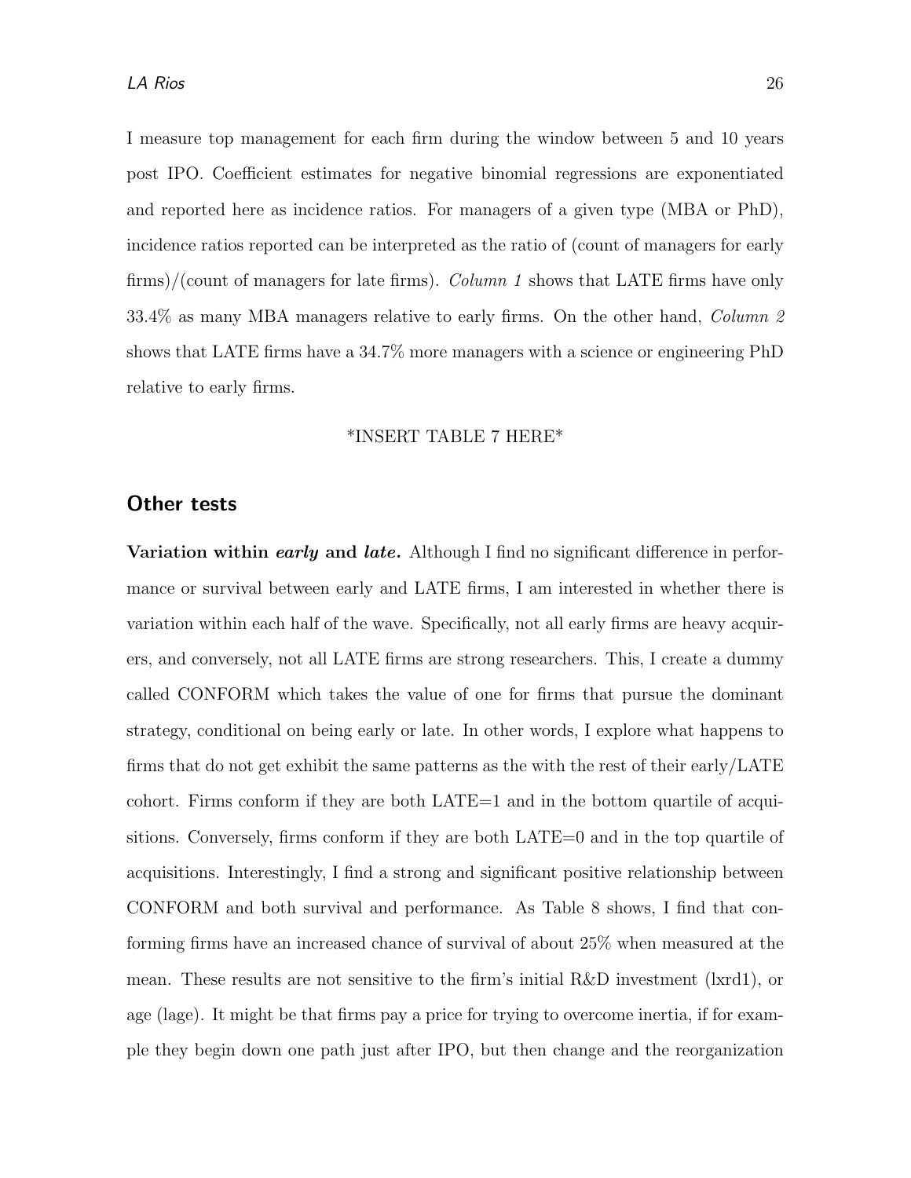I measure top management for each firm during the window between 5 and 10 years post IPO. Coefficient estimates for negative binomial regressions are exponentiated and reported here as incidence ratios. For managers of a given type (MBA or PhD), incidence ratios reported can be interpreted as the ratio of (count of managers for early firms)/(count of managers for late firms). *Column 1* shows that LATE firms have only 33.4% as many MBA managers relative to early firms. On the other hand, *Column 2* shows that LATE firms have a 34.7% more managers with a science or engineering PhD relative to early firms.

*INSERT TABLE 7 HERE*

## Other tests

**Variation within *early* and *late*.** Although I find no significant difference in performance or survival between early and LATE firms, I am interested in whether there is variation within each half of the wave. Specifically, not all early firms are heavy acquirers, and conversely, not all LATE firms are strong researchers. This, I create a dummy called CONFORM which takes the value of one for firms that pursue the dominant strategy, conditional on being early or late. In other words, I explore what happens to firms that do not get exhibit the same patterns as the with the rest of their early/LATE cohort. Firms conform if they are both LATE=1 and in the bottom quartile of acquisitions. Conversely, firms conform if they are both LATE=0 and in the top quartile of acquisitions. Interestingly, I find a strong and significant positive relationship between CONFORM and both survival and performance. As Table 8 shows, I find that conforming firms have an increased chance of survival of about 25% when measured at the mean. These results are not sensitive to the firm's initial R&D investment (lxrd1), or age (lage). It might be that firms pay a price for trying to overcome inertia, if for example they begin down one path just after IPO, but then change and the reorganization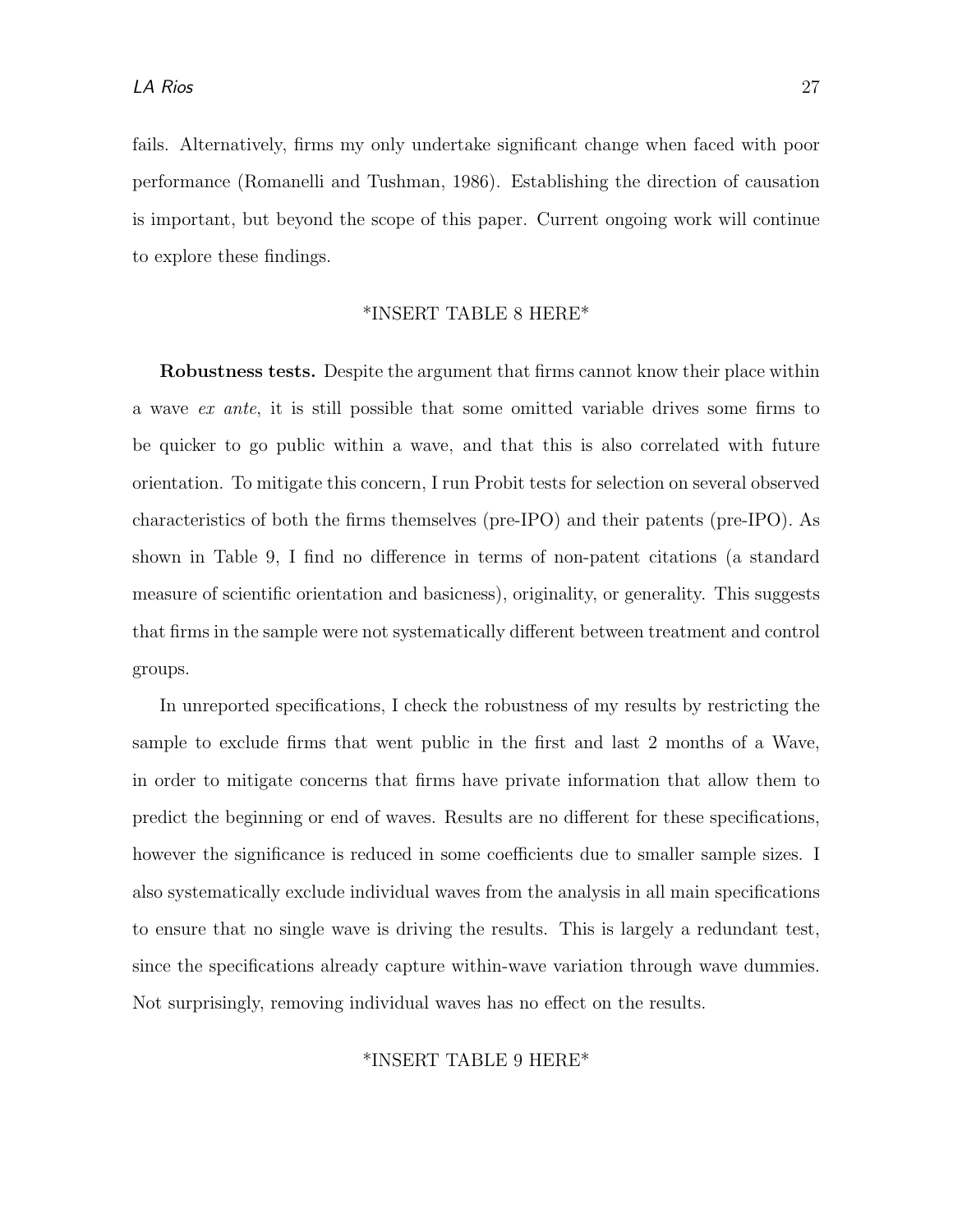fails. Alternatively, firms my only undertake significant change when faced with poor performance (Romanelli and Tushman, 1986). Establishing the direction of causation is important, but beyond the scope of this paper. Current ongoing work will continue to explore these findings.

*INSERT TABLE 8 HERE*

**Robustness tests.** Despite the argument that firms cannot know their place within a wave *ex ante*, it is still possible that some omitted variable drives some firms to be quicker to go public within a wave, and that this is also correlated with future orientation. To mitigate this concern, I run Probit tests for selection on several observed characteristics of both the firms themselves (pre-IPO) and their patents (pre-IPO). As shown in Table 9, I find no difference in terms of non-patent citations (a standard measure of scientific orientation and basicness), originality, or generality. This suggests that firms in the sample were not systematically different between treatment and control groups.

In unreported specifications, I check the robustness of my results by restricting the sample to exclude firms that went public in the first and last 2 months of a Wave, in order to mitigate concerns that firms have private information that allow them to predict the beginning or end of waves. Results are no different for these specifications, however the significance is reduced in some coefficients due to smaller sample sizes. I also systematically exclude individual waves from the analysis in all main specifications to ensure that no single wave is driving the results. This is largely a redundant test, since the specifications already capture within-wave variation through wave dummies. Not surprisingly, removing individual waves has no effect on the results.

*INSERT TABLE 9 HERE*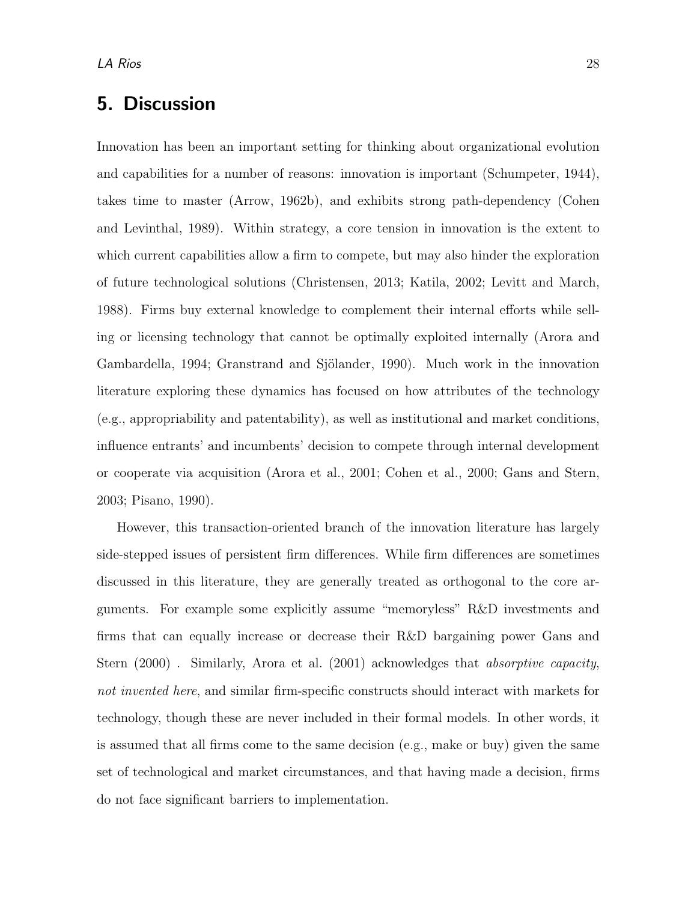## 5. Discussion

Innovation has been an important setting for thinking about organizational evolution and capabilities for a number of reasons: innovation is important (Schumpeter, 1944), takes time to master (Arrow, 1962b), and exhibits strong path-dependency (Cohen and Levinthal, 1989). Within strategy, a core tension in innovation is the extent to which current capabilities allow a firm to compete, but may also hinder the exploration of future technological solutions (Christensen, 2013; Katila, 2002; Levitt and March, 1988). Firms buy external knowledge to complement their internal efforts while selling or licensing technology that cannot be optimally exploited internally (Arora and Gambardella, 1994; Granstrand and Sjölander, 1990). Much work in the innovation literature exploring these dynamics has focused on how attributes of the technology (e.g., appropriability and patentability), as well as institutional and market conditions, influence entrants' and incumbents' decision to compete through internal development or cooperate via acquisition (Arora et al., 2001; Cohen et al., 2000; Gans and Stern, 2003; Pisano, 1990).

However, this transaction-oriented branch of the innovation literature has largely side-stepped issues of persistent firm differences. While firm differences are sometimes discussed in this literature, they are generally treated as orthogonal to the core arguments. For example some explicitly assume "memoryless" R&D investments and firms that can equally increase or decrease their R&D bargaining power Gans and Stern (2000) . Similarly, Arora et al. (2001) acknowledges that *absorptive capacity*, *not invented here*, and similar firm-specific constructs should interact with markets for technology, though these are never included in their formal models. In other words, it is assumed that all firms come to the same decision (e.g., make or buy) given the same set of technological and market circumstances, and that having made a decision, firms do not face significant barriers to implementation.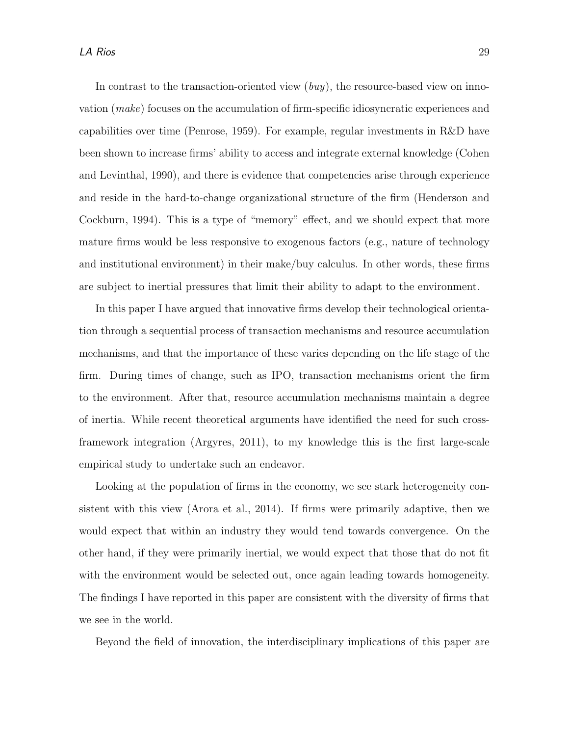In contrast to the transaction-oriented view (*buy*), the resource-based view on innovation (*make*) focuses on the accumulation of firm-specific idiosyncratic experiences and capabilities over time (Penrose, 1959). For example, regular investments in R&D have been shown to increase firms' ability to access and integrate external knowledge (Cohen and Levinthal, 1990), and there is evidence that competencies arise through experience and reside in the hard-to-change organizational structure of the firm (Henderson and Cockburn, 1994). This is a type of "memory" effect, and we should expect that more mature firms would be less responsive to exogenous factors (e.g., nature of technology and institutional environment) in their make/buy calculus. In other words, these firms are subject to inertial pressures that limit their ability to adapt to the environment.

In this paper I have argued that innovative firms develop their technological orientation through a sequential process of transaction mechanisms and resource accumulation mechanisms, and that the importance of these varies depending on the life stage of the firm. During times of change, such as IPO, transaction mechanisms orient the firm to the environment. After that, resource accumulation mechanisms maintain a degree of inertia. While recent theoretical arguments have identified the need for such cross-framework integration (Argyres, 2011), to my knowledge this is the first large-scale empirical study to undertake such an endeavor.

Looking at the population of firms in the economy, we see stark heterogeneity consistent with this view (Arora et al., 2014). If firms were primarily adaptive, then we would expect that within an industry they would tend towards convergence. On the other hand, if they were primarily inertial, we would expect that those that do not fit with the environment would be selected out, once again leading towards homogeneity. The findings I have reported in this paper are consistent with the diversity of firms that we see in the world.

Beyond the field of innovation, the interdisciplinary implications of this paper are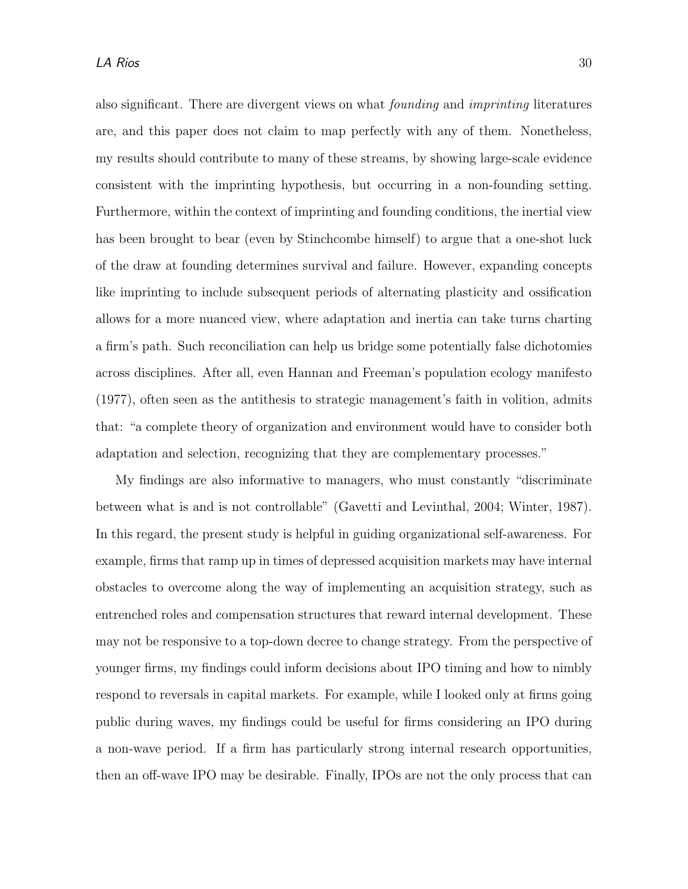also significant. There are divergent views on what *founding* and *imprinting* literatures are, and this paper does not claim to map perfectly with any of them. Nonetheless, my results should contribute to many of these streams, by showing large-scale evidence consistent with the imprinting hypothesis, but occurring in a non-founding setting. Furthermore, within the context of imprinting and founding conditions, the inertial view has been brought to bear (even by Stinchcombe himself) to argue that a one-shot luck of the draw at founding determines survival and failure. However, expanding concepts like imprinting to include subsequent periods of alternating plasticity and ossification allows for a more nuanced view, where adaptation and inertia can take turns charting a firm's path. Such reconciliation can help us bridge some potentially false dichotomies across disciplines. After all, even Hannan and Freeman's population ecology manifesto (1977), often seen as the antithesis to strategic management's faith in volition, admits that: "a complete theory of organization and environment would have to consider both adaptation and selection, recognizing that they are complementary processes."

My findings are also informative to managers, who must constantly "discriminate between what is and is not controllable" (Gavetti and Levinthal, 2004; Winter, 1987). In this regard, the present study is helpful in guiding organizational self-awareness. For example, firms that ramp up in times of depressed acquisition markets may have internal obstacles to overcome along the way of implementing an acquisition strategy, such as entrenched roles and compensation structures that reward internal development. These may not be responsive to a top-down decree to change strategy. From the perspective of younger firms, my findings could inform decisions about IPO timing and how to nimbly respond to reversals in capital markets. For example, while I looked only at firms going public during waves, my findings could be useful for firms considering an IPO during a non-wave period. If a firm has particularly strong internal research opportunities, then an off-wave IPO may be desirable. Finally, IPOs are not the only process that can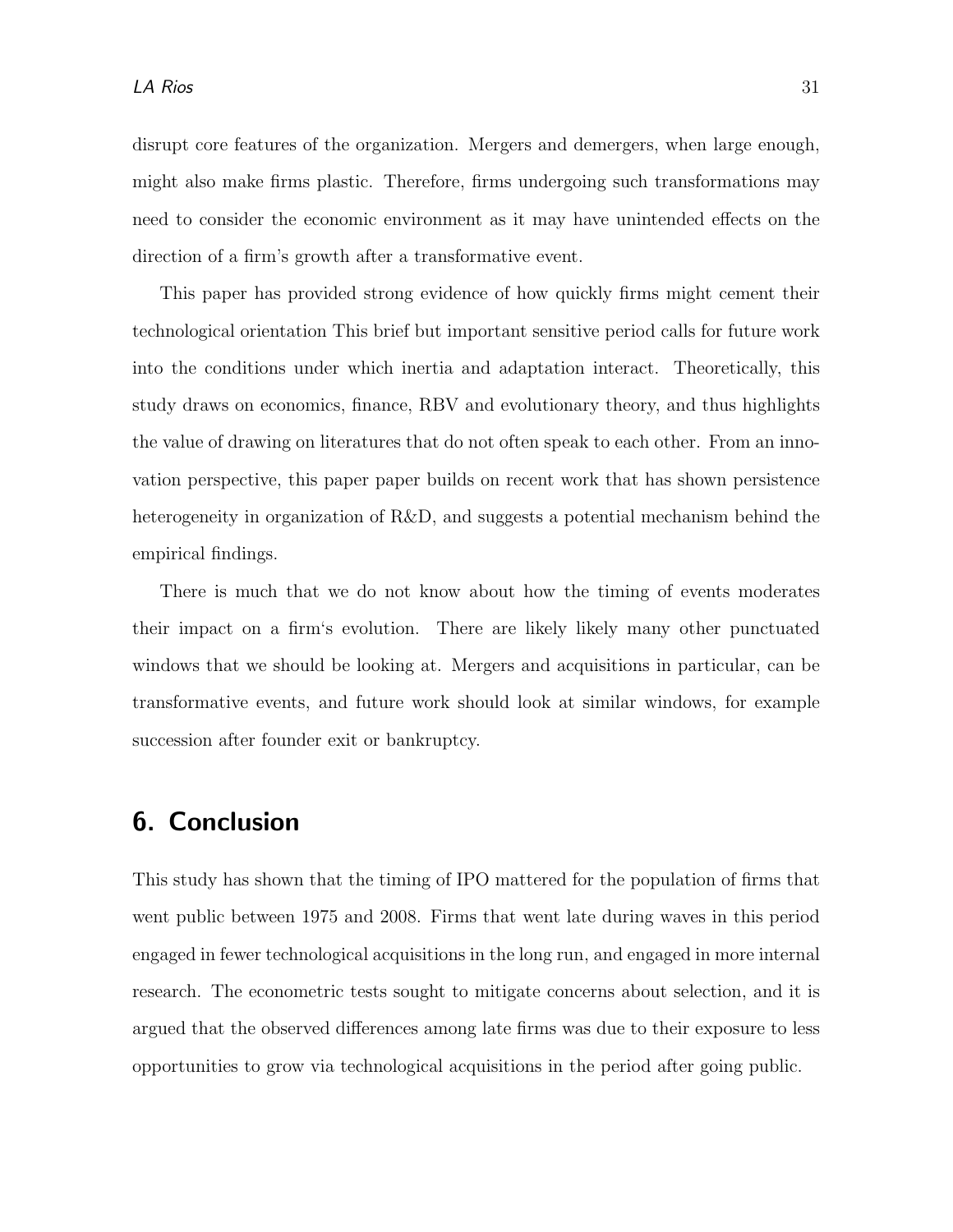disrupt core features of the organization. Mergers and demergers, when large enough, might also make firms plastic. Therefore, firms undergoing such transformations may need to consider the economic environment as it may have unintended effects on the direction of a firm's growth after a transformative event.

This paper has provided strong evidence of how quickly firms might cement their technological orientation This brief but important sensitive period calls for future work into the conditions under which inertia and adaptation interact. Theoretically, this study draws on economics, finance, RBV and evolutionary theory, and thus highlights the value of drawing on literatures that do not often speak to each other. From an innovation perspective, this paper paper builds on recent work that has shown persistence heterogeneity in organization of R&D, and suggests a potential mechanism behind the empirical findings.

There is much that we do not know about how the timing of events moderates their impact on a firm's evolution. There are likely likely many other punctuated windows that we should be looking at. Mergers and acquisitions in particular, can be transformative events, and future work should look at similar windows, for example succession after founder exit or bankruptcy.

## 6. Conclusion

This study has shown that the timing of IPO mattered for the population of firms that went public between 1975 and 2008. Firms that went late during waves in this period engaged in fewer technological acquisitions in the long run, and engaged in more internal research. The econometric tests sought to mitigate concerns about selection, and it is argued that the observed differences among late firms was due to their exposure to less opportunities to grow via technological acquisitions in the period after going public.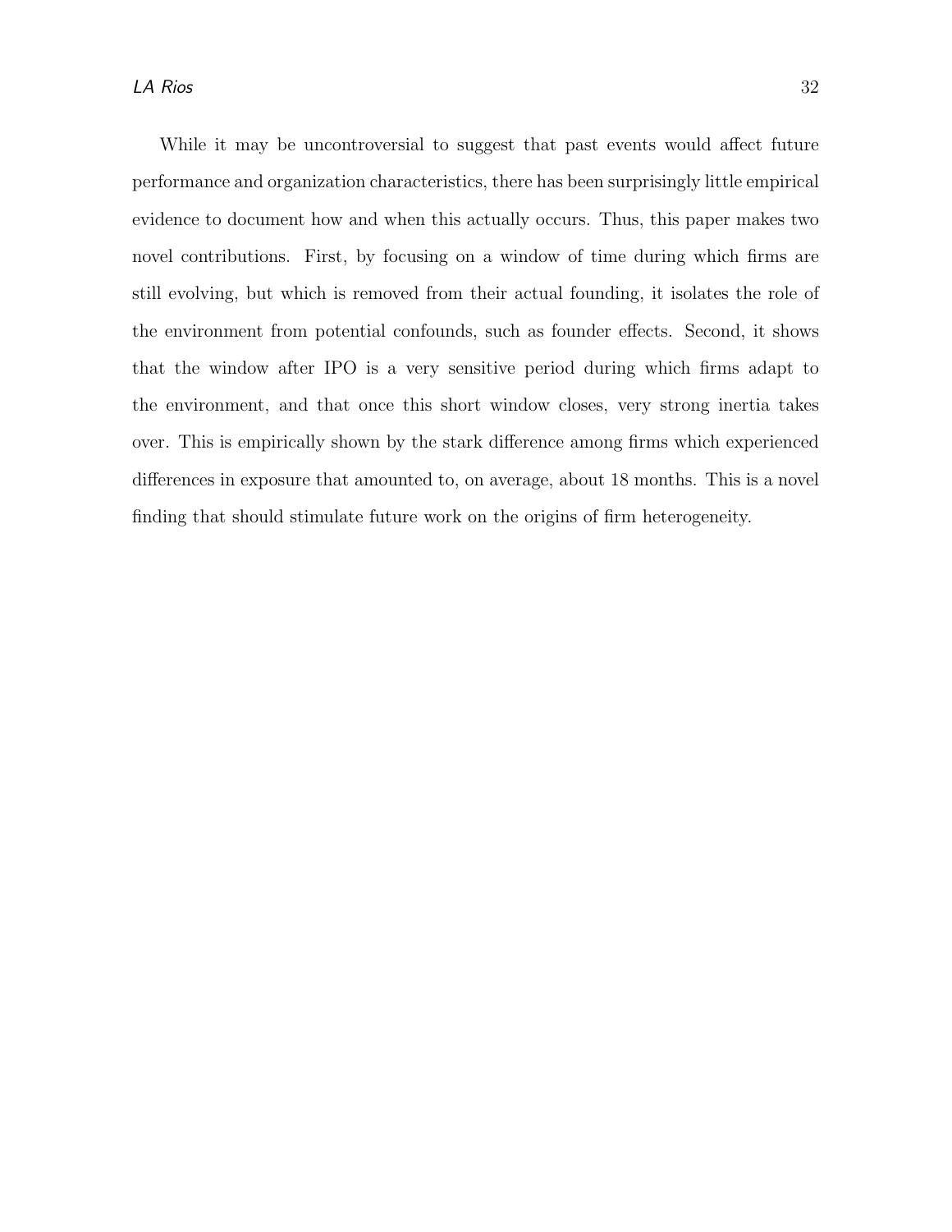While it may be uncontroversial to suggest that past events would affect future performance and organization characteristics, there has been surprisingly little empirical evidence to document how and when this actually occurs. Thus, this paper makes two novel contributions. First, by focusing on a window of time during which firms are still evolving, but which is removed from their actual founding, it isolates the role of the environment from potential confounds, such as founder effects. Second, it shows that the window after IPO is a very sensitive period during which firms adapt to the environment, and that once this short window closes, very strong inertia takes over. This is empirically shown by the stark difference among firms which experienced differences in exposure that amounted to, on average, about 18 months. This is a novel finding that should stimulate future work on the origins of firm heterogeneity.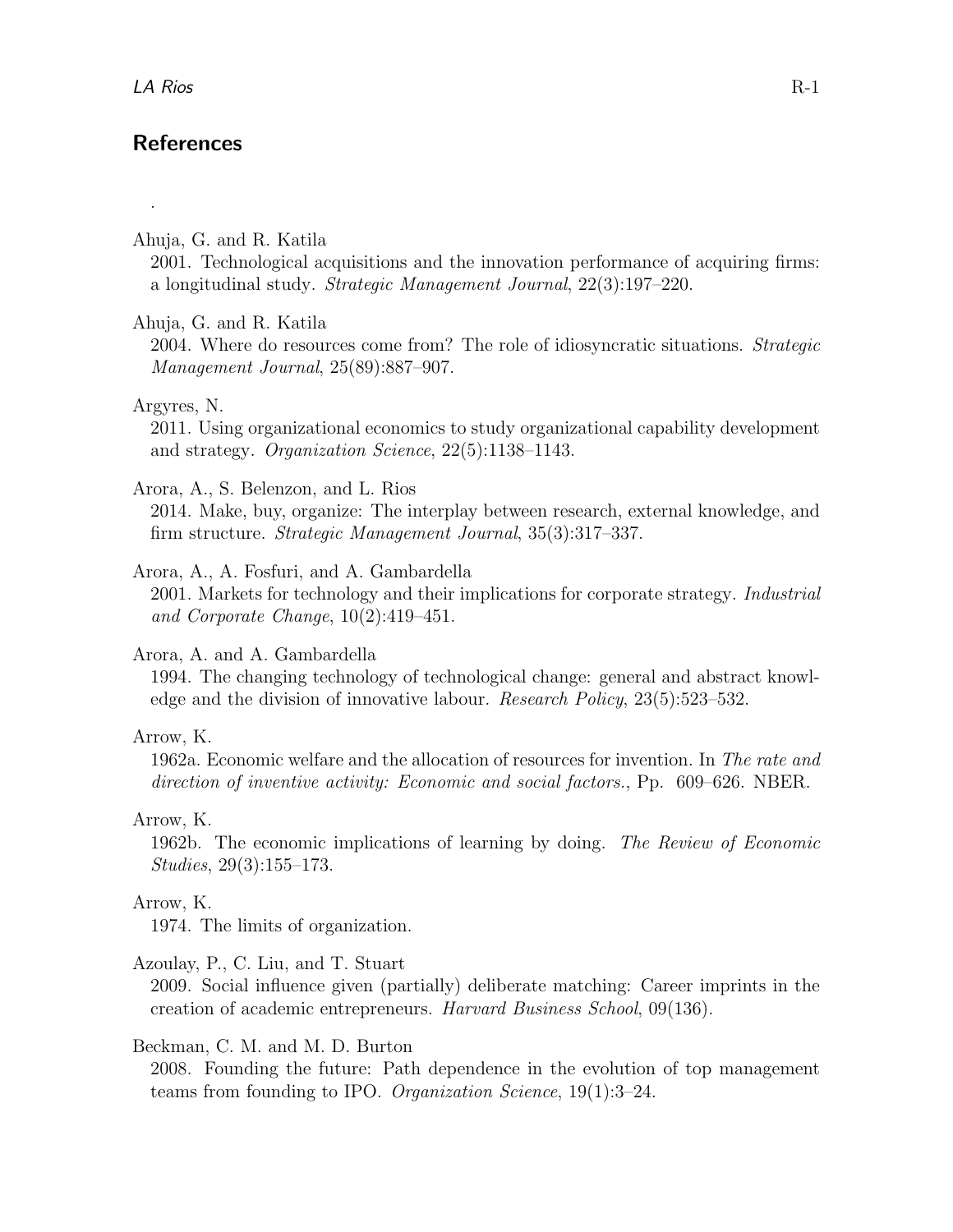## References

.

Ahuja, G. and R. Katila
2001. Technological acquisitions and the innovation performance of acquiring firms: a longitudinal study. *Strategic Management Journal*, 22(3):197–220.

Ahuja, G. and R. Katila
2004. Where do resources come from? The role of idiosyncratic situations. *Strategic Management Journal*, 25(89):887–907.

Argyres, N.
2011. Using organizational economics to study organizational capability development and strategy. *Organization Science*, 22(5):1138–1143.

Arora, A., S. Belenzon, and L. Rios
2014. Make, buy, organize: The interplay between research, external knowledge, and firm structure. *Strategic Management Journal*, 35(3):317–337.

Arora, A., A. Fosfuri, and A. Gambardella
2001. Markets for technology and their implications for corporate strategy. *Industrial and Corporate Change*, 10(2):419–451.

Arora, A. and A. Gambardella
1994. The changing technology of technological change: general and abstract knowledge and the division of innovative labour. *Research Policy*, 23(5):523–532.

Arrow, K.
1962a. Economic welfare and the allocation of resources for invention. In *The rate and direction of inventive activity: Economic and social factors.*, Pp. 609–626. NBER.

Arrow, K.
1962b. The economic implications of learning by doing. *The Review of Economic Studies*, 29(3):155–173.

Arrow, K.
1974. The limits of organization.

Azoulay, P., C. Liu, and T. Stuart
2009. Social influence given (partially) deliberate matching: Career imprints in the creation of academic entrepreneurs. *Harvard Business School*, 09(136).

Beckman, C. M. and M. D. Burton
2008. Founding the future: Path dependence in the evolution of top management teams from founding to IPO. *Organization Science*, 19(1):3–24.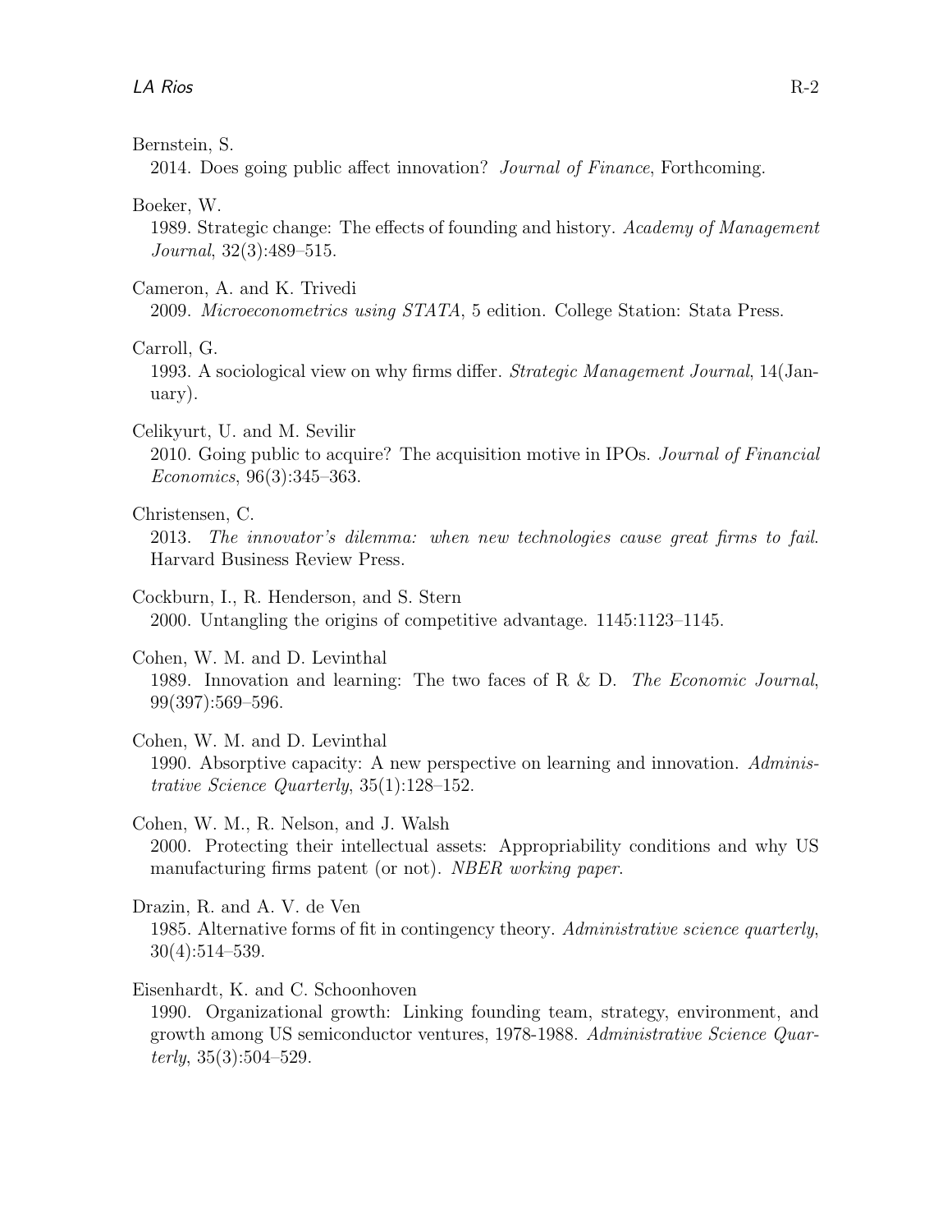Bernstein, S.
2014. Does going public affect innovation? *Journal of Finance*, Forthcoming.

Boeker, W.
1989. Strategic change: The effects of founding and history. *Academy of Management Journal*, 32(3):489–515.

Cameron, A. and K. Trivedi
2009. *Microeconometrics using STATA*, 5 edition. College Station: Stata Press.

Carroll, G.
1993. A sociological view on why firms differ. *Strategic Management Journal*, 14(January).

Celikyurt, U. and M. Sevilir
2010. Going public to acquire? The acquisition motive in IPOs. *Journal of Financial Economics*, 96(3):345–363.

Christensen, C.
2013. *The innovator's dilemma: when new technologies cause great firms to fail*. Harvard Business Review Press.

Cockburn, I., R. Henderson, and S. Stern
2000. Untangling the origins of competitive advantage. 1145:1123–1145.

Cohen, W. M. and D. Levinthal
1989. Innovation and learning: The two faces of R & D. *The Economic Journal*, 99(397):569–596.

Cohen, W. M. and D. Levinthal
1990. Absorptive capacity: A new perspective on learning and innovation. *Administrative Science Quarterly*, 35(1):128–152.

Cohen, W. M., R. Nelson, and J. Walsh
2000. Protecting their intellectual assets: Appropriability conditions and why US manufacturing firms patent (or not). *NBER working paper*.

Drazin, R. and A. V. de Ven
1985. Alternative forms of fit in contingency theory. *Administrative science quarterly*, 30(4):514–539.

Eisenhardt, K. and C. Schoonhoven
1990. Organizational growth: Linking founding team, strategy, environment, and growth among US semiconductor ventures, 1978-1988. *Administrative Science Quarterly*, 35(3):504–529.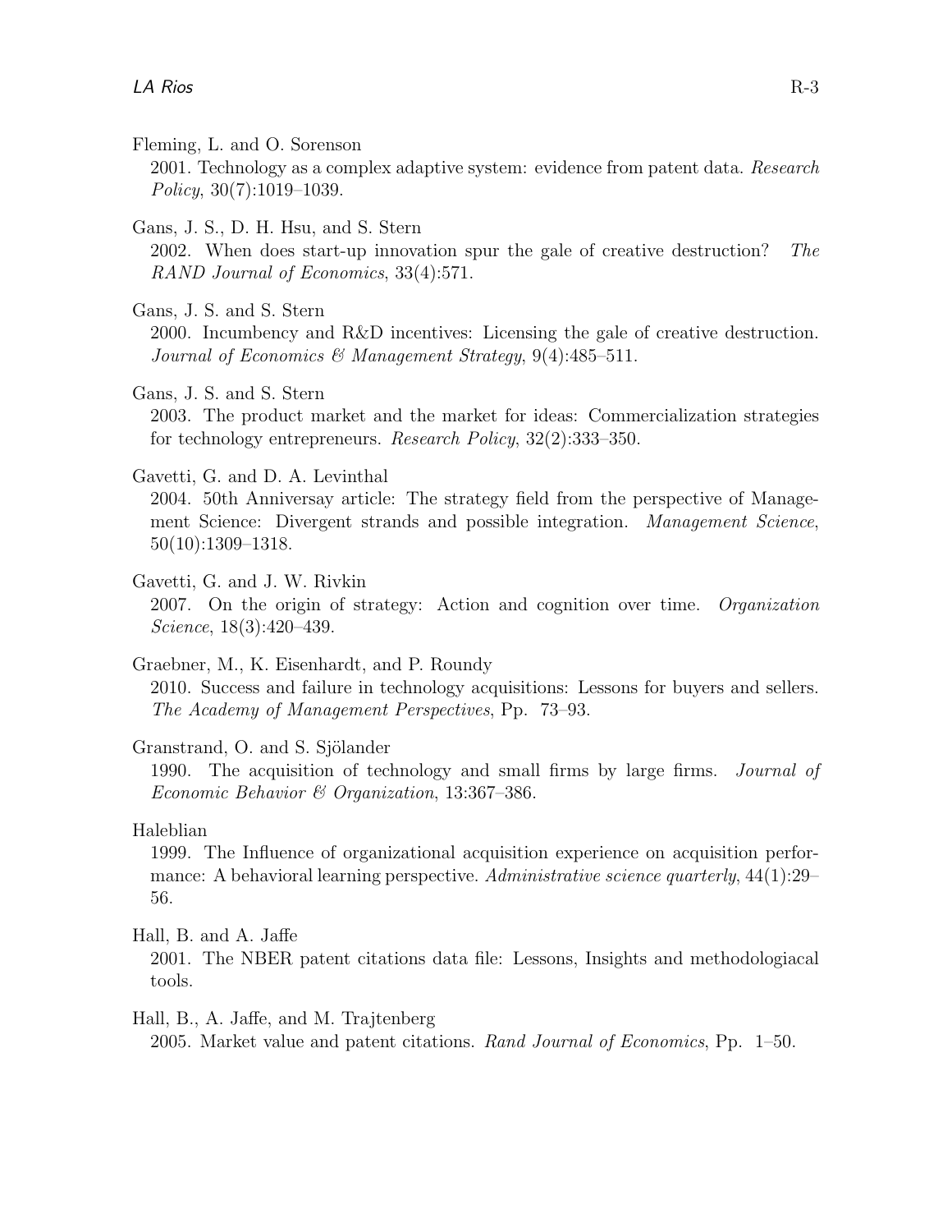Fleming, L. and O. Sorenson

2001. Technology as a complex adaptive system: evidence from patent data. *Research Policy*, 30(7):1019–1039.

Gans, J. S., D. H. Hsu, and S. Stern

2002. When does start-up innovation spur the gale of creative destruction? *The RAND Journal of Economics*, 33(4):571.

Gans, J. S. and S. Stern

2000. Incumbency and R&D incentives: Licensing the gale of creative destruction. *Journal of Economics & Management Strategy*, 9(4):485–511.

Gans, J. S. and S. Stern

2003. The product market and the market for ideas: Commercialization strategies for technology entrepreneurs. *Research Policy*, 32(2):333–350.

Gavetti, G. and D. A. Levinthal

2004. 50th Anniversay article: The strategy field from the perspective of Management Science: Divergent strands and possible integration. *Management Science*, 50(10):1309–1318.

Gavetti, G. and J. W. Rivkin

2007. On the origin of strategy: Action and cognition over time. *Organization Science*, 18(3):420–439.

Graebner, M., K. Eisenhardt, and P. Roundy

2010. Success and failure in technology acquisitions: Lessons for buyers and sellers. *The Academy of Management Perspectives*, Pp. 73–93.

Granstrand, O. and S. Sjölander

1990. The acquisition of technology and small firms by large firms. *Journal of Economic Behavior & Organization*, 13:367–386.

Haleblian

1999. The Influence of organizational acquisition experience on acquisition performance: A behavioral learning perspective. *Administrative science quarterly*, 44(1):29–56.

Hall, B. and A. Jaffe

2001. The NBER patent citations data file: Lessons, Insights and methodologiacal tools.

Hall, B., A. Jaffe, and M. Trajtenberg

2005. Market value and patent citations. *Rand Journal of Economics*, Pp. 1–50.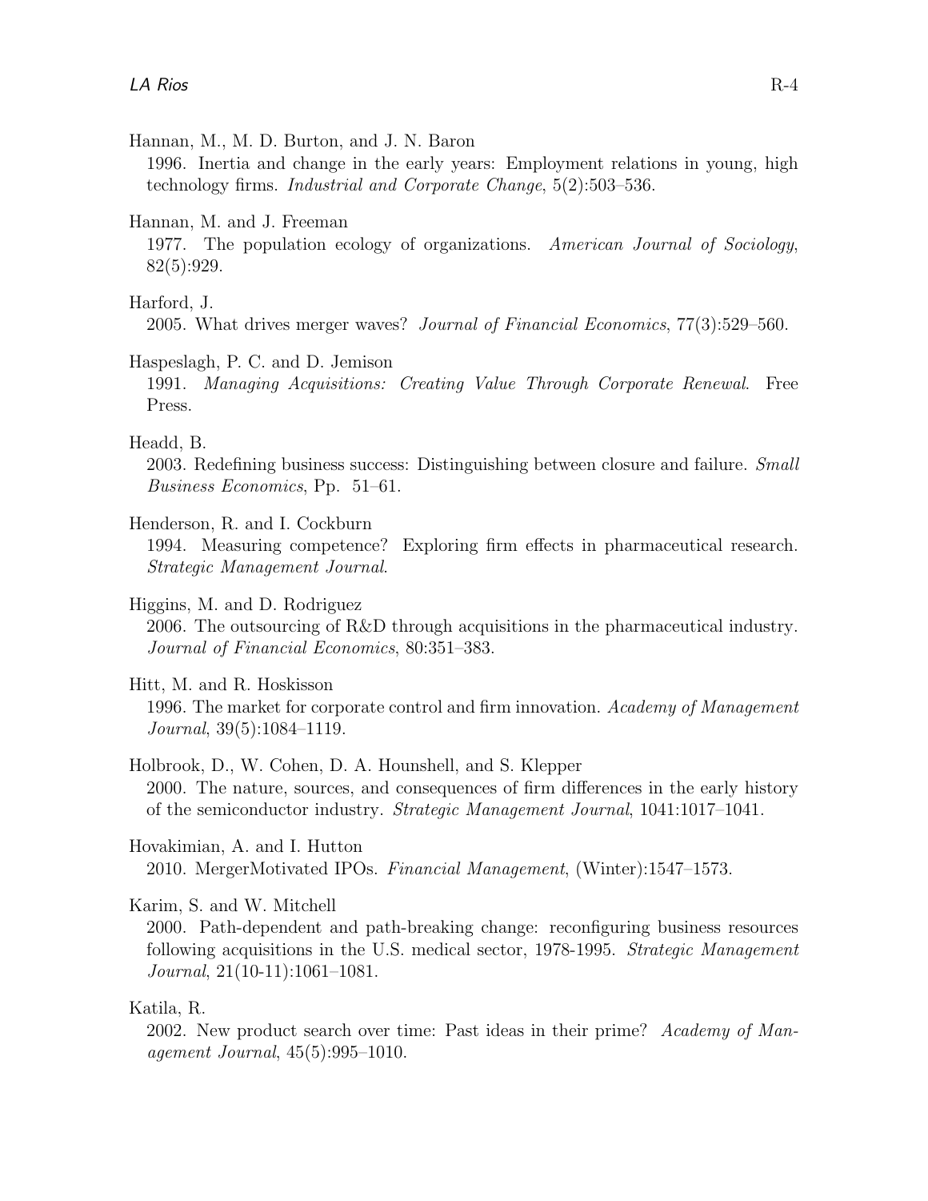Hannan, M., M. D. Burton, and J. N. Baron
1996. Inertia and change in the early years: Employment relations in young, high technology firms. *Industrial and Corporate Change*, 5(2):503–536.

Hannan, M. and J. Freeman
1977. The population ecology of organizations. *American Journal of Sociology*, 82(5):929.

Harford, J.
2005. What drives merger waves? *Journal of Financial Economics*, 77(3):529–560.

Haspeslagh, P. C. and D. Jemison
1991. *Managing Acquisitions: Creating Value Through Corporate Renewal*. Free Press.

Headd, B.
2003. Redefining business success: Distinguishing between closure and failure. *Small Business Economics*, Pp. 51–61.

Henderson, R. and I. Cockburn
1994. Measuring competence? Exploring firm effects in pharmaceutical research. *Strategic Management Journal*.

Higgins, M. and D. Rodriguez
2006. The outsourcing of R&D through acquisitions in the pharmaceutical industry. *Journal of Financial Economics*, 80:351–383.

Hitt, M. and R. Hoskisson
1996. The market for corporate control and firm innovation. *Academy of Management Journal*, 39(5):1084–1119.

Holbrook, D., W. Cohen, D. A. Hounshell, and S. Klepper
2000. The nature, sources, and consequences of firm differences in the early history of the semiconductor industry. *Strategic Management Journal*, 1041:1017–1041.

Hovakimian, A. and I. Hutton
2010. MergerMotivated IPOs. *Financial Management*, (Winter):1547–1573.

Karim, S. and W. Mitchell
2000. Path-dependent and path-breaking change: reconfiguring business resources following acquisitions in the U.S. medical sector, 1978-1995. *Strategic Management Journal*, 21(10-11):1061–1081.

Katila, R.
2002. New product search over time: Past ideas in their prime? *Academy of Management Journal*, 45(5):995–1010.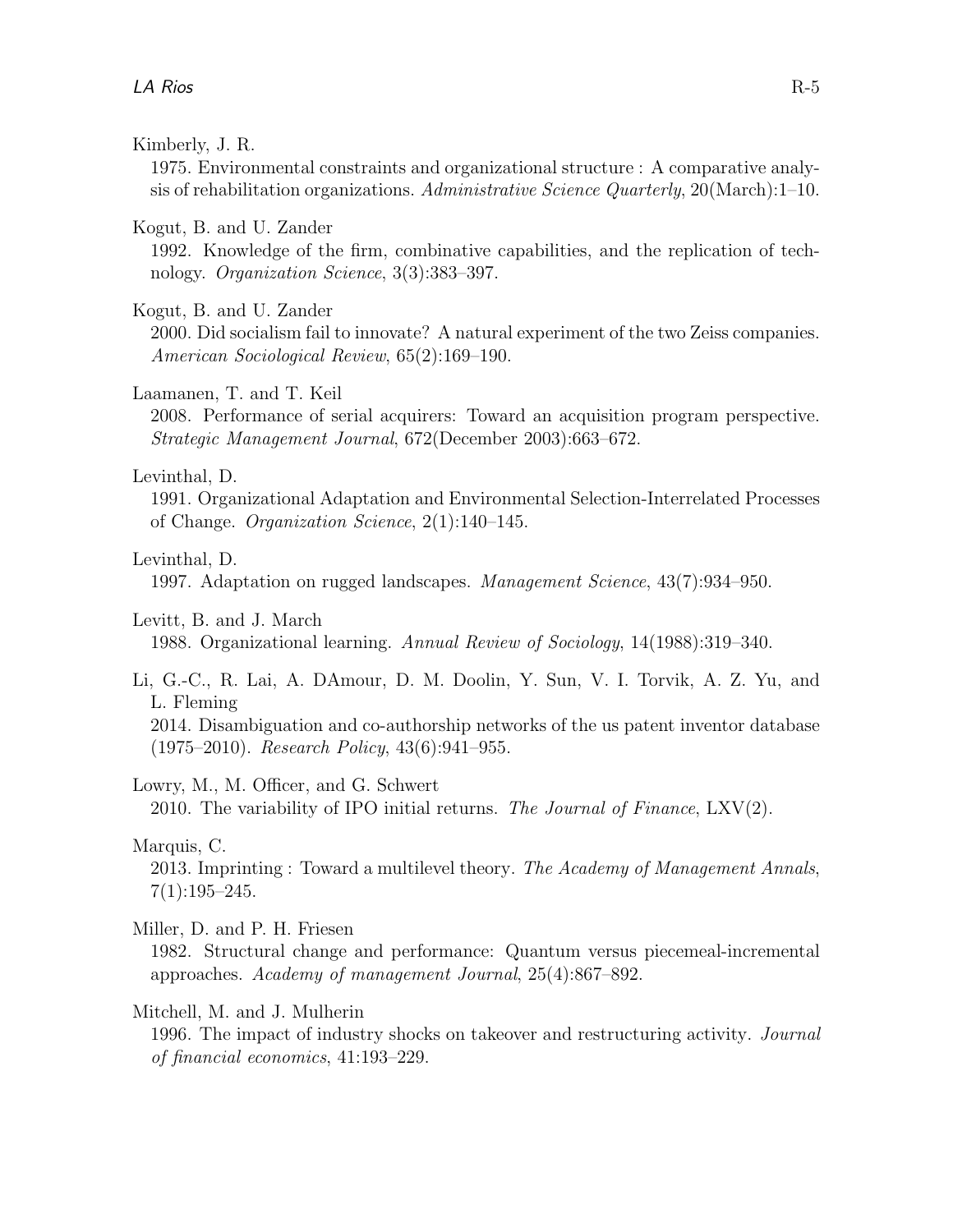Kimberly, J. R.
1975. Environmental constraints and organizational structure : A comparative analysis of rehabilitation organizations. *Administrative Science Quarterly*, 20(March):1–10.

Kogut, B. and U. Zander
1992. Knowledge of the firm, combinative capabilities, and the replication of technology. *Organization Science*, 3(3):383–397.

Kogut, B. and U. Zander
2000. Did socialism fail to innovate? A natural experiment of the two Zeiss companies. *American Sociological Review*, 65(2):169–190.

Laamanen, T. and T. Keil
2008. Performance of serial acquirers: Toward an acquisition program perspective. *Strategic Management Journal*, 672(December 2003):663–672.

Levinthal, D.
1991. Organizational Adaptation and Environmental Selection-Interrelated Processes of Change. *Organization Science*, 2(1):140–145.

Levinthal, D.
1997. Adaptation on rugged landscapes. *Management Science*, 43(7):934–950.

Levitt, B. and J. March
1988. Organizational learning. *Annual Review of Sociology*, 14(1988):319–340.

Li, G.-C., R. Lai, A. DAmour, D. M. Doolin, Y. Sun, V. I. Torvik, A. Z. Yu, and L. Fleming
2014. Disambiguation and co-authorship networks of the us patent inventor database (1975–2010). *Research Policy*, 43(6):941–955.

Lowry, M., M. Officer, and G. Schwert
2010. The variability of IPO initial returns. *The Journal of Finance*, LXV(2).

Marquis, C.
2013. Imprinting : Toward a multilevel theory. *The Academy of Management Annals*, 7(1):195–245.

Miller, D. and P. H. Friesen
1982. Structural change and performance: Quantum versus piecemeal-incremental approaches. *Academy of management Journal*, 25(4):867–892.

Mitchell, M. and J. Mulherin
1996. The impact of industry shocks on takeover and restructuring activity. *Journal of financial economics*, 41:193–229.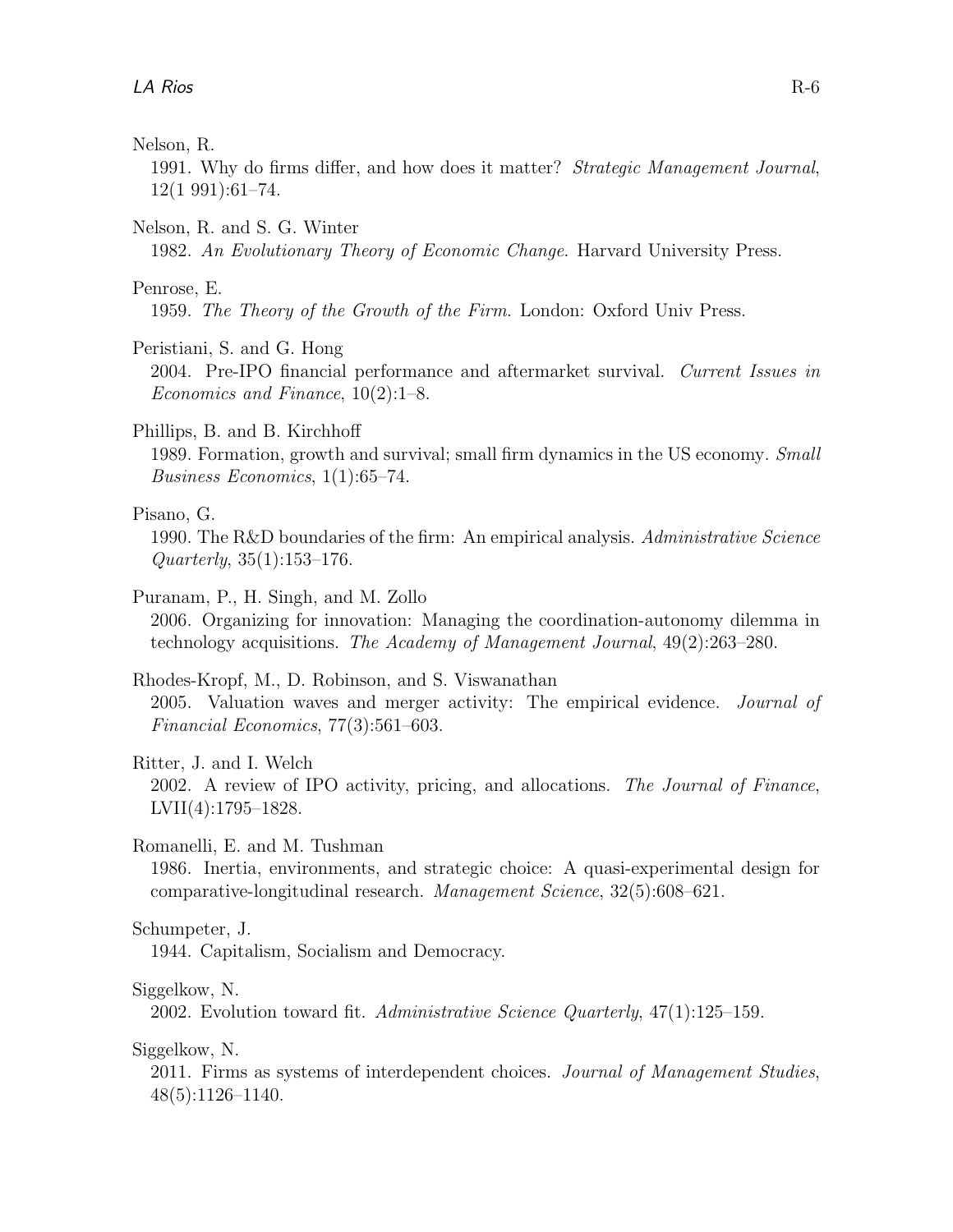Nelson, R.

1991. Why do firms differ, and how does it matter? *Strategic Management Journal*, 12(1 991):61–74.

Nelson, R. and S. G. Winter

1982. *An Evolutionary Theory of Economic Change*. Harvard University Press.

Penrose, E.

1959. *The Theory of the Growth of the Firm*. London: Oxford Univ Press.

Peristiani, S. and G. Hong

2004. Pre-IPO financial performance and aftermarket survival. *Current Issues in Economics and Finance*, 10(2):1–8.

Phillips, B. and B. Kirchhoff

1989. Formation, growth and survival; small firm dynamics in the US economy. *Small Business Economics*, 1(1):65–74.

Pisano, G.

1990. The R&D boundaries of the firm: An empirical analysis. *Administrative Science Quarterly*, 35(1):153–176.

Puranam, P., H. Singh, and M. Zollo

2006. Organizing for innovation: Managing the coordination-autonomy dilemma in technology acquisitions. *The Academy of Management Journal*, 49(2):263–280.

Rhodes-Kropf, M., D. Robinson, and S. Viswanathan

2005. Valuation waves and merger activity: The empirical evidence. *Journal of Financial Economics*, 77(3):561–603.

Ritter, J. and I. Welch

2002. A review of IPO activity, pricing, and allocations. *The Journal of Finance*, LVII(4):1795–1828.

Romanelli, E. and M. Tushman

1986. Inertia, environments, and strategic choice: A quasi-experimental design for comparative-longitudinal research. *Management Science*, 32(5):608–621.

Schumpeter, J.

1944. Capitalism, Socialism and Democracy.

Siggelkow, N.

2002. Evolution toward fit. *Administrative Science Quarterly*, 47(1):125–159.

Siggelkow, N.

2011. Firms as systems of interdependent choices. *Journal of Management Studies*, 48(5):1126–1140.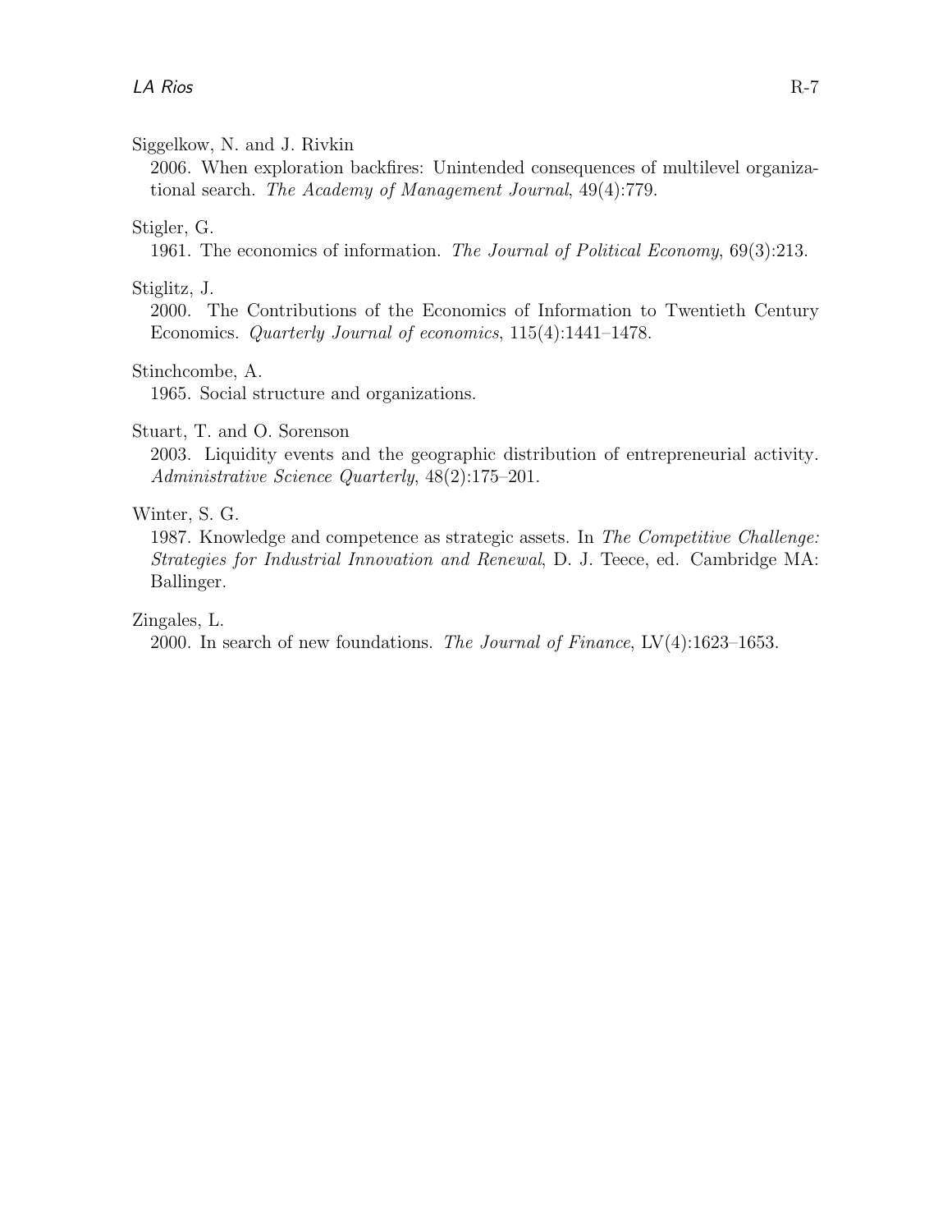Siggelkow, N. and J. Rivkin

2006. When exploration backfires: Unintended consequences of multilevel organizational search. *The Academy of Management Journal*, 49(4):779.

Stigler, G.

1961. The economics of information. *The Journal of Political Economy*, 69(3):213.

Stiglitz, J.

2000. The Contributions of the Economics of Information to Twentieth Century Economics. *Quarterly Journal of economics*, 115(4):1441–1478.

Stinchcombe, A.

1965. Social structure and organizations.

Stuart, T. and O. Sorenson

2003. Liquidity events and the geographic distribution of entrepreneurial activity. *Administrative Science Quarterly*, 48(2):175–201.

Winter, S. G.

1987. Knowledge and competence as strategic assets. In *The Competitive Challenge: Strategies for Industrial Innovation and Renewal*, D. J. Teece, ed. Cambridge MA: Ballinger.

Zingales, L.

2000. In search of new foundations. *The Journal of Finance*, LV(4):1623–1653.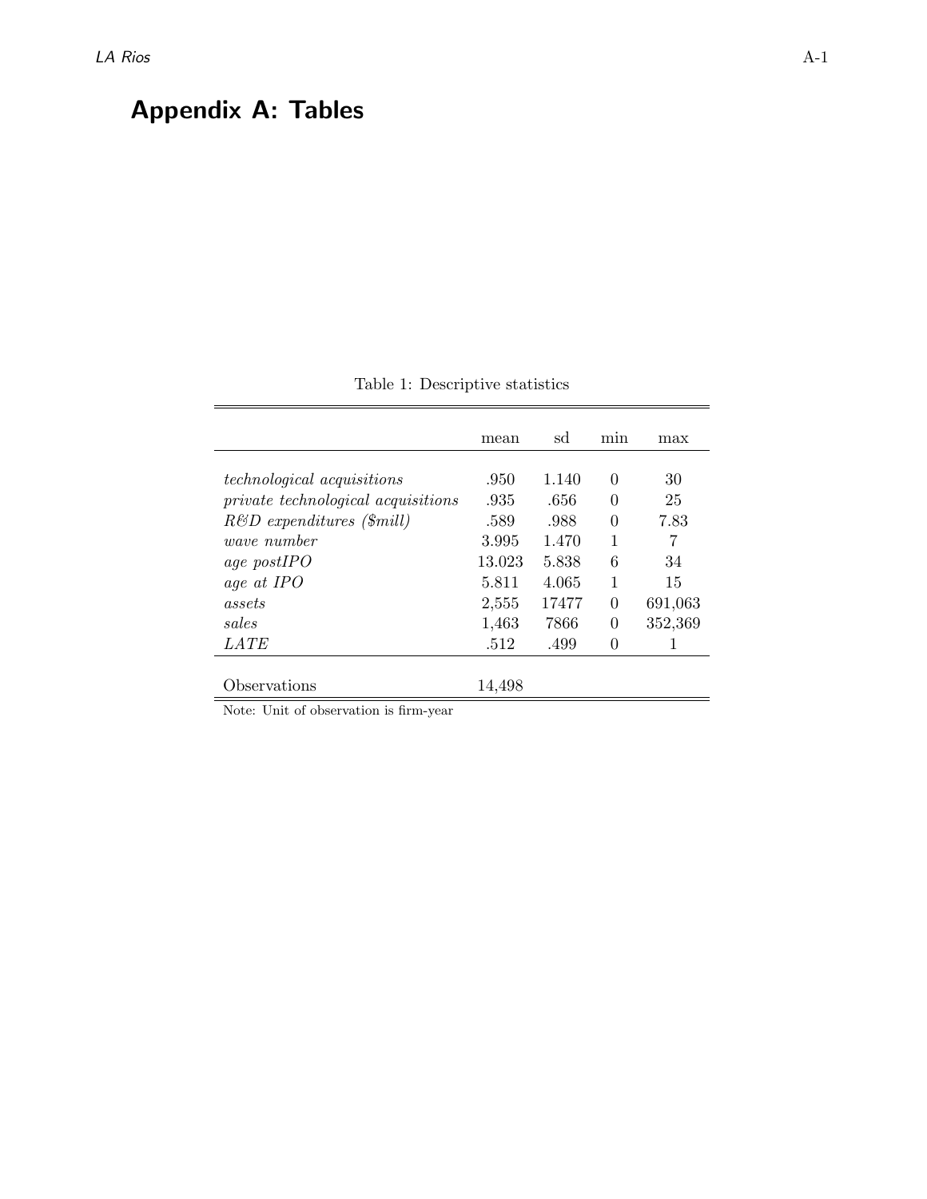# Appendix A: Tables

Table 1: Descriptive statistics

| | mean | sd | min | max |
|---|---|---|---|---|
| *technological acquisitions* | .950 | 1.140 | 0 | 30 |
| *private technological acquisitions* | .935 | .656 | 0 | 25 |
| *R&D expenditures ($mill)* | .589 | .988 | 0 | 7.83 |
| *wave number* | 3.995 | 1.470 | 1 | 7 |
| *age postIPO* | 13.023 | 5.838 | 6 | 34 |
| *age at IPO* | 5.811 | 4.065 | 1 | 15 |
| *assets* | 2,555 | 17477 | 0 | 691,063 |
| *sales* | 1,463 | 7866 | 0 | 352,369 |
| *LATE* | .512 | .499 | 0 | 1 |
| Observations | 14,498 | | | |

Note: Unit of observation is firm-year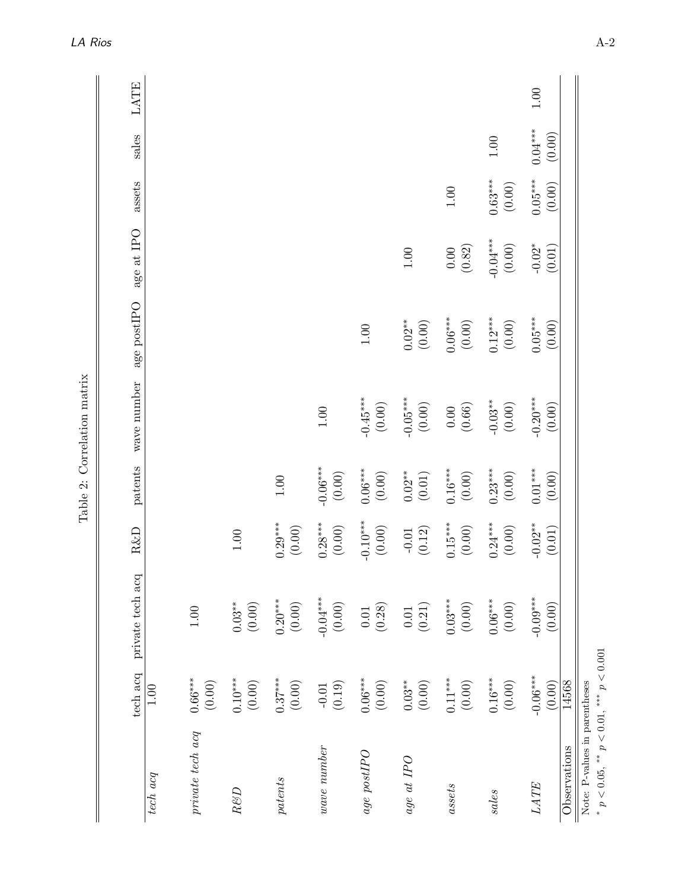Table 2: Correlation matrix

| | tech acq | private tech acq | R&D | patents | wave number | age postIPO | age at IPO | assets | sales | LATE |
|---|---|---|---|---|---|---|---|---|---|---|
| *tech acq* | 1.00 | | | | | | | | | |
| *private tech acq* | 0.66*** | 1.00 | | | | | | | | |
| | (0.00) | | | | | | | | | |
| *R&D* | 0.10*** | 0.03** | 1.00 | | | | | | | |
| | (0.00) | (0.00) | | | | | | | | |
| *patents* | 0.37*** | 0.20*** | 0.29*** | 1.00 | | | | | | |
| | (0.00) | (0.00) | (0.00) | | | | | | | |
| *wave number* | -0.01 | -0.04*** | 0.28*** | -0.06*** | 1.00 | | | | | |
| | (0.19) | (0.00) | (0.00) | (0.00) | | | | | | |
| *age postIPO* | 0.06*** | 0.01 | -0.10*** | 0.06*** | -0.45*** | 1.00 | | | | |
| | (0.00) | (0.28) | (0.00) | (0.00) | (0.00) | | | | | |
| *age at IPO* | 0.03** | 0.01 | -0.01 | 0.02** | -0.05*** | 0.02** | 1.00 | | | |
| | (0.00) | (0.21) | (0.12) | (0.01) | (0.00) | (0.00) | | | | |
| *assets* | 0.11*** | 0.03*** | 0.15*** | 0.16*** | 0.00 | 0.06*** | 0.00 | 1.00 | | |
| | (0.00) | (0.00) | (0.00) | (0.00) | (0.66) | (0.00) | (0.82) | | | |
| *sales* | 0.16*** | 0.06*** | 0.24*** | 0.23*** | -0.03** | 0.12*** | -0.04*** | 0.63*** | 1.00 | |
| | (0.00) | (0.00) | (0.00) | (0.00) | (0.00) | (0.00) | (0.00) | (0.00) | | |
| *LATE* | -0.06*** | -0.09*** | -0.02** | 0.01*** | -0.20*** | 0.05*** | -0.02* | 0.05*** | 0.04*** | 1.00 |
| | (0.00) | (0.00) | (0.01) | (0.00) | (0.00) | (0.00) | (0.01) | (0.00) | (0.00) | |
| Observations | 14568 | | | | | | | | | |

Note: P-values in parentheses

\* $p < 0.05$, \*\* $p < 0.01$, \*\*\* $p < 0.001$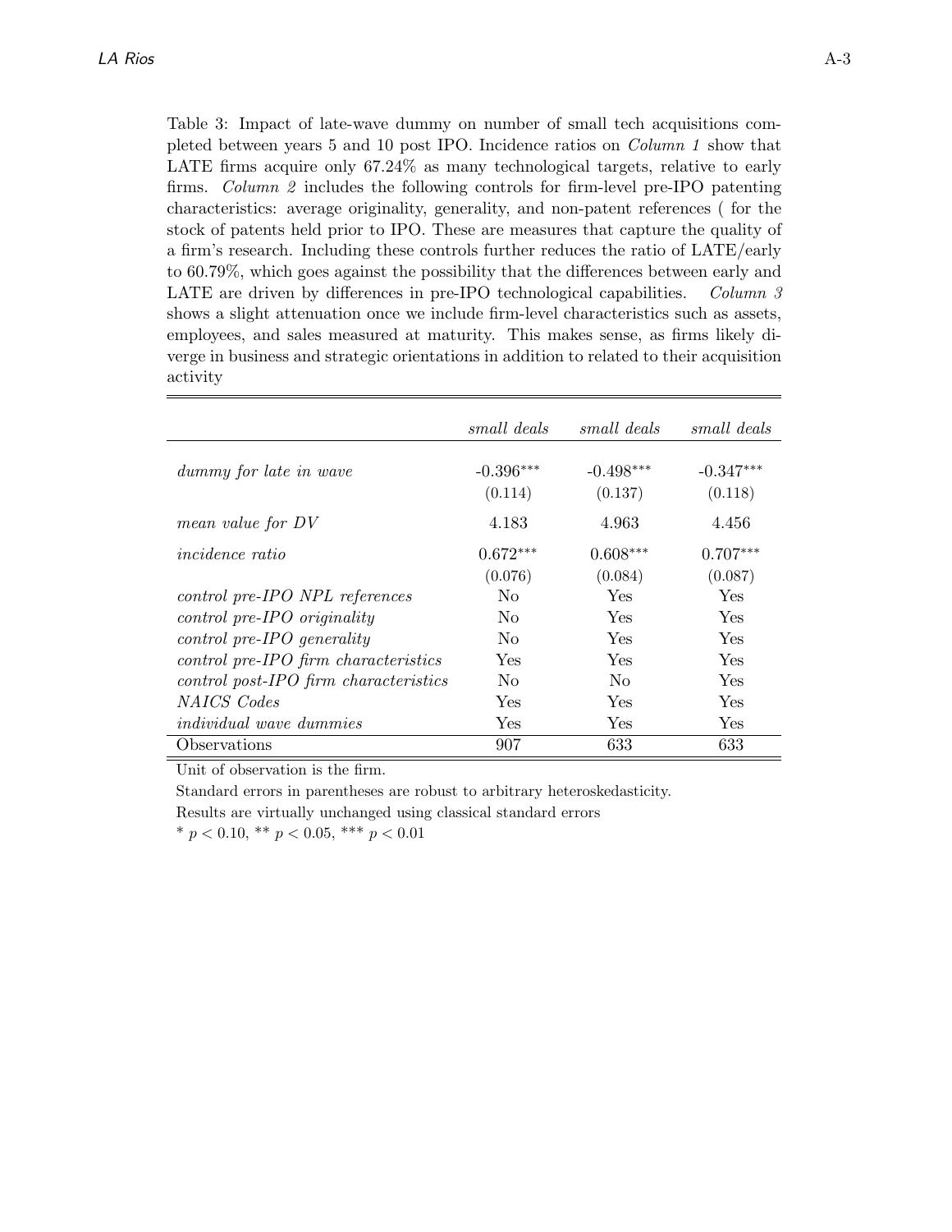Table 3: Impact of late-wave dummy on number of small tech acquisitions completed between years 5 and 10 post IPO. Incidence ratios on *Column 1* show that LATE firms acquire only 67.24% as many technological targets, relative to early firms. *Column 2* includes the following controls for firm-level pre-IPO patenting characteristics: average originality, generality, and non-patent references ( for the stock of patents held prior to IPO. These are measures that capture the quality of a firm's research. Including these controls further reduces the ratio of LATE/early to 60.79%, which goes against the possibility that the differences between early and LATE are driven by differences in pre-IPO technological capabilities. *Column 3* shows a slight attenuation once we include firm-level characteristics such as assets, employees, and sales measured at maturity. This makes sense, as firms likely diverge in business and strategic orientations in addition to related to their acquisition activity

| | *small deals* | *small deals* | *small deals* |
|---|---|---|---|
| *dummy for late in wave* | -0.396*** | -0.498*** | -0.347*** |
| | (0.114) | (0.137) | (0.118) |
| *mean value for DV* | 4.183 | 4.963 | 4.456 |
| *incidence ratio* | 0.672*** | 0.608*** | 0.707*** |
| | (0.076) | (0.084) | (0.087) |
| *control pre-IPO NPL references* | No | Yes | Yes |
| *control pre-IPO originality* | No | Yes | Yes |
| *control pre-IPO generality* | No | Yes | Yes |
| *control pre-IPO firm characteristics* | Yes | Yes | Yes |
| *control post-IPO firm characteristics* | No | No | Yes |
| *NAICS Codes* | Yes | Yes | Yes |
| *individual wave dummies* | Yes | Yes | Yes |
| Observations | 907 | 633 | 633 |

Unit of observation is the firm.

Standard errors in parentheses are robust to arbitrary heteroskedasticity.

Results are virtually unchanged using classical standard errors

* $p < 0.10$, ** $p < 0.05$, *** $p < 0.01$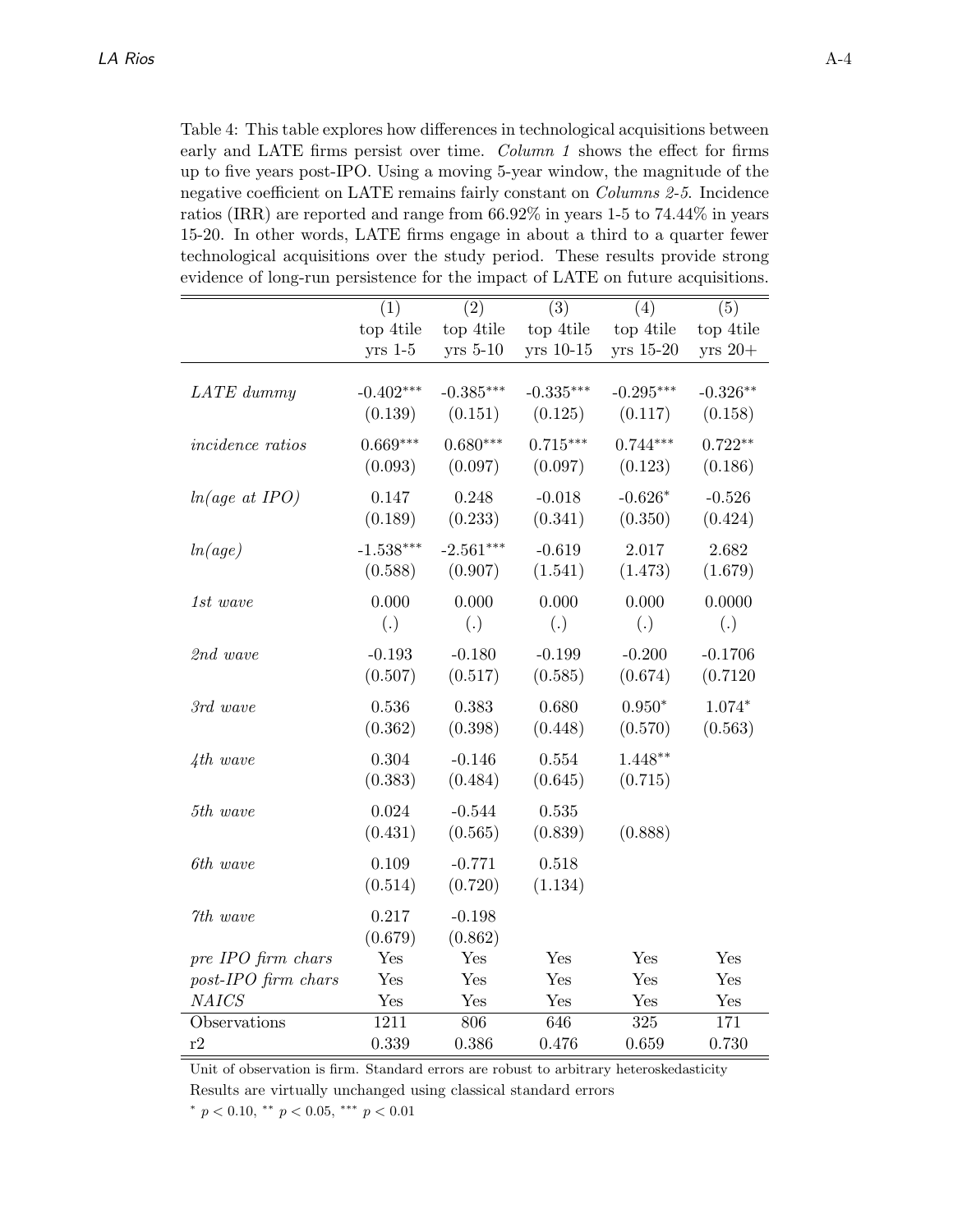Table 4: This table explores how differences in technological acquisitions between early and LATE firms persist over time. *Column 1* shows the effect for firms up to five years post-IPO. Using a moving 5-year window, the magnitude of the negative coefficient on LATE remains fairly constant on *Columns 2-5*. Incidence ratios (IRR) are reported and range from 66.92% in years 1-5 to 74.44% in years 15-20. In other words, LATE firms engage in about a third to a quarter fewer technological acquisitions over the study period. These results provide strong evidence of long-run persistence for the impact of LATE on future acquisitions.

| | (1) | (2) | (3) | (4) | (5) |
|---|---|---|---|---|---|
| | top 4tile | top 4tile | top 4tile | top 4tile | top 4tile |
| | yrs 1-5 | yrs 5-10 | yrs 10-15 | yrs 15-20 | yrs 20+ |
| *LATE dummy* | -0.402*** | -0.385*** | -0.335*** | -0.295*** | -0.326** |
| | (0.139) | (0.151) | (0.125) | (0.117) | (0.158) |
| *incidence ratios* | 0.669*** | 0.680*** | 0.715*** | 0.744*** | 0.722** |
| | (0.093) | (0.097) | (0.097) | (0.123) | (0.186) |
| *ln(age at IPO)* | 0.147 | 0.248 | -0.018 | -0.626* | -0.526 |
| | (0.189) | (0.233) | (0.341) | (0.350) | (0.424) |
| *ln(age)* | -1.538*** | -2.561*** | -0.619 | 2.017 | 2.682 |
| | (0.588) | (0.907) | (1.541) | (1.473) | (1.679) |
| *1st wave* | 0.000 | 0.000 | 0.000 | 0.000 | 0.0000 |
| | (.) | (.) | (.) | (.) | (.) |
| *2nd wave* | -0.193 | -0.180 | -0.199 | -0.200 | -0.1706 |
| | (0.507) | (0.517) | (0.585) | (0.674) | (0.7120 |
| *3rd wave* | 0.536 | 0.383 | 0.680 | 0.950* | 1.074* |
| | (0.362) | (0.398) | (0.448) | (0.570) | (0.563) |
| *4th wave* | 0.304 | -0.146 | 0.554 | 1.448** | |
| | (0.383) | (0.484) | (0.645) | (0.715) | |
| *5th wave* | 0.024 | -0.544 | 0.535 | | |
| | (0.431) | (0.565) | (0.839) | (0.888) | |
| *6th wave* | 0.109 | -0.771 | 0.518 | | |
| | (0.514) | (0.720) | (1.134) | | |
| *7th wave* | 0.217 | -0.198 | | | |
| | (0.679) | (0.862) | | | |
| *pre IPO firm chars* | Yes | Yes | Yes | Yes | Yes |
| *post-IPO firm chars* | Yes | Yes | Yes | Yes | Yes |
| *NAICS* | Yes | Yes | Yes | Yes | Yes |
| Observations | 1211 | 806 | 646 | 325 | 171 |
| r2 | 0.339 | 0.386 | 0.476 | 0.659 | 0.730 |

Unit of observation is firm. Standard errors are robust to arbitrary heteroskedasticity

Results are virtually unchanged using classical standard errors

* $p < 0.10$, ** $p < 0.05$, *** $p < 0.01$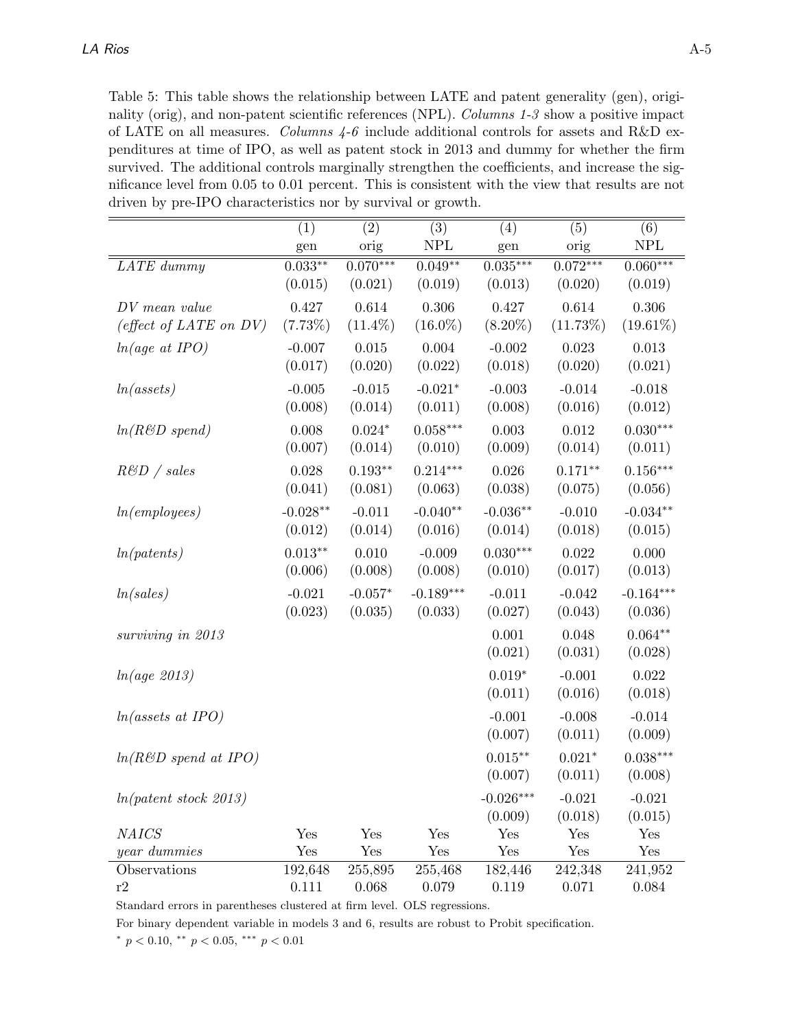Table 5: This table shows the relationship between LATE and patent generality (gen), originality (orig), and non-patent scientific references (NPL). *Columns 1-3* show a positive impact of LATE on all measures. *Columns 4-6* include additional controls for assets and R&D expenditures at time of IPO, as well as patent stock in 2013 and dummy for whether the firm survived. The additional controls marginally strengthen the coefficients, and increase the significance level from 0.05 to 0.01 percent. This is consistent with the view that results are not driven by pre-IPO characteristics nor by survival or growth.

| | (1) | (2) | (3) | (4) | (5) | (6) |
|---|---|---|---|---|---|---|
| | gen | orig | NPL | gen | orig | NPL |
| *LATE dummy* | 0.033** | 0.070*** | 0.049** | 0.035*** | 0.072*** | 0.060*** |
| | (0.015) | (0.021) | (0.019) | (0.013) | (0.020) | (0.019) |
| *DV mean value* | 0.427 | 0.614 | 0.306 | 0.427 | 0.614 | 0.306 |
| *(effect of LATE on DV)* | (7.73%) | (11.4%) | (16.0%) | (8.20%) | (11.73%) | (19.61%) |
| *ln(age at IPO)* | -0.007 | 0.015 | 0.004 | -0.002 | 0.023 | 0.013 |
| | (0.017) | (0.020) | (0.022) | (0.018) | (0.020) | (0.021) |
| *ln(assets)* | -0.005 | -0.015 | -0.021* | -0.003 | -0.014 | -0.018 |
| | (0.008) | (0.014) | (0.011) | (0.008) | (0.016) | (0.012) |
| *ln(R&D spend)* | 0.008 | 0.024* | 0.058*** | 0.003 | 0.012 | 0.030*** |
| | (0.007) | (0.014) | (0.010) | (0.009) | (0.014) | (0.011) |
| *R&D / sales* | 0.028 | 0.193** | 0.214*** | 0.026 | 0.171** | 0.156*** |
| | (0.041) | (0.081) | (0.063) | (0.038) | (0.075) | (0.056) |
| *ln(employees)* | -0.028** | -0.011 | -0.040** | -0.036** | -0.010 | -0.034** |
| | (0.012) | (0.014) | (0.016) | (0.014) | (0.018) | (0.015) |
| *ln(patents)* | 0.013** | 0.010 | -0.009 | 0.030*** | 0.022 | 0.000 |
| | (0.006) | (0.008) | (0.008) | (0.010) | (0.017) | (0.013) |
| *ln(sales)* | -0.021 | -0.057* | -0.189*** | -0.011 | -0.042 | -0.164*** |
| | (0.023) | (0.035) | (0.033) | (0.027) | (0.043) | (0.036) |
| *surviving in 2013* | | | | 0.001 | 0.048 | 0.064** |
| | | | | (0.021) | (0.031) | (0.028) |
| *ln(age 2013)* | | | | 0.019* | -0.001 | 0.022 |
| | | | | (0.011) | (0.016) | (0.018) |
| *ln(assets at IPO)* | | | | -0.001 | -0.008 | -0.014 |
| | | | | (0.007) | (0.011) | (0.009) |
| *ln(R&D spend at IPO)* | | | | 0.015** | 0.021* | 0.038*** |
| | | | | (0.007) | (0.011) | (0.008) |
| *ln(patent stock 2013)* | | | | -0.026*** | -0.021 | -0.021 |
| | | | | (0.009) | (0.018) | (0.015) |
| *NAICS* | Yes | Yes | Yes | Yes | Yes | Yes |
| *year dummies* | Yes | Yes | Yes | Yes | Yes | Yes |
| Observations | 192,648 | 255,895 | 255,468 | 182,446 | 242,348 | 241,952 |
| r2 | 0.111 | 0.068 | 0.079 | 0.119 | 0.071 | 0.084 |

Standard errors in parentheses clustered at firm level. OLS regressions.

For binary dependent variable in models 3 and 6, results are robust to Probit specification.

* $p < 0.10$, ** $p < 0.05$, *** $p < 0.01$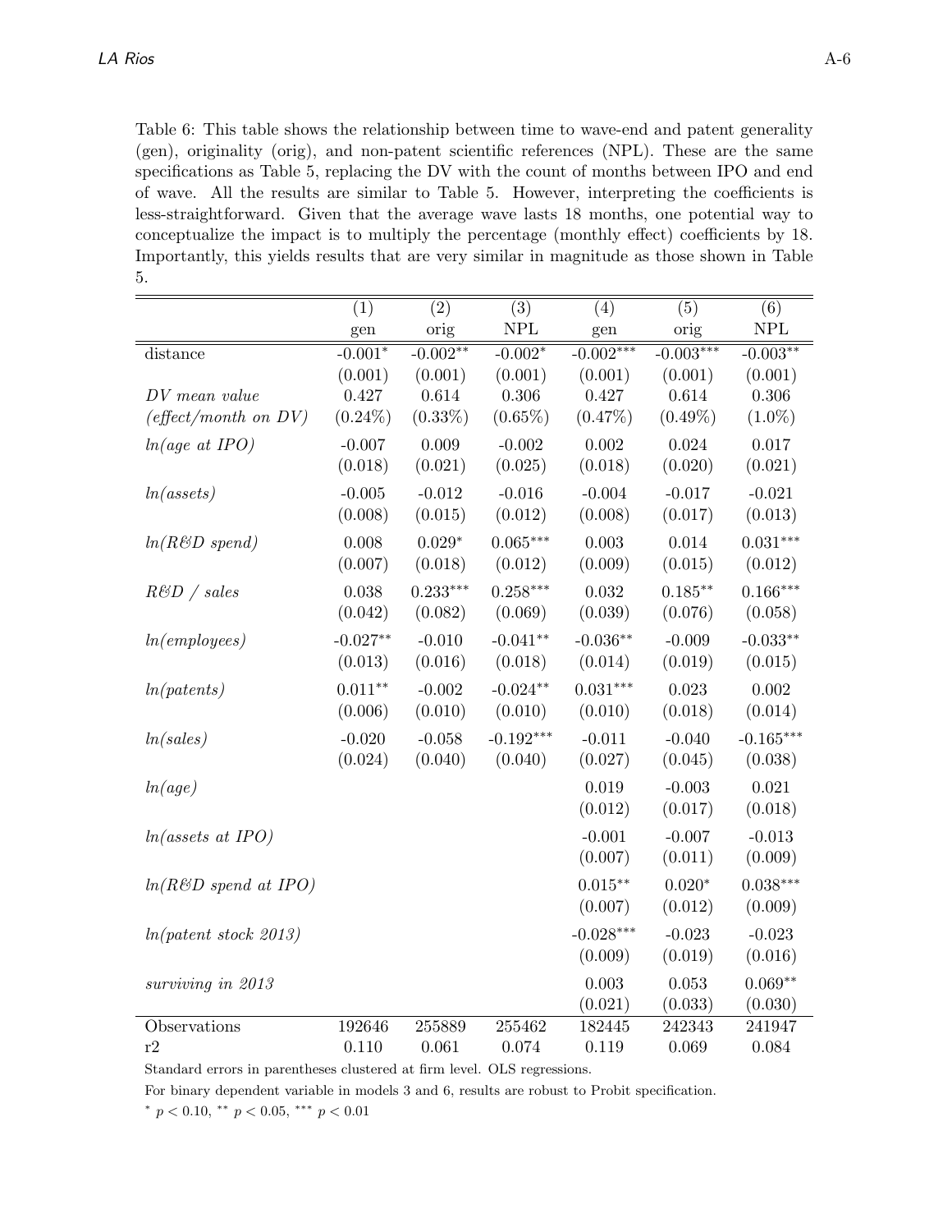Table 6: This table shows the relationship between time to wave-end and patent generality (gen), originality (orig), and non-patent scientific references (NPL). These are the same specifications as Table 5, replacing the DV with the count of months between IPO and end of wave. All the results are similar to Table 5. However, interpreting the coefficients is less-straightforward. Given that the average wave lasts 18 months, one potential way to conceptualize the impact is to multiply the percentage (monthly effect) coefficients by 18. Importantly, this yields results that are very similar in magnitude as those shown in Table 5.

| | (1) | (2) | (3) | (4) | (5) | (6) |
|---|---|---|---|---|---|---|
| | gen | orig | NPL | gen | orig | NPL |
| distance | -0.001* | -0.002** | -0.002* | -0.002*** | -0.003*** | -0.003** |
| | (0.001) | (0.001) | (0.001) | (0.001) | (0.001) | (0.001) |
| *DV mean value* | 0.427 | 0.614 | 0.306 | 0.427 | 0.614 | 0.306 |
| *(effect/month on DV)* | (0.24%) | (0.33%) | (0.65%) | (0.47%) | (0.49%) | (1.0%) |
| *ln(age at IPO)* | -0.007 | 0.009 | -0.002 | 0.002 | 0.024 | 0.017 |
| | (0.018) | (0.021) | (0.025) | (0.018) | (0.020) | (0.021) |
| *ln(assets)* | -0.005 | -0.012 | -0.016 | -0.004 | -0.017 | -0.021 |
| | (0.008) | (0.015) | (0.012) | (0.008) | (0.017) | (0.013) |
| *ln(R&D spend)* | 0.008 | 0.029* | 0.065*** | 0.003 | 0.014 | 0.031*** |
| | (0.007) | (0.018) | (0.012) | (0.009) | (0.015) | (0.012) |
| *R&D / sales* | 0.038 | 0.233*** | 0.258*** | 0.032 | 0.185** | 0.166*** |
| | (0.042) | (0.082) | (0.069) | (0.039) | (0.076) | (0.058) |
| *ln(employees)* | -0.027** | -0.010 | -0.041** | -0.036** | -0.009 | -0.033** |
| | (0.013) | (0.016) | (0.018) | (0.014) | (0.019) | (0.015) |
| *ln(patents)* | 0.011** | -0.002 | -0.024** | 0.031*** | 0.023 | 0.002 |
| | (0.006) | (0.010) | (0.010) | (0.010) | (0.018) | (0.014) |
| *ln(sales)* | -0.020 | -0.058 | -0.192*** | -0.011 | -0.040 | -0.165*** |
| | (0.024) | (0.040) | (0.040) | (0.027) | (0.045) | (0.038) |
| *ln(age)* | | | | 0.019 | -0.003 | 0.021 |
| | | | | (0.012) | (0.017) | (0.018) |
| *ln(assets at IPO)* | | | | -0.001 | -0.007 | -0.013 |
| | | | | (0.007) | (0.011) | (0.009) |
| *ln(R&D spend at IPO)* | | | | 0.015** | 0.020* | 0.038*** |
| | | | | (0.007) | (0.012) | (0.009) |
| *ln(patent stock 2013)* | | | | -0.028*** | -0.023 | -0.023 |
| | | | | (0.009) | (0.019) | (0.016) |
| *surviving in 2013* | | | | 0.003 | 0.053 | 0.069** |
| | | | | (0.021) | (0.033) | (0.030) |
| Observations | 192646 | 255889 | 255462 | 182445 | 242343 | 241947 |
| r2 | 0.110 | 0.061 | 0.074 | 0.119 | 0.069 | 0.084 |

Standard errors in parentheses clustered at firm level. OLS regressions.

For binary dependent variable in models 3 and 6, results are robust to Probit specification.

\* $p < 0.10$, \*\* $p < 0.05$, \*\*\* $p < 0.01$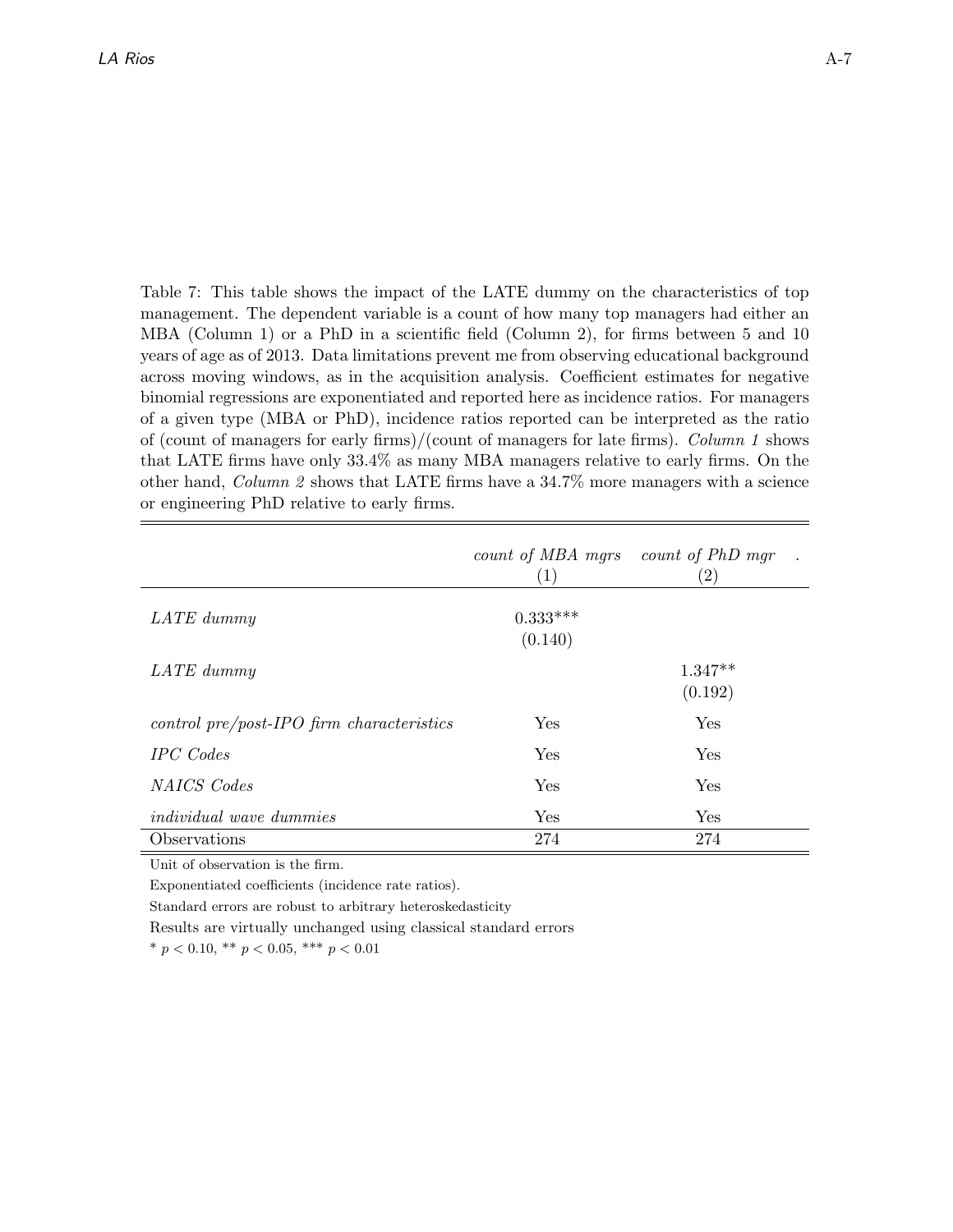Table 7: This table shows the impact of the LATE dummy on the characteristics of top management. The dependent variable is a count of how many top managers had either an MBA (Column 1) or a PhD in a scientific field (Column 2), for firms between 5 and 10 years of age as of 2013. Data limitations prevent me from observing educational background across moving windows, as in the acquisition analysis. Coefficient estimates for negative binomial regressions are exponentiated and reported here as incidence ratios. For managers of a given type (MBA or PhD), incidence ratios reported can be interpreted as the ratio of (count of managers for early firms)/(count of managers for late firms). *Column 1* shows that LATE firms have only 33.4% as many MBA managers relative to early firms. On the other hand, *Column 2* shows that LATE firms have a 34.7% more managers with a science or engineering PhD relative to early firms.

| | *count of MBA mgrs* (1) | *count of PhD mgr* . (2) |
|---|---|---|
| *LATE dummy* | 0.333*** | |
| | (0.140) | |
| *LATE dummy* | | 1.347** |
| | | (0.192) |
| *control pre/post-IPO firm characteristics* | Yes | Yes |
| *IPC Codes* | Yes | Yes |
| *NAICS Codes* | Yes | Yes |
| *individual wave dummies* | Yes | Yes |
| Observations | 274 | 274 |

Unit of observation is the firm.

Exponentiated coefficients (incidence rate ratios).

Standard errors are robust to arbitrary heteroskedasticity

Results are virtually unchanged using classical standard errors

* $p < 0.10$, ** $p < 0.05$, *** $p < 0.01$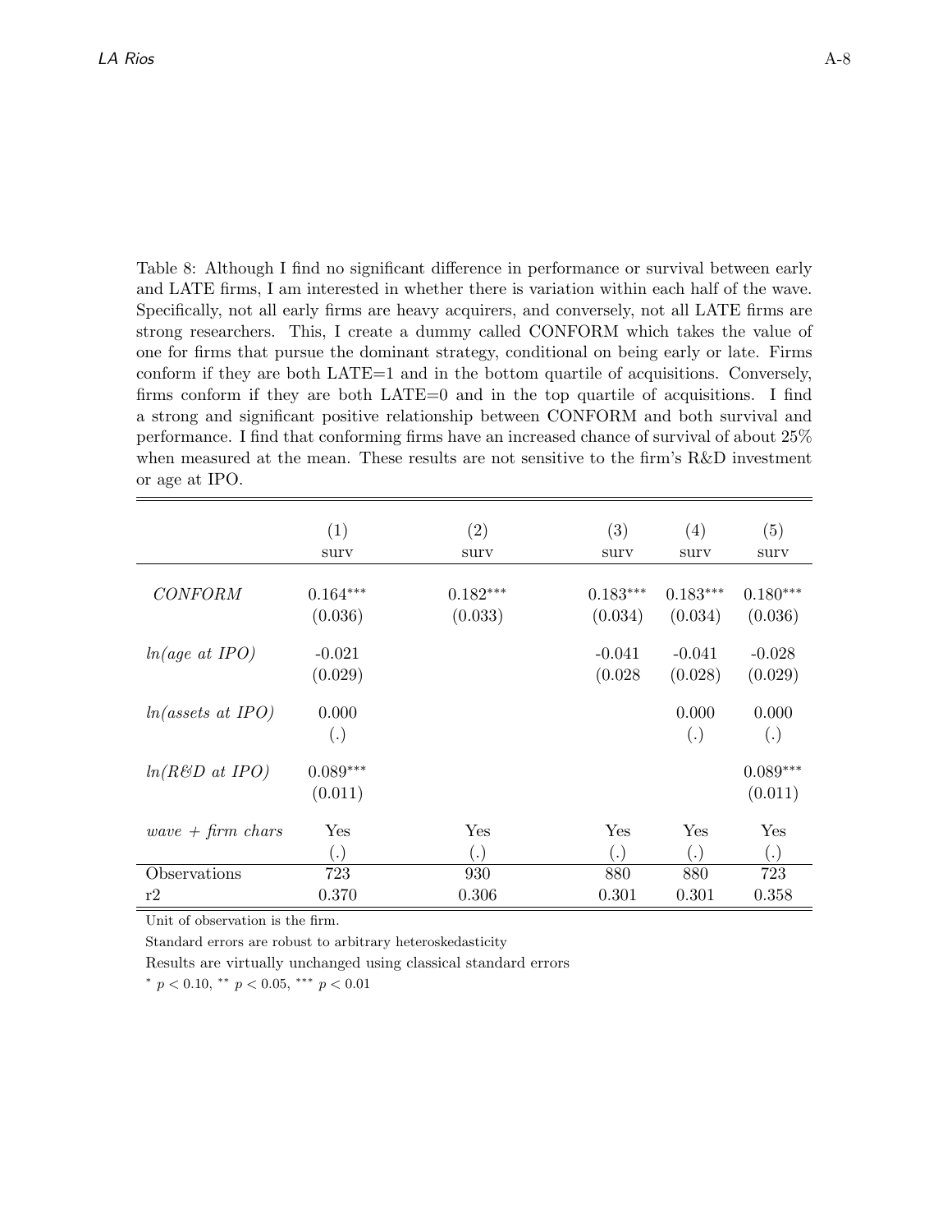Table 8: Although I find no significant difference in performance or survival between early and LATE firms, I am interested in whether there is variation within each half of the wave. Specifically, not all early firms are heavy acquirers, and conversely, not all LATE firms are strong researchers. This, I create a dummy called CONFORM which takes the value of one for firms that pursue the dominant strategy, conditional on being early or late. Firms conform if they are both LATE=1 and in the bottom quartile of acquisitions. Conversely, firms conform if they are both LATE=0 and in the top quartile of acquisitions. I find a strong and significant positive relationship between CONFORM and both survival and performance. I find that conforming firms have an increased chance of survival of about 25% when measured at the mean. These results are not sensitive to the firm's R&D investment or age at IPO.

| | (1) | (2) | (3) | (4) | (5) |
|---|---|---|---|---|---|
| | surv | surv | surv | surv | surv |
| *CONFORM* | 0.164*** | 0.182*** | 0.183*** | 0.183*** | 0.180*** |
| | (0.036) | (0.033) | (0.034) | (0.034) | (0.036) |
| *ln(age at IPO)* | -0.021 | | -0.041 | -0.041 | -0.028 |
| | (0.029) | | (0.028 | (0.028) | (0.029) |
| *ln(assets at IPO)* | 0.000 | | | 0.000 | 0.000 |
| | (.) | | | (.) | (.) |
| *ln(R&D at IPO)* | 0.089*** | | | | 0.089*** |
| | (0.011) | | | | (0.011) |
| *wave + firm chars* | Yes | Yes | Yes | Yes | Yes |
| | (.) | (.) | (.) | (.) | (.) |
| Observations | 723 | 930 | 880 | 880 | 723 |
| r2 | 0.370 | 0.306 | 0.301 | 0.301 | 0.358 |

Unit of observation is the firm.

Standard errors are robust to arbitrary heteroskedasticity

Results are virtually unchanged using classical standard errors

* $p < 0.10$, ** $p < 0.05$, *** $p < 0.01$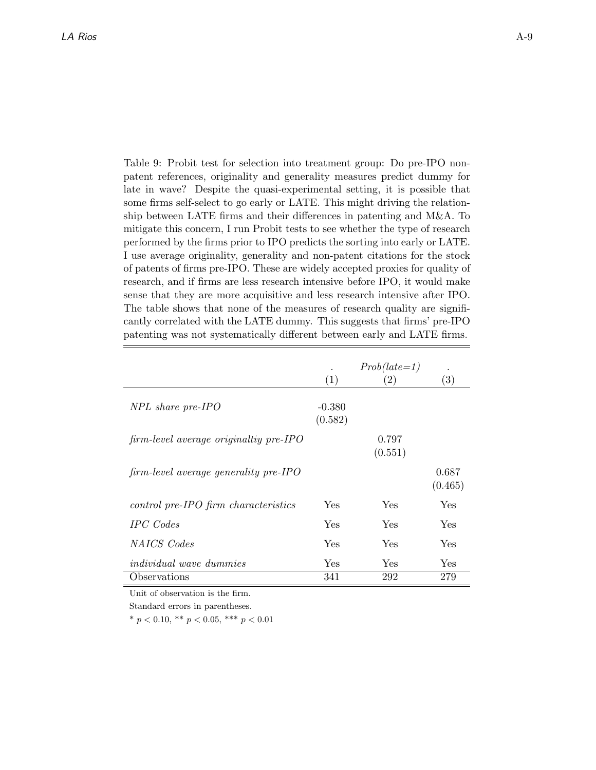Table 9: Probit test for selection into treatment group: Do pre-IPO non-patent references, originality and generality measures predict dummy for late in wave? Despite the quasi-experimental setting, it is possible that some firms self-select to go early or LATE. This might driving the relationship between LATE firms and their differences in patenting and M&A. To mitigate this concern, I run Probit tests to see whether the type of research performed by the firms prior to IPO predicts the sorting into early or LATE. I use average originality, generality and non-patent citations for the stock of patents of firms pre-IPO. These are widely accepted proxies for quality of research, and if firms are less research intensive before IPO, it would make sense that they are more acquisitive and less research intensive after IPO. The table shows that none of the measures of research quality are significantly correlated with the LATE dummy. This suggests that firms' pre-IPO patenting was not systematically different between early and LATE firms.

| | . | *Prob(late=1)* | . |
|---|---|---|---|
| | (1) | (2) | (3) |
| *NPL share pre-IPO* | -0.380 | | |
| | (0.582) | | |
| *firm-level average originaltiy pre-IPO* | | 0.797 | |
| | | (0.551) | |
| *firm-level average generality pre-IPO* | | | 0.687 |
| | | | (0.465) |
| *control pre-IPO firm characteristics* | Yes | Yes | Yes |
| *IPC Codes* | Yes | Yes | Yes |
| *NAICS Codes* | Yes | Yes | Yes |
| *individual wave dummies* | Yes | Yes | Yes |
| Observations | 341 | 292 | 279 |

Unit of observation is the firm.

Standard errors in parentheses.

* $p < 0.10$, ** $p < 0.05$, *** $p < 0.01$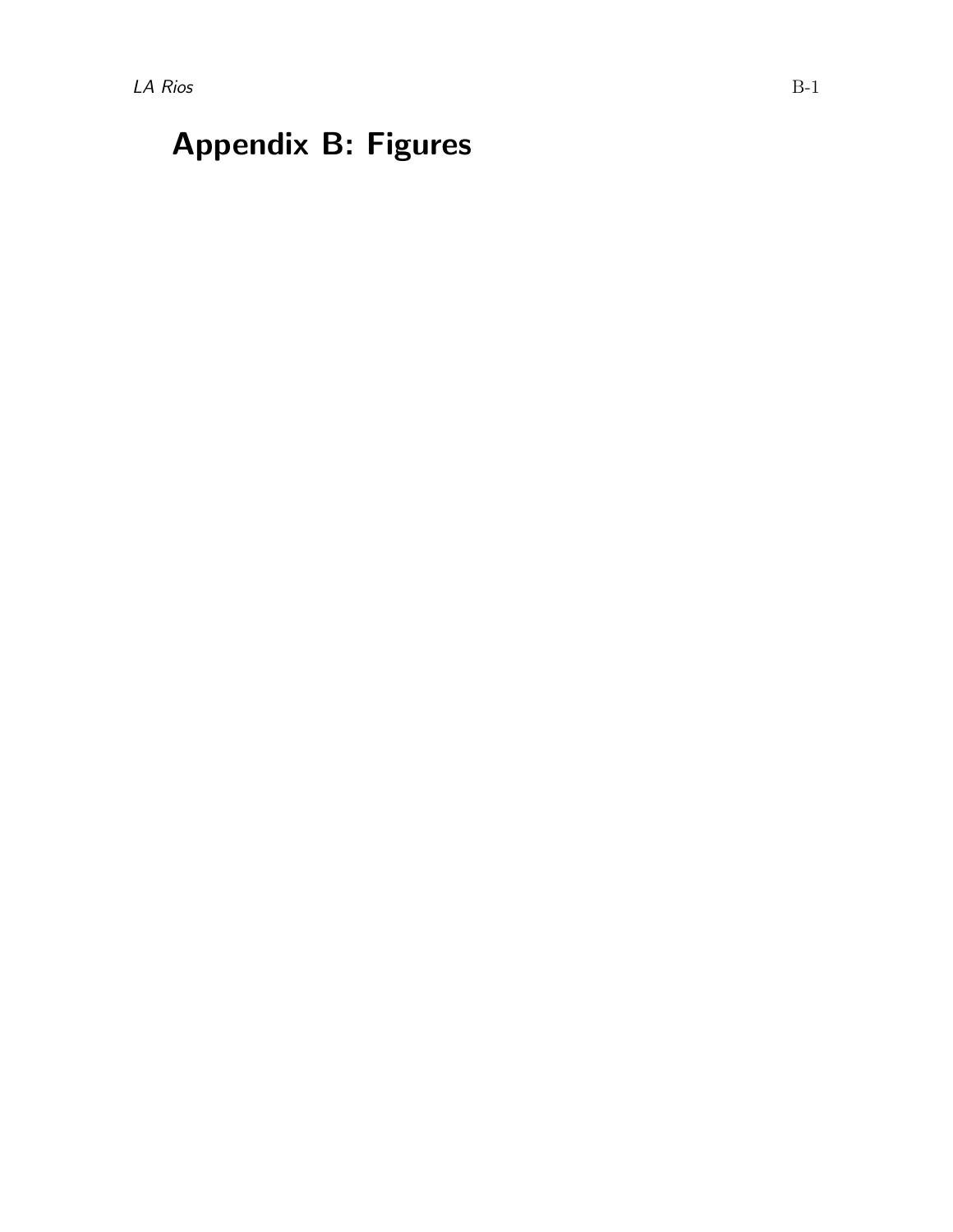# Appendix B: Figures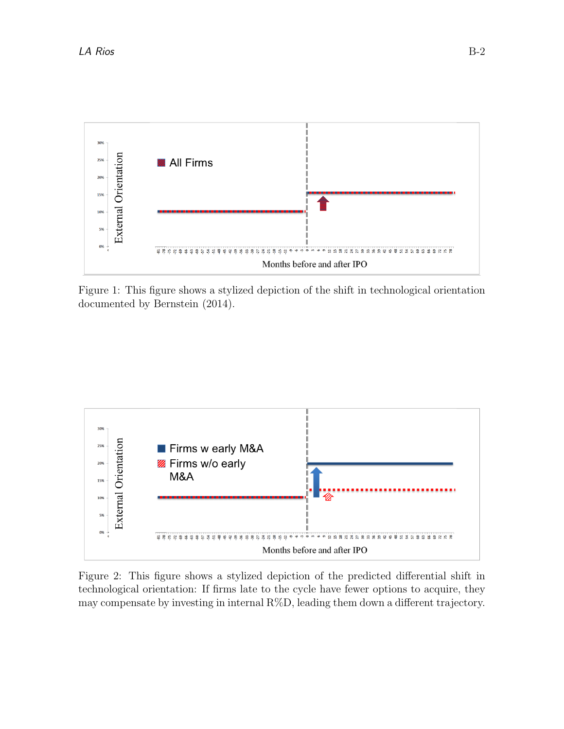Figure 1: This figure shows a stylized depiction of the shift in technological orientation documented by Bernstein (2014).

Figure 2: This figure shows a stylized depiction of the predicted differential shift in technological orientation: If firms late to the cycle have fewer options to acquire, they may compensate by investing in internal R%D, leading them down a different trajectory.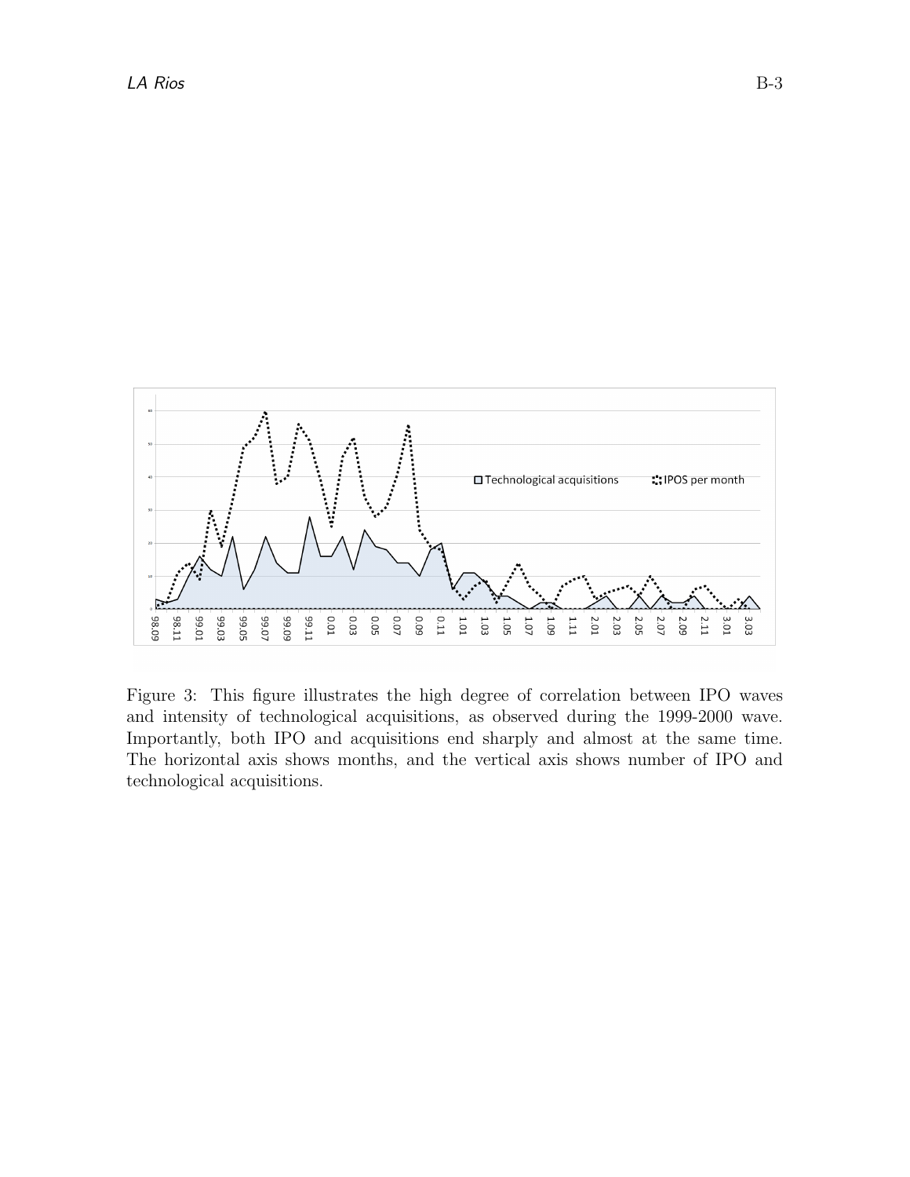Figure 3: This figure illustrates the high degree of correlation between IPO waves and intensity of technological acquisitions, as observed during the 1999-2000 wave. Importantly, both IPO and acquisitions end sharply and almost at the same time. The horizontal axis shows months, and the vertical axis shows number of IPO and technological acquisitions.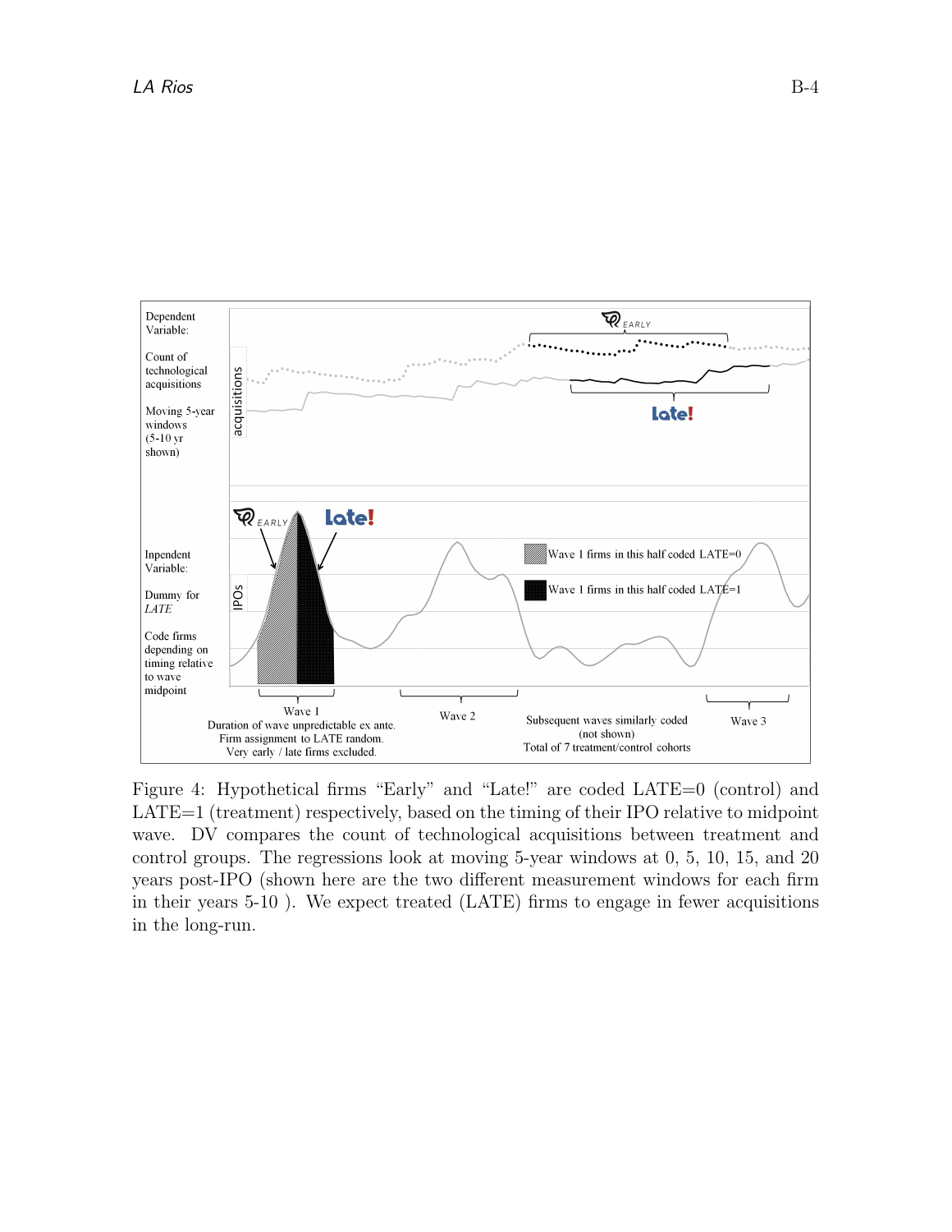Dependent Variable:

Count of technological acquisitions

Moving 5-year windows (5-10 yr shown)

acquisitions

EARLY

Late!

Inpendent Variable:

Dummy for *LATE*

Code firms depending on timing relative to wave midpoint

IPOs

EARLY

Late!

Wave 1 firms in this half coded LATE=0

Wave 1 firms in this half coded LATE=1

Wave 1
Duration of wave unpredictable ex ante.
Firm assignment to LATE random.
Very early / late firms excluded.

Wave 2

Subsequent waves similarly coded
(not shown)
Total of 7 treatment/control cohorts

Wave 3

Figure 4: Hypothetical firms "Early" and "Late!" are coded LATE=0 (control) and LATE=1 (treatment) respectively, based on the timing of their IPO relative to midpoint wave. DV compares the count of technological acquisitions between treatment and control groups. The regressions look at moving 5-year windows at 0, 5, 10, 15, and 20 years post-IPO (shown here are the two different measurement windows for each firm in their years 5-10 ). We expect treated (LATE) firms to engage in fewer acquisitions in the long-run.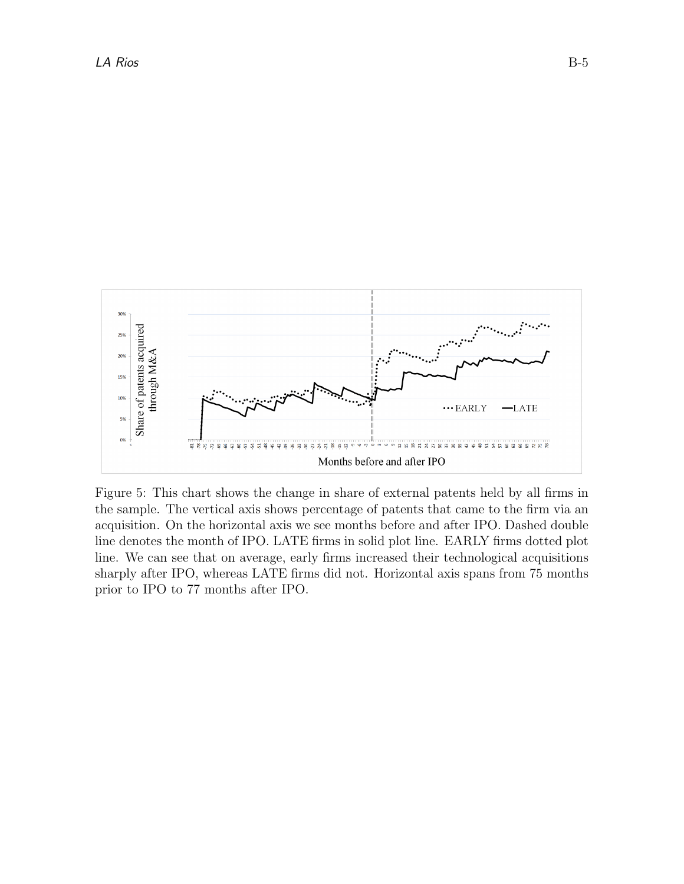30%

25%

20%

15%

10%

5%

0%

Share of patents acquired through M&A

EARLY LATE

Months before and after IPO

Figure 5: This chart shows the change in share of external patents held by all firms in the sample. The vertical axis shows percentage of patents that came to the firm via an acquisition. On the horizontal axis we see months before and after IPO. Dashed double line denotes the month of IPO. LATE firms in solid plot line. EARLY firms dotted plot line. We can see that on average, early firms increased their technological acquisitions sharply after IPO, whereas LATE firms did not. Horizontal axis spans from 75 months prior to IPO to 77 months after IPO.